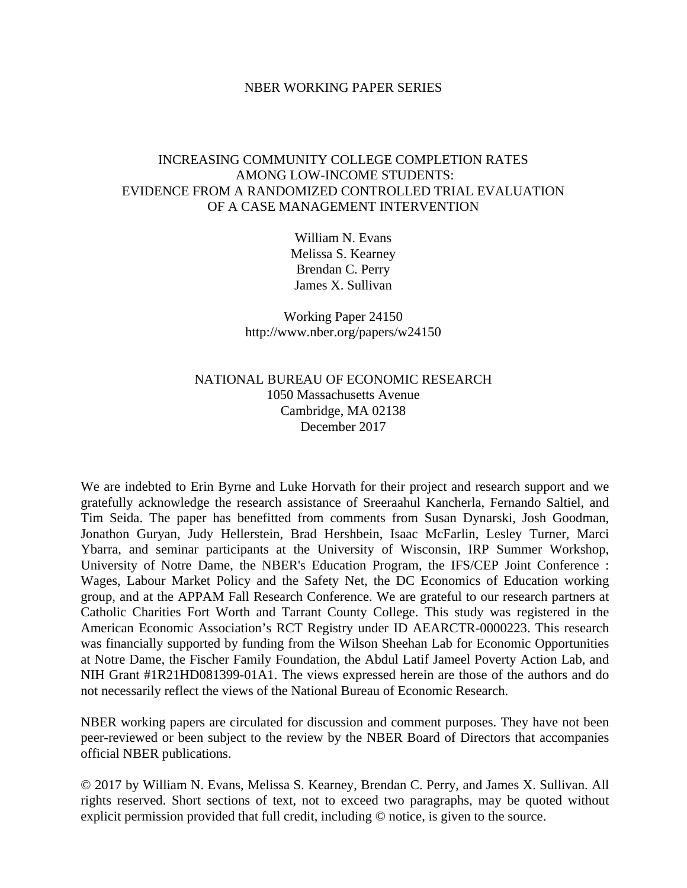NBER WORKING PAPER SERIES

# INCREASING COMMUNITY COLLEGE COMPLETION RATES AMONG LOW-INCOME STUDENTS: EVIDENCE FROM A RANDOMIZED CONTROLLED TRIAL EVALUATION OF A CASE MANAGEMENT INTERVENTION

William N. Evans
Melissa S. Kearney
Brendan C. Perry
James X. Sullivan

Working Paper 24150
http://www.nber.org/papers/w24150

NATIONAL BUREAU OF ECONOMIC RESEARCH
1050 Massachusetts Avenue
Cambridge, MA 02138
December 2017

We are indebted to Erin Byrne and Luke Horvath for their project and research support and we gratefully acknowledge the research assistance of Sreeraahul Kancherla, Fernando Saltiel, and Tim Seida. The paper has benefitted from comments from Susan Dynarski, Josh Goodman, Jonathon Guryan, Judy Hellerstein, Brad Hershbein, Isaac McFarlin, Lesley Turner, Marci Ybarra, and seminar participants at the University of Wisconsin, IRP Summer Workshop, University of Notre Dame, the NBER's Education Program, the IFS/CEP Joint Conference : Wages, Labour Market Policy and the Safety Net, the DC Economics of Education working group, and at the APPAM Fall Research Conference. We are grateful to our research partners at Catholic Charities Fort Worth and Tarrant County College. This study was registered in the American Economic Association's RCT Registry under ID AEARCTR-0000223. This research was financially supported by funding from the Wilson Sheehan Lab for Economic Opportunities at Notre Dame, the Fischer Family Foundation, the Abdul Latif Jameel Poverty Action Lab, and NIH Grant #1R21HD081399-01A1. The views expressed herein are those of the authors and do not necessarily reflect the views of the National Bureau of Economic Research.

NBER working papers are circulated for discussion and comment purposes. They have not been peer-reviewed or been subject to the review by the NBER Board of Directors that accompanies official NBER publications.

© 2017 by William N. Evans, Melissa S. Kearney, Brendan C. Perry, and James X. Sullivan. All rights reserved. Short sections of text, not to exceed two paragraphs, may be quoted without explicit permission provided that full credit, including © notice, is given to the source.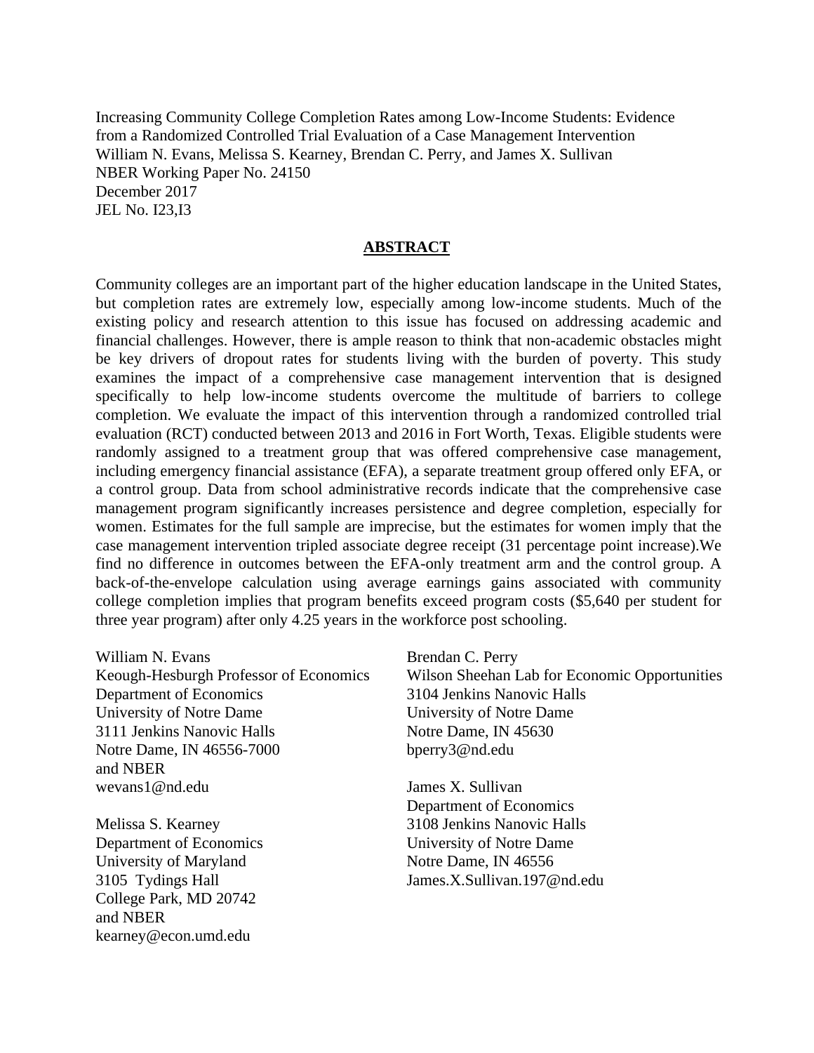Increasing Community College Completion Rates among Low-Income Students: Evidence from a Randomized Controlled Trial Evaluation of a Case Management Intervention
William N. Evans, Melissa S. Kearney, Brendan C. Perry, and James X. Sullivan
NBER Working Paper No. 24150
December 2017
JEL No. I23,I3

## **ABSTRACT**

Community colleges are an important part of the higher education landscape in the United States, but completion rates are extremely low, especially among low-income students. Much of the existing policy and research attention to this issue has focused on addressing academic and financial challenges. However, there is ample reason to think that non-academic obstacles might be key drivers of dropout rates for students living with the burden of poverty. This study examines the impact of a comprehensive case management intervention that is designed specifically to help low-income students overcome the multitude of barriers to college completion. We evaluate the impact of this intervention through a randomized controlled trial evaluation (RCT) conducted between 2013 and 2016 in Fort Worth, Texas. Eligible students were randomly assigned to a treatment group that was offered comprehensive case management, including emergency financial assistance (EFA), a separate treatment group offered only EFA, or a control group. Data from school administrative records indicate that the comprehensive case management program significantly increases persistence and degree completion, especially for women. Estimates for the full sample are imprecise, but the estimates for women imply that the case management intervention tripled associate degree receipt (31 percentage point increase).We find no difference in outcomes between the EFA-only treatment arm and the control group. A back-of-the-envelope calculation using average earnings gains associated with community college completion implies that program benefits exceed program costs ($5,640 per student for three year program) after only 4.25 years in the workforce post schooling.

William N. Evans
Keough-Hesburgh Professor of Economics
Department of Economics
University of Notre Dame
3111 Jenkins Nanovic Halls
Notre Dame, IN 46556-7000
and NBER
wevans1@nd.edu

Melissa S. Kearney
Department of Economics
University of Maryland
3105 Tydings Hall
College Park, MD 20742
and NBER
kearney@econ.umd.edu

Brendan C. Perry
Wilson Sheehan Lab for Economic Opportunities
3104 Jenkins Nanovic Halls
University of Notre Dame
Notre Dame, IN 45630
bperry3@nd.edu

James X. Sullivan
Department of Economics
3108 Jenkins Nanovic Halls
University of Notre Dame
Notre Dame, IN 46556
James.X.Sullivan.197@nd.edu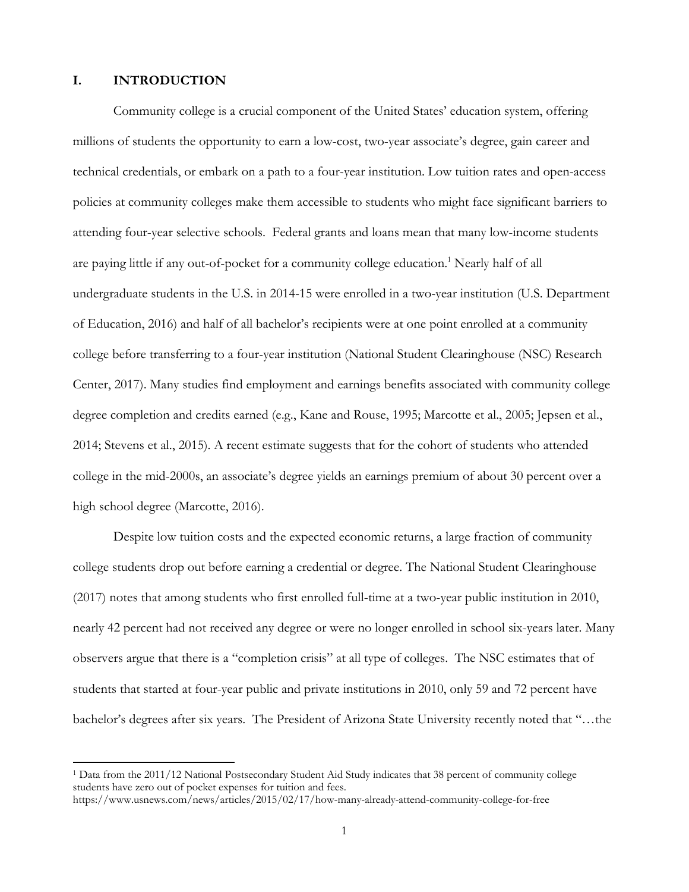## I. INTRODUCTION

Community college is a crucial component of the United States' education system, offering millions of students the opportunity to earn a low-cost, two-year associate's degree, gain career and technical credentials, or embark on a path to a four-year institution. Low tuition rates and open-access policies at community colleges make them accessible to students who might face significant barriers to attending four-year selective schools. Federal grants and loans mean that many low-income students are paying little if any out-of-pocket for a community college education.[1] Nearly half of all undergraduate students in the U.S. in 2014-15 were enrolled in a two-year institution (U.S. Department of Education, 2016) and half of all bachelor's recipients were at one point enrolled at a community college before transferring to a four-year institution (National Student Clearinghouse (NSC) Research Center, 2017). Many studies find employment and earnings benefits associated with community college degree completion and credits earned (e.g., Kane and Rouse, 1995; Marcotte et al., 2005; Jepsen et al., 2014; Stevens et al., 2015). A recent estimate suggests that for the cohort of students who attended college in the mid-2000s, an associate's degree yields an earnings premium of about 30 percent over a high school degree (Marcotte, 2016).

Despite low tuition costs and the expected economic returns, a large fraction of community college students drop out before earning a credential or degree. The National Student Clearinghouse (2017) notes that among students who first enrolled full-time at a two-year public institution in 2010, nearly 42 percent had not received any degree or were no longer enrolled in school six-years later. Many observers argue that there is a "completion crisis" at all type of colleges. The NSC estimates that of students that started at four-year public and private institutions in 2010, only 59 and 72 percent have bachelor's degrees after six years. The President of Arizona State University recently noted that "…the

[1] Data from the 2011/12 National Postsecondary Student Aid Study indicates that 38 percent of community college students have zero out of pocket expenses for tuition and fees. https://www.usnews.com/news/articles/2015/02/17/how-many-already-attend-community-college-for-free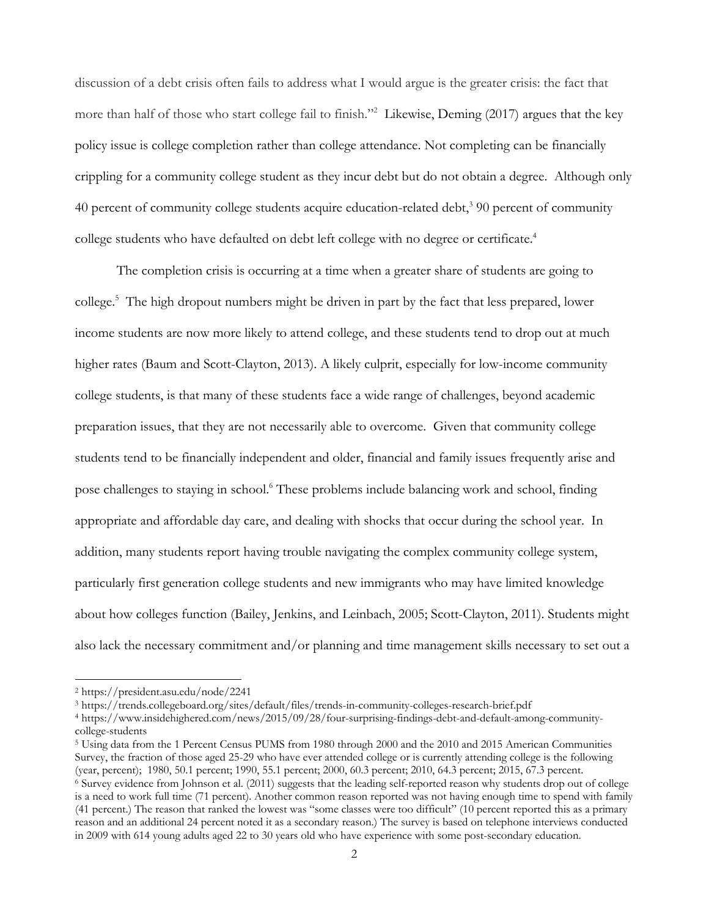discussion of a debt crisis often fails to address what I would argue is the greater crisis: the fact that more than half of those who start college fail to finish."[2] Likewise, Deming (2017) argues that the key policy issue is college completion rather than college attendance. Not completing can be financially crippling for a community college student as they incur debt but do not obtain a degree. Although only 40 percent of community college students acquire education-related debt,[3] 90 percent of community college students who have defaulted on debt left college with no degree or certificate.[4]

The completion crisis is occurring at a time when a greater share of students are going to college.[5] The high dropout numbers might be driven in part by the fact that less prepared, lower income students are now more likely to attend college, and these students tend to drop out at much higher rates (Baum and Scott-Clayton, 2013). A likely culprit, especially for low-income community college students, is that many of these students face a wide range of challenges, beyond academic preparation issues, that they are not necessarily able to overcome. Given that community college students tend to be financially independent and older, financial and family issues frequently arise and pose challenges to staying in school.[6] These problems include balancing work and school, finding appropriate and affordable day care, and dealing with shocks that occur during the school year. In addition, many students report having trouble navigating the complex community college system, particularly first generation college students and new immigrants who may have limited knowledge about how colleges function (Bailey, Jenkins, and Leinbach, 2005; Scott-Clayton, 2011). Students might also lack the necessary commitment and/or planning and time management skills necessary to set out a

---

[2] https://president.asu.edu/node/2241

[3] https://trends.collegeboard.org/sites/default/files/trends-in-community-colleges-research-brief.pdf

[4] https://www.insidehighered.com/news/2015/09/28/four-surprising-findings-debt-and-default-among-community-college-students

[5] Using data from the 1 Percent Census PUMS from 1980 through 2000 and the 2010 and 2015 American Communities Survey, the fraction of those aged 25-29 who have ever attended college or is currently attending college is the following (year, percent); 1980, 50.1 percent; 1990, 55.1 percent; 2000, 60.3 percent; 2010, 64.3 percent; 2015, 67.3 percent.

[6] Survey evidence from Johnson et al. (2011) suggests that the leading self-reported reason why students drop out of college is a need to work full time (71 percent). Another common reason reported was not having enough time to spend with family (41 percent.) The reason that ranked the lowest was "some classes were too difficult" (10 percent reported this as a primary reason and an additional 24 percent noted it as a secondary reason.) The survey is based on telephone interviews conducted in 2009 with 614 young adults aged 22 to 30 years old who have experience with some post-secondary education.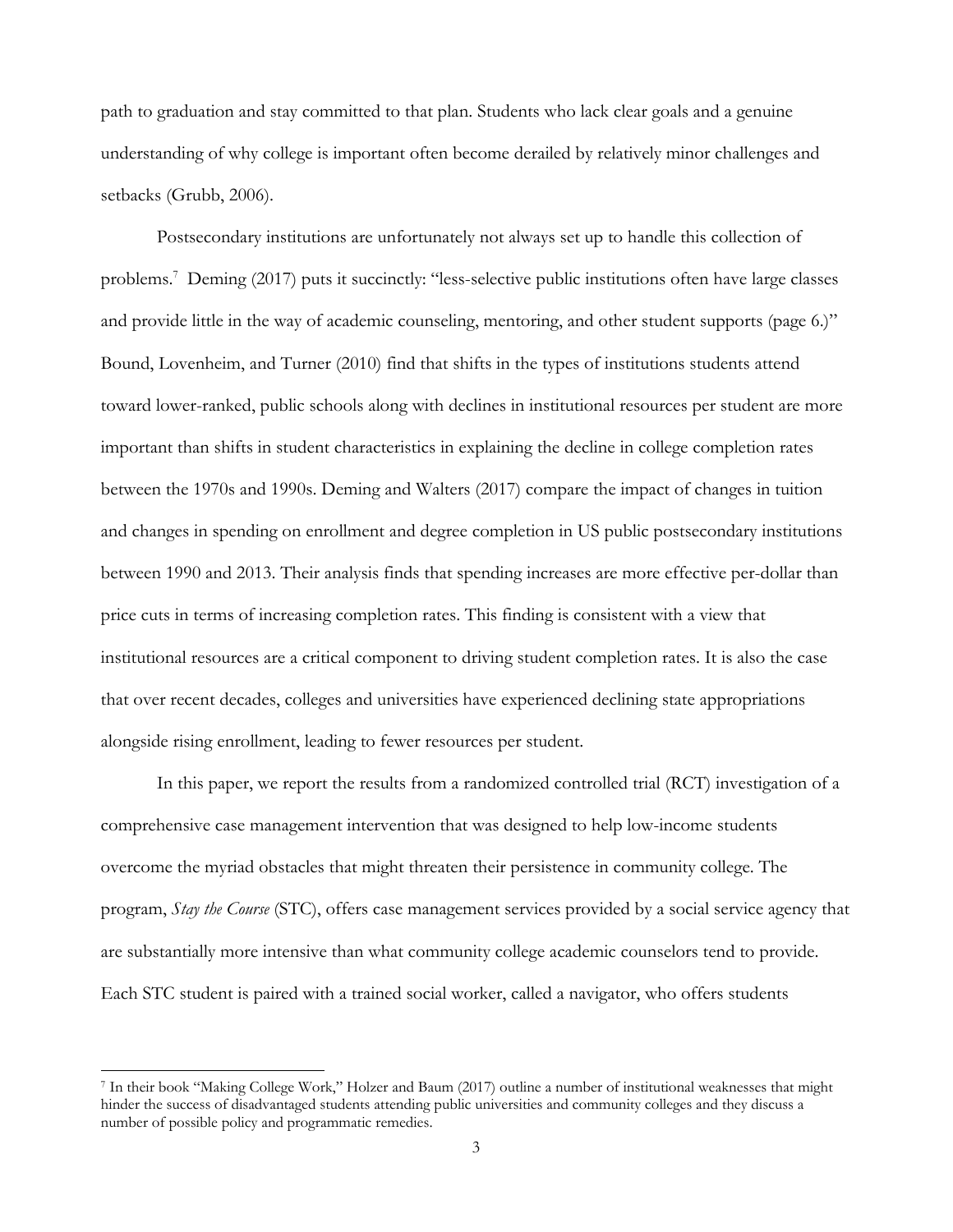path to graduation and stay committed to that plan. Students who lack clear goals and a genuine understanding of why college is important often become derailed by relatively minor challenges and setbacks (Grubb, 2006).

Postsecondary institutions are unfortunately not always set up to handle this collection of problems.[7] Deming (2017) puts it succinctly: "less-selective public institutions often have large classes and provide little in the way of academic counseling, mentoring, and other student supports (page 6.)" Bound, Lovenheim, and Turner (2010) find that shifts in the types of institutions students attend toward lower-ranked, public schools along with declines in institutional resources per student are more important than shifts in student characteristics in explaining the decline in college completion rates between the 1970s and 1990s. Deming and Walters (2017) compare the impact of changes in tuition and changes in spending on enrollment and degree completion in US public postsecondary institutions between 1990 and 2013. Their analysis finds that spending increases are more effective per-dollar than price cuts in terms of increasing completion rates. This finding is consistent with a view that institutional resources are a critical component to driving student completion rates. It is also the case that over recent decades, colleges and universities have experienced declining state appropriations alongside rising enrollment, leading to fewer resources per student.

In this paper, we report the results from a randomized controlled trial (RCT) investigation of a comprehensive case management intervention that was designed to help low-income students overcome the myriad obstacles that might threaten their persistence in community college. The program, *Stay the Course* (STC), offers case management services provided by a social service agency that are substantially more intensive than what community college academic counselors tend to provide. Each STC student is paired with a trained social worker, called a navigator, who offers students

[7] In their book "Making College Work," Holzer and Baum (2017) outline a number of institutional weaknesses that might hinder the success of disadvantaged students attending public universities and community colleges and they discuss a number of possible policy and programmatic remedies.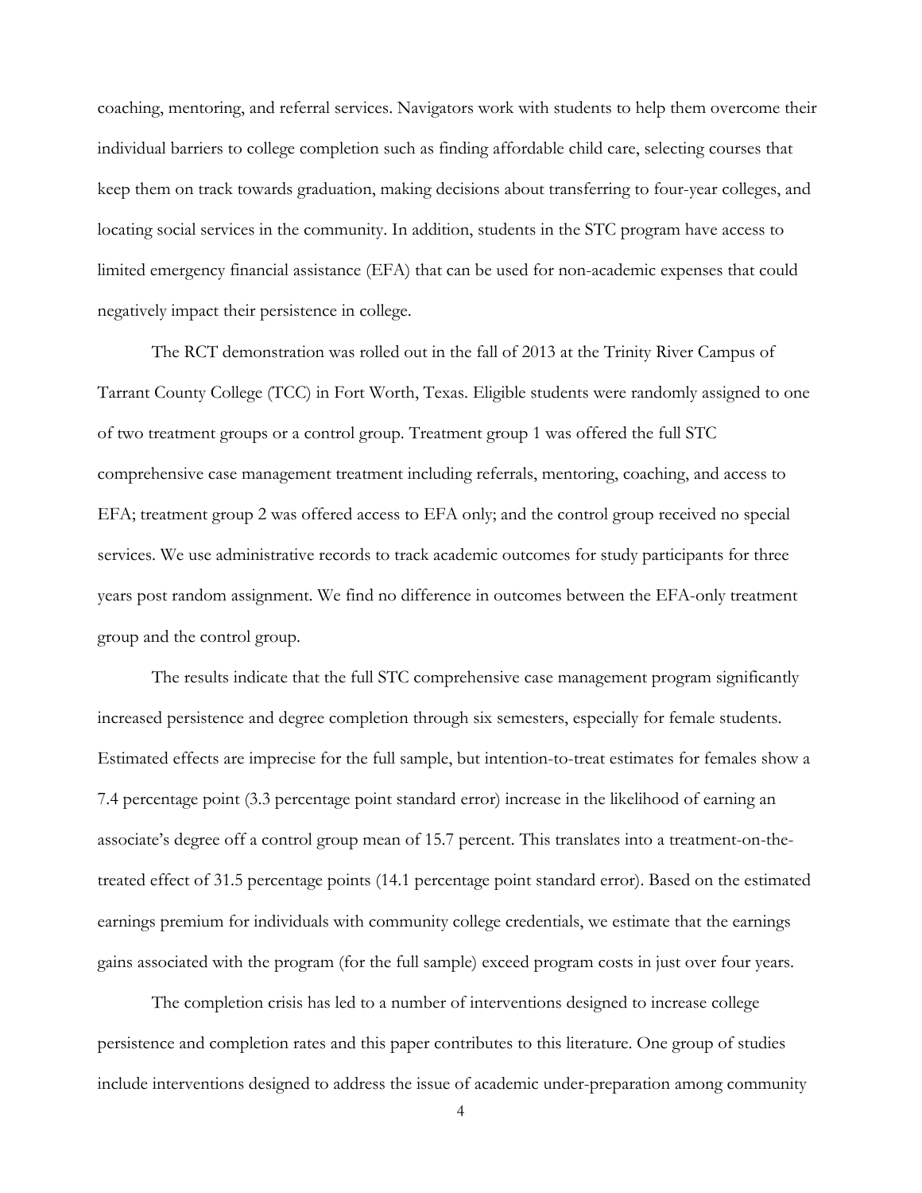coaching, mentoring, and referral services. Navigators work with students to help them overcome their individual barriers to college completion such as finding affordable child care, selecting courses that keep them on track towards graduation, making decisions about transferring to four-year colleges, and locating social services in the community. In addition, students in the STC program have access to limited emergency financial assistance (EFA) that can be used for non-academic expenses that could negatively impact their persistence in college.

The RCT demonstration was rolled out in the fall of 2013 at the Trinity River Campus of Tarrant County College (TCC) in Fort Worth, Texas. Eligible students were randomly assigned to one of two treatment groups or a control group. Treatment group 1 was offered the full STC comprehensive case management treatment including referrals, mentoring, coaching, and access to EFA; treatment group 2 was offered access to EFA only; and the control group received no special services. We use administrative records to track academic outcomes for study participants for three years post random assignment. We find no difference in outcomes between the EFA-only treatment group and the control group.

The results indicate that the full STC comprehensive case management program significantly increased persistence and degree completion through six semesters, especially for female students. Estimated effects are imprecise for the full sample, but intention-to-treat estimates for females show a 7.4 percentage point (3.3 percentage point standard error) increase in the likelihood of earning an associate's degree off a control group mean of 15.7 percent. This translates into a treatment-on-the-treated effect of 31.5 percentage points (14.1 percentage point standard error). Based on the estimated earnings premium for individuals with community college credentials, we estimate that the earnings gains associated with the program (for the full sample) exceed program costs in just over four years.

The completion crisis has led to a number of interventions designed to increase college persistence and completion rates and this paper contributes to this literature. One group of studies include interventions designed to address the issue of academic under-preparation among community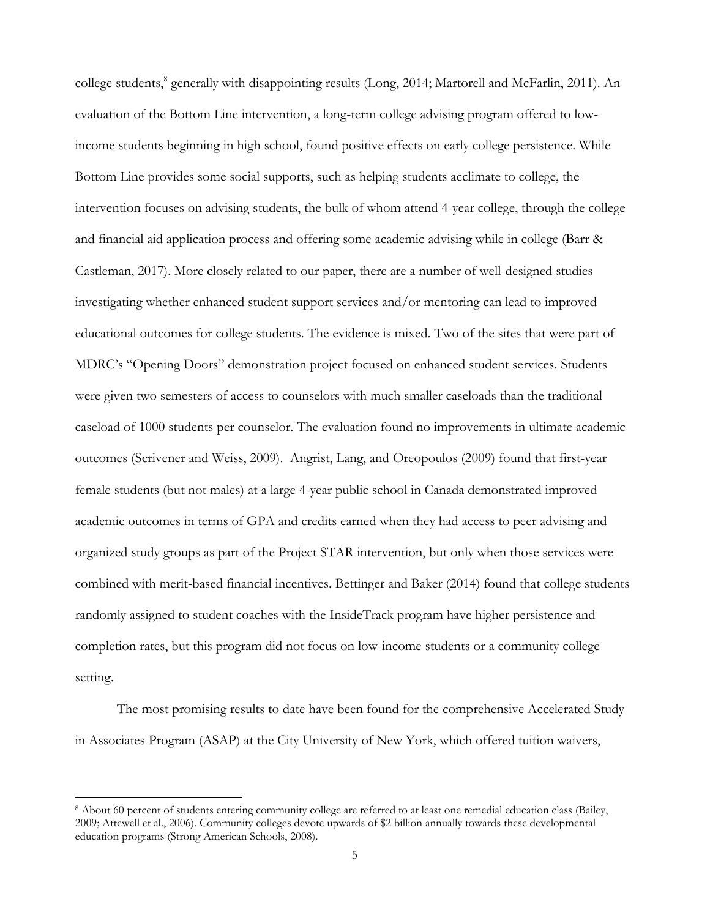college students,[8] generally with disappointing results (Long, 2014; Martorell and McFarlin, 2011). An evaluation of the Bottom Line intervention, a long-term college advising program offered to low-income students beginning in high school, found positive effects on early college persistence. While Bottom Line provides some social supports, such as helping students acclimate to college, the intervention focuses on advising students, the bulk of whom attend 4-year college, through the college and financial aid application process and offering some academic advising while in college (Barr & Castleman, 2017). More closely related to our paper, there are a number of well-designed studies investigating whether enhanced student support services and/or mentoring can lead to improved educational outcomes for college students. The evidence is mixed. Two of the sites that were part of MDRC's "Opening Doors" demonstration project focused on enhanced student services. Students were given two semesters of access to counselors with much smaller caseloads than the traditional caseload of 1000 students per counselor. The evaluation found no improvements in ultimate academic outcomes (Scrivener and Weiss, 2009). Angrist, Lang, and Oreopoulos (2009) found that first-year female students (but not males) at a large 4-year public school in Canada demonstrated improved academic outcomes in terms of GPA and credits earned when they had access to peer advising and organized study groups as part of the Project STAR intervention, but only when those services were combined with merit-based financial incentives. Bettinger and Baker (2014) found that college students randomly assigned to student coaches with the InsideTrack program have higher persistence and completion rates, but this program did not focus on low-income students or a community college setting.

The most promising results to date have been found for the comprehensive Accelerated Study in Associates Program (ASAP) at the City University of New York, which offered tuition waivers,

[8] About 60 percent of students entering community college are referred to at least one remedial education class (Bailey, 2009; Attewell et al., 2006). Community colleges devote upwards of $2 billion annually towards these developmental education programs (Strong American Schools, 2008).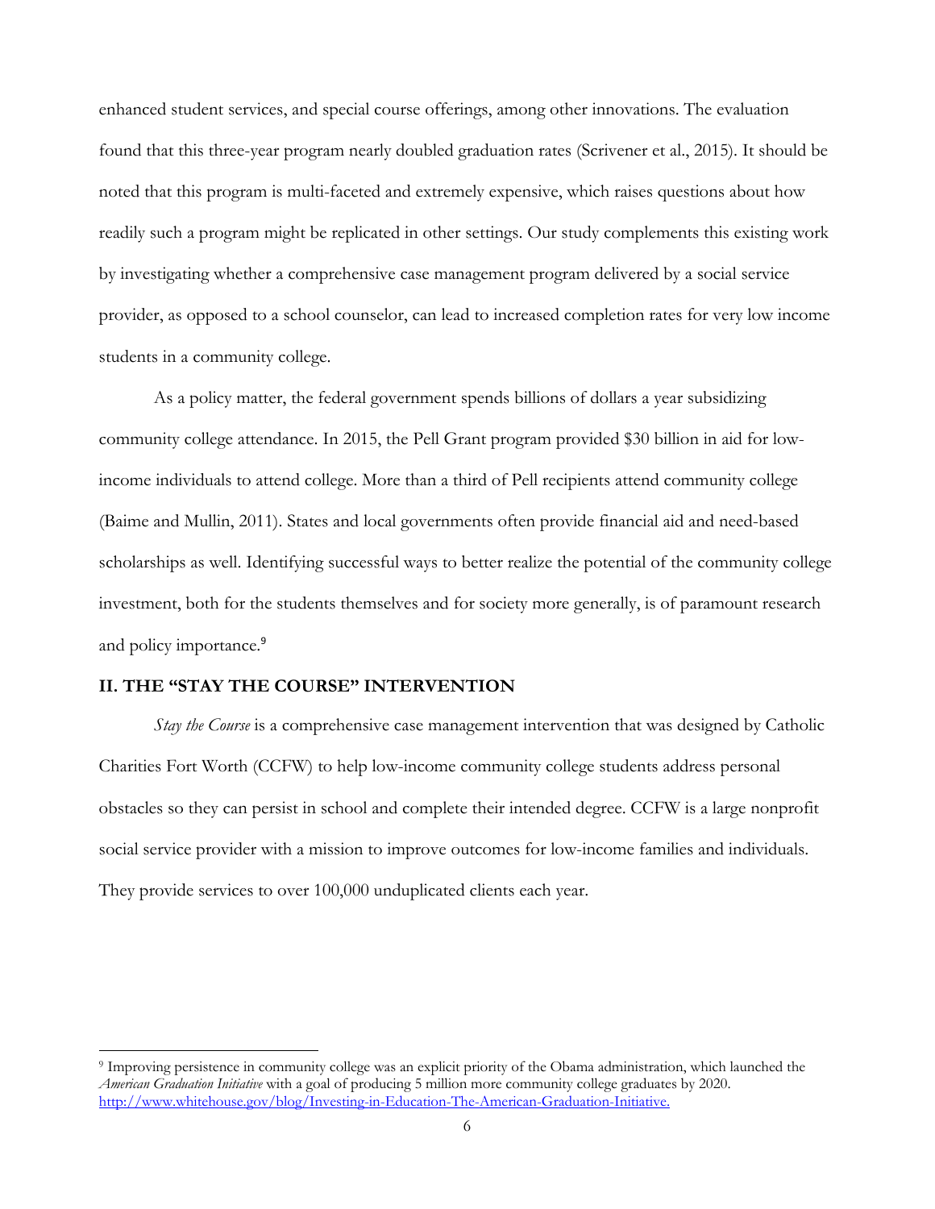enhanced student services, and special course offerings, among other innovations. The evaluation found that this three-year program nearly doubled graduation rates (Scrivener et al., 2015). It should be noted that this program is multi-faceted and extremely expensive, which raises questions about how readily such a program might be replicated in other settings. Our study complements this existing work by investigating whether a comprehensive case management program delivered by a social service provider, as opposed to a school counselor, can lead to increased completion rates for very low income students in a community college.

As a policy matter, the federal government spends billions of dollars a year subsidizing community college attendance. In 2015, the Pell Grant program provided $30 billion in aid for low-income individuals to attend college. More than a third of Pell recipients attend community college (Baime and Mullin, 2011). States and local governments often provide financial aid and need-based scholarships as well. Identifying successful ways to better realize the potential of the community college investment, both for the students themselves and for society more generally, is of paramount research and policy importance.[9]

## II. THE "STAY THE COURSE" INTERVENTION

*Stay the Course* is a comprehensive case management intervention that was designed by Catholic Charities Fort Worth (CCFW) to help low-income community college students address personal obstacles so they can persist in school and complete their intended degree. CCFW is a large nonprofit social service provider with a mission to improve outcomes for low-income families and individuals. They provide services to over 100,000 unduplicated clients each year.

---

[9] Improving persistence in community college was an explicit priority of the Obama administration, which launched the *American Graduation Initiative* with a goal of producing 5 million more community college graduates by 2020. http://www.whitehouse.gov/blog/Investing-in-Education-The-American-Graduation-Initiative.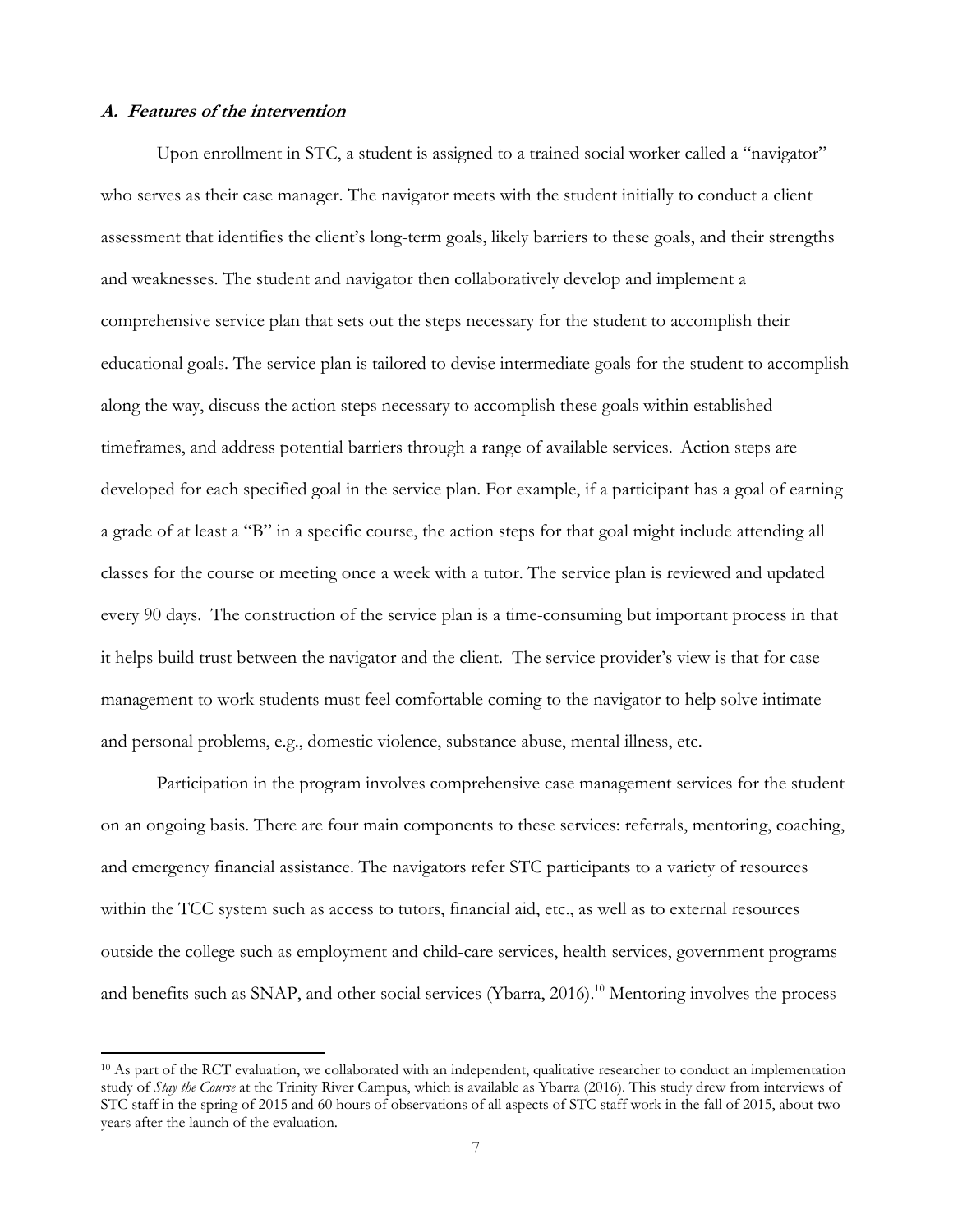### *A. Features of the intervention*

Upon enrollment in STC, a student is assigned to a trained social worker called a "navigator" who serves as their case manager. The navigator meets with the student initially to conduct a client assessment that identifies the client's long-term goals, likely barriers to these goals, and their strengths and weaknesses. The student and navigator then collaboratively develop and implement a comprehensive service plan that sets out the steps necessary for the student to accomplish their educational goals. The service plan is tailored to devise intermediate goals for the student to accomplish along the way, discuss the action steps necessary to accomplish these goals within established timeframes, and address potential barriers through a range of available services. Action steps are developed for each specified goal in the service plan. For example, if a participant has a goal of earning a grade of at least a "B" in a specific course, the action steps for that goal might include attending all classes for the course or meeting once a week with a tutor. The service plan is reviewed and updated every 90 days. The construction of the service plan is a time-consuming but important process in that it helps build trust between the navigator and the client. The service provider's view is that for case management to work students must feel comfortable coming to the navigator to help solve intimate and personal problems, e.g., domestic violence, substance abuse, mental illness, etc.

Participation in the program involves comprehensive case management services for the student on an ongoing basis. There are four main components to these services: referrals, mentoring, coaching, and emergency financial assistance. The navigators refer STC participants to a variety of resources within the TCC system such as access to tutors, financial aid, etc., as well as to external resources outside the college such as employment and child-care services, health services, government programs and benefits such as SNAP, and other social services (Ybarra, 2016).[10] Mentoring involves the process

[10] As part of the RCT evaluation, we collaborated with an independent, qualitative researcher to conduct an implementation study of *Stay the Course* at the Trinity River Campus, which is available as Ybarra (2016). This study drew from interviews of STC staff in the spring of 2015 and 60 hours of observations of all aspects of STC staff work in the fall of 2015, about two years after the launch of the evaluation.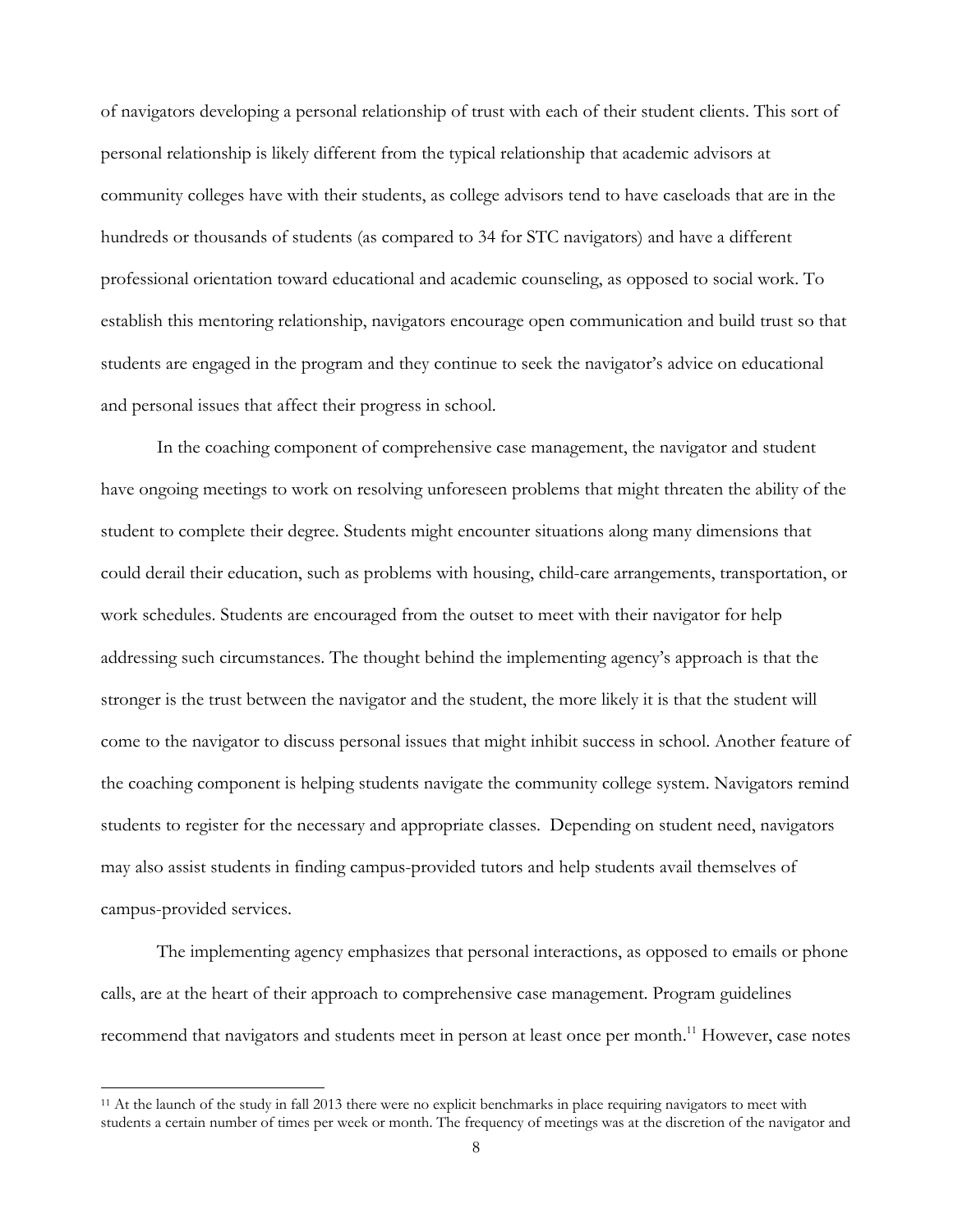of navigators developing a personal relationship of trust with each of their student clients. This sort of personal relationship is likely different from the typical relationship that academic advisors at community colleges have with their students, as college advisors tend to have caseloads that are in the hundreds or thousands of students (as compared to 34 for STC navigators) and have a different professional orientation toward educational and academic counseling, as opposed to social work. To establish this mentoring relationship, navigators encourage open communication and build trust so that students are engaged in the program and they continue to seek the navigator's advice on educational and personal issues that affect their progress in school.

In the coaching component of comprehensive case management, the navigator and student have ongoing meetings to work on resolving unforeseen problems that might threaten the ability of the student to complete their degree. Students might encounter situations along many dimensions that could derail their education, such as problems with housing, child-care arrangements, transportation, or work schedules. Students are encouraged from the outset to meet with their navigator for help addressing such circumstances. The thought behind the implementing agency's approach is that the stronger is the trust between the navigator and the student, the more likely it is that the student will come to the navigator to discuss personal issues that might inhibit success in school. Another feature of the coaching component is helping students navigate the community college system. Navigators remind students to register for the necessary and appropriate classes. Depending on student need, navigators may also assist students in finding campus-provided tutors and help students avail themselves of campus-provided services.

The implementing agency emphasizes that personal interactions, as opposed to emails or phone calls, are at the heart of their approach to comprehensive case management. Program guidelines recommend that navigators and students meet in person at least once per month.[11] However, case notes

[11] At the launch of the study in fall 2013 there were no explicit benchmarks in place requiring navigators to meet with students a certain number of times per week or month. The frequency of meetings was at the discretion of the navigator and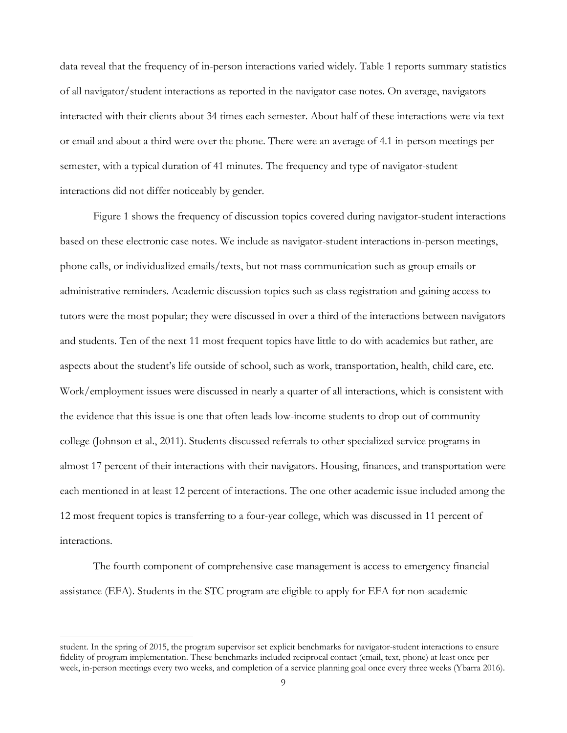data reveal that the frequency of in-person interactions varied widely. Table 1 reports summary statistics of all navigator/student interactions as reported in the navigator case notes. On average, navigators interacted with their clients about 34 times each semester. About half of these interactions were via text or email and about a third were over the phone. There were an average of 4.1 in-person meetings per semester, with a typical duration of 41 minutes. The frequency and type of navigator-student interactions did not differ noticeably by gender.

Figure 1 shows the frequency of discussion topics covered during navigator-student interactions based on these electronic case notes. We include as navigator-student interactions in-person meetings, phone calls, or individualized emails/texts, but not mass communication such as group emails or administrative reminders. Academic discussion topics such as class registration and gaining access to tutors were the most popular; they were discussed in over a third of the interactions between navigators and students. Ten of the next 11 most frequent topics have little to do with academics but rather, are aspects about the student's life outside of school, such as work, transportation, health, child care, etc. Work/employment issues were discussed in nearly a quarter of all interactions, which is consistent with the evidence that this issue is one that often leads low-income students to drop out of community college (Johnson et al., 2011). Students discussed referrals to other specialized service programs in almost 17 percent of their interactions with their navigators. Housing, finances, and transportation were each mentioned in at least 12 percent of interactions. The one other academic issue included among the 12 most frequent topics is transferring to a four-year college, which was discussed in 11 percent of interactions.

The fourth component of comprehensive case management is access to emergency financial assistance (EFA). Students in the STC program are eligible to apply for EFA for non-academic

---

student. In the spring of 2015, the program supervisor set explicit benchmarks for navigator-student interactions to ensure fidelity of program implementation. These benchmarks included reciprocal contact (email, text, phone) at least once per week, in-person meetings every two weeks, and completion of a service planning goal once every three weeks (Ybarra 2016).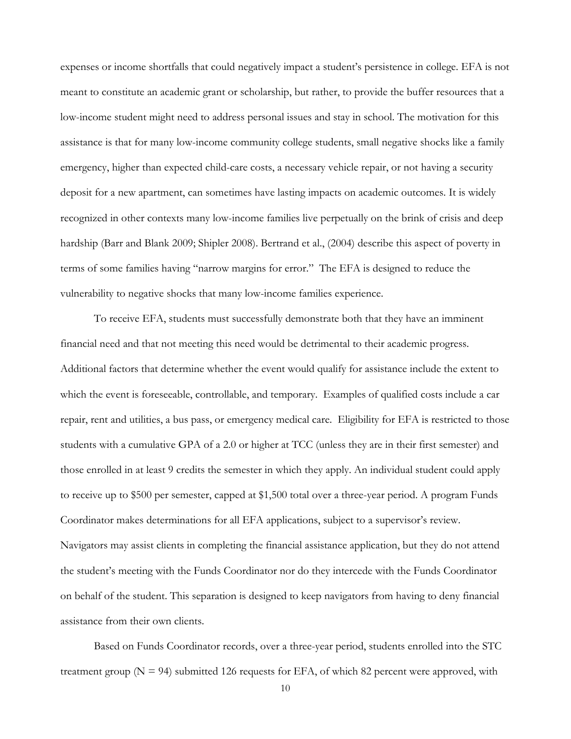expenses or income shortfalls that could negatively impact a student's persistence in college. EFA is not meant to constitute an academic grant or scholarship, but rather, to provide the buffer resources that a low-income student might need to address personal issues and stay in school. The motivation for this assistance is that for many low-income community college students, small negative shocks like a family emergency, higher than expected child-care costs, a necessary vehicle repair, or not having a security deposit for a new apartment, can sometimes have lasting impacts on academic outcomes. It is widely recognized in other contexts many low-income families live perpetually on the brink of crisis and deep hardship (Barr and Blank 2009; Shipler 2008). Bertrand et al., (2004) describe this aspect of poverty in terms of some families having "narrow margins for error." The EFA is designed to reduce the vulnerability to negative shocks that many low-income families experience.

To receive EFA, students must successfully demonstrate both that they have an imminent financial need and that not meeting this need would be detrimental to their academic progress. Additional factors that determine whether the event would qualify for assistance include the extent to which the event is foreseeable, controllable, and temporary. Examples of qualified costs include a car repair, rent and utilities, a bus pass, or emergency medical care. Eligibility for EFA is restricted to those students with a cumulative GPA of a 2.0 or higher at TCC (unless they are in their first semester) and those enrolled in at least 9 credits the semester in which they apply. An individual student could apply to receive up to \$500 per semester, capped at \$1,500 total over a three-year period. A program Funds Coordinator makes determinations for all EFA applications, subject to a supervisor's review. Navigators may assist clients in completing the financial assistance application, but they do not attend the student's meeting with the Funds Coordinator nor do they intercede with the Funds Coordinator on behalf of the student. This separation is designed to keep navigators from having to deny financial assistance from their own clients.

Based on Funds Coordinator records, over a three-year period, students enrolled into the STC treatment group (N = 94) submitted 126 requests for EFA, of which 82 percent were approved, with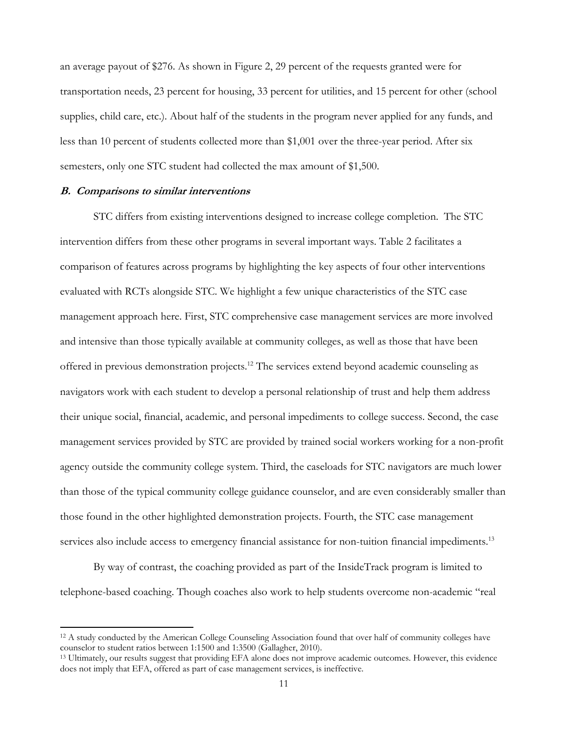an average payout of $276. As shown in Figure 2, 29 percent of the requests granted were for transportation needs, 23 percent for housing, 33 percent for utilities, and 15 percent for other (school supplies, child care, etc.). About half of the students in the program never applied for any funds, and less than 10 percent of students collected more than $1,001 over the three-year period. After six semesters, only one STC student had collected the max amount of $1,500.

### *B. Comparisons to similar interventions*

STC differs from existing interventions designed to increase college completion. The STC intervention differs from these other programs in several important ways. Table 2 facilitates a comparison of features across programs by highlighting the key aspects of four other interventions evaluated with RCTs alongside STC. We highlight a few unique characteristics of the STC case management approach here. First, STC comprehensive case management services are more involved and intensive than those typically available at community colleges, as well as those that have been offered in previous demonstration projects.[12] The services extend beyond academic counseling as navigators work with each student to develop a personal relationship of trust and help them address their unique social, financial, academic, and personal impediments to college success. Second, the case management services provided by STC are provided by trained social workers working for a non-profit agency outside the community college system. Third, the caseloads for STC navigators are much lower than those of the typical community college guidance counselor, and are even considerably smaller than those found in the other highlighted demonstration projects. Fourth, the STC case management services also include access to emergency financial assistance for non-tuition financial impediments.[13]

By way of contrast, the coaching provided as part of the InsideTrack program is limited to telephone-based coaching. Though coaches also work to help students overcome non-academic "real

[12] A study conducted by the American College Counseling Association found that over half of community colleges have counselor to student ratios between 1:1500 and 1:3500 (Gallagher, 2010).

[13] Ultimately, our results suggest that providing EFA alone does not improve academic outcomes. However, this evidence does not imply that EFA, offered as part of case management services, is ineffective.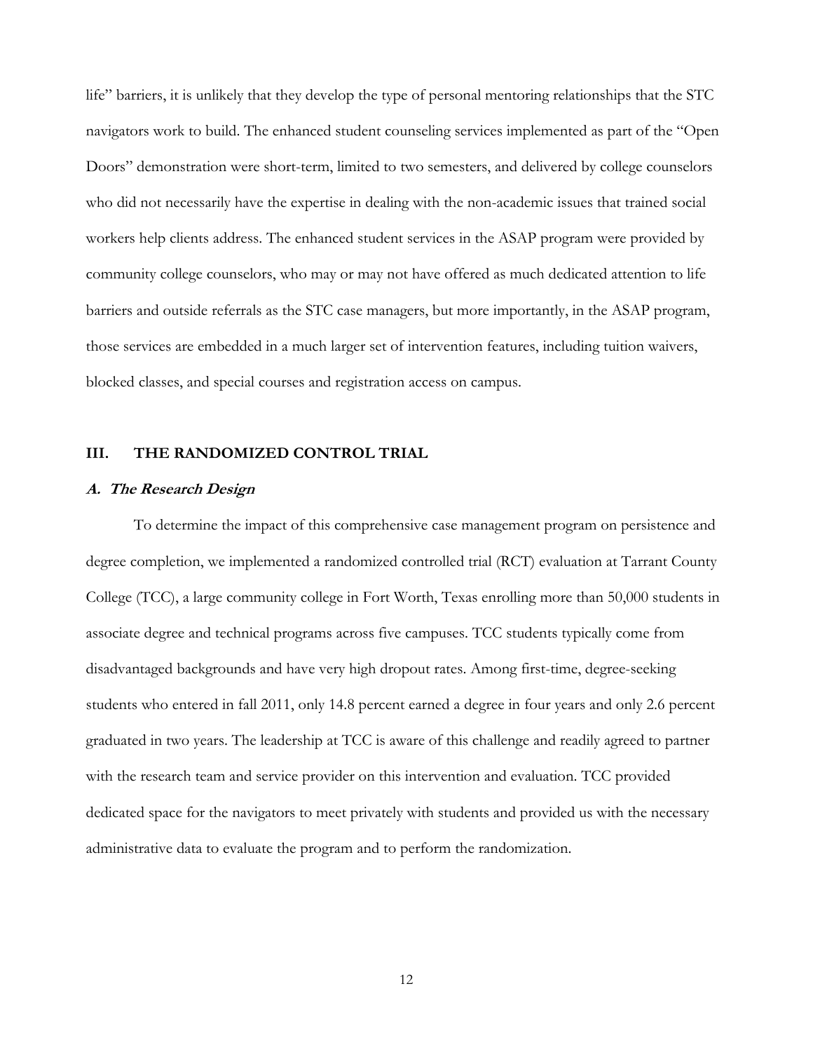life" barriers, it is unlikely that they develop the type of personal mentoring relationships that the STC navigators work to build. The enhanced student counseling services implemented as part of the "Open Doors" demonstration were short-term, limited to two semesters, and delivered by college counselors who did not necessarily have the expertise in dealing with the non-academic issues that trained social workers help clients address. The enhanced student services in the ASAP program were provided by community college counselors, who may or may not have offered as much dedicated attention to life barriers and outside referrals as the STC case managers, but more importantly, in the ASAP program, those services are embedded in a much larger set of intervention features, including tuition waivers, blocked classes, and special courses and registration access on campus.

## III. THE RANDOMIZED CONTROL TRIAL

### *A. The Research Design*

To determine the impact of this comprehensive case management program on persistence and degree completion, we implemented a randomized controlled trial (RCT) evaluation at Tarrant County College (TCC), a large community college in Fort Worth, Texas enrolling more than 50,000 students in associate degree and technical programs across five campuses. TCC students typically come from disadvantaged backgrounds and have very high dropout rates. Among first-time, degree-seeking students who entered in fall 2011, only 14.8 percent earned a degree in four years and only 2.6 percent graduated in two years. The leadership at TCC is aware of this challenge and readily agreed to partner with the research team and service provider on this intervention and evaluation. TCC provided dedicated space for the navigators to meet privately with students and provided us with the necessary administrative data to evaluate the program and to perform the randomization.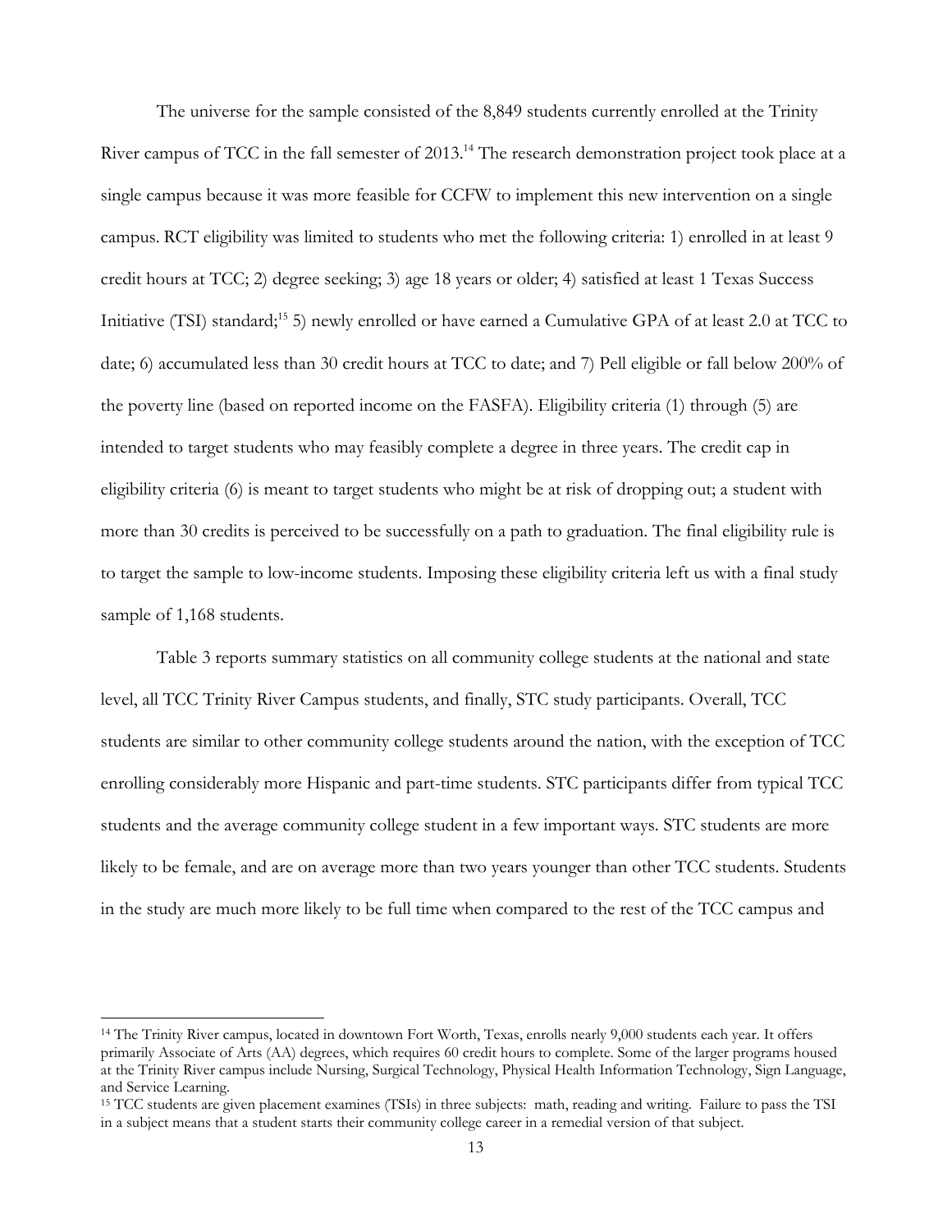The universe for the sample consisted of the 8,849 students currently enrolled at the Trinity River campus of TCC in the fall semester of 2013.[14] The research demonstration project took place at a single campus because it was more feasible for CCFW to implement this new intervention on a single campus. RCT eligibility was limited to students who met the following criteria: 1) enrolled in at least 9 credit hours at TCC; 2) degree seeking; 3) age 18 years or older; 4) satisfied at least 1 Texas Success Initiative (TSI) standard;[15] 5) newly enrolled or have earned a Cumulative GPA of at least 2.0 at TCC to date; 6) accumulated less than 30 credit hours at TCC to date; and 7) Pell eligible or fall below 200% of the poverty line (based on reported income on the FASFA). Eligibility criteria (1) through (5) are intended to target students who may feasibly complete a degree in three years. The credit cap in eligibility criteria (6) is meant to target students who might be at risk of dropping out; a student with more than 30 credits is perceived to be successfully on a path to graduation. The final eligibility rule is to target the sample to low-income students. Imposing these eligibility criteria left us with a final study sample of 1,168 students.

Table 3 reports summary statistics on all community college students at the national and state level, all TCC Trinity River Campus students, and finally, STC study participants. Overall, TCC students are similar to other community college students around the nation, with the exception of TCC enrolling considerably more Hispanic and part-time students. STC participants differ from typical TCC students and the average community college student in a few important ways. STC students are more likely to be female, and are on average more than two years younger than other TCC students. Students in the study are much more likely to be full time when compared to the rest of the TCC campus and

---

[14] The Trinity River campus, located in downtown Fort Worth, Texas, enrolls nearly 9,000 students each year. It offers primarily Associate of Arts (AA) degrees, which requires 60 credit hours to complete. Some of the larger programs housed at the Trinity River campus include Nursing, Surgical Technology, Physical Health Information Technology, Sign Language, and Service Learning.

[15] TCC students are given placement examines (TSIs) in three subjects: math, reading and writing. Failure to pass the TSI in a subject means that a student starts their community college career in a remedial version of that subject.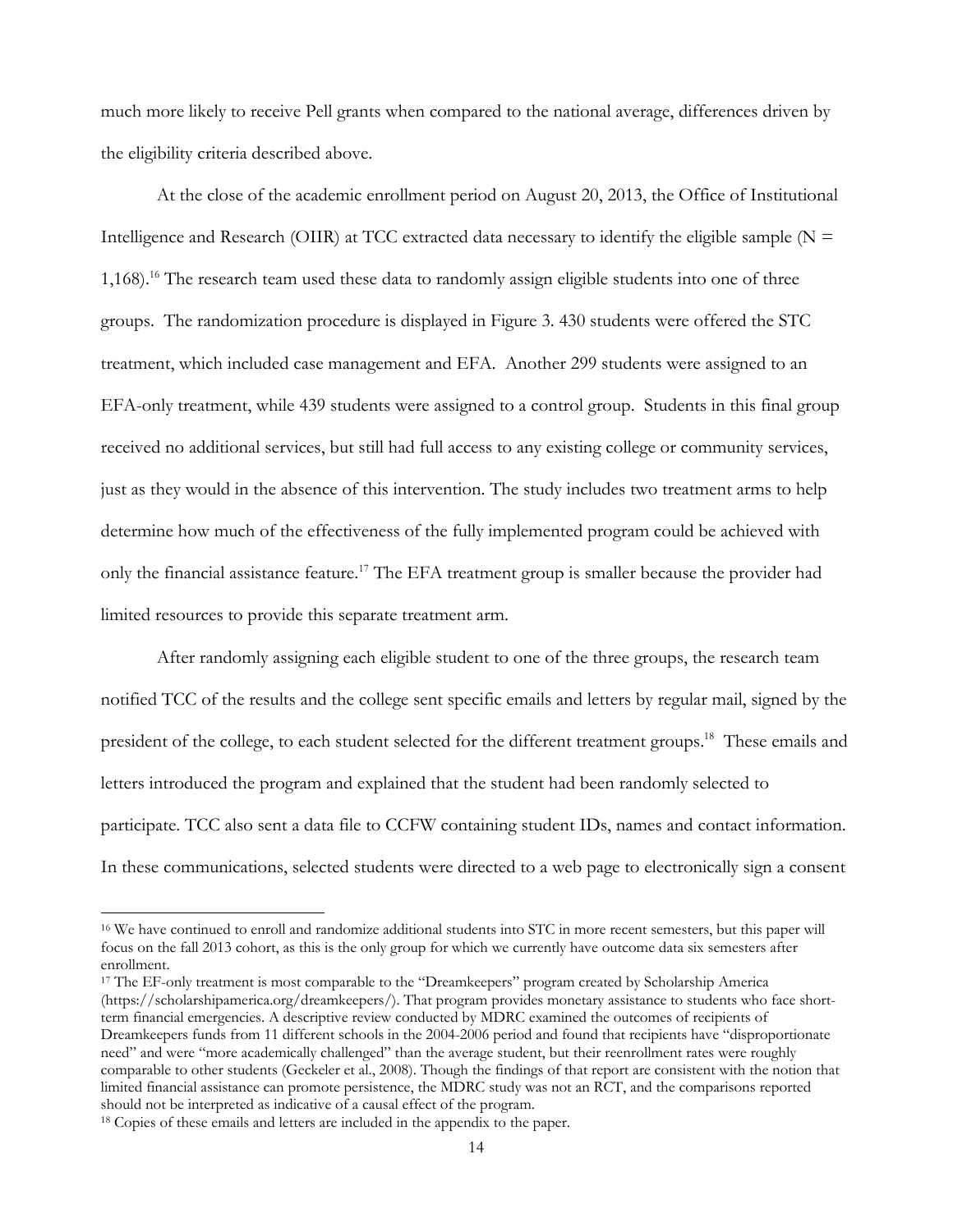much more likely to receive Pell grants when compared to the national average, differences driven by the eligibility criteria described above.

At the close of the academic enrollment period on August 20, 2013, the Office of Institutional Intelligence and Research (OIIR) at TCC extracted data necessary to identify the eligible sample (N = 1,168).[16] The research team used these data to randomly assign eligible students into one of three groups. The randomization procedure is displayed in Figure 3. 430 students were offered the STC treatment, which included case management and EFA. Another 299 students were assigned to an EFA-only treatment, while 439 students were assigned to a control group. Students in this final group received no additional services, but still had full access to any existing college or community services, just as they would in the absence of this intervention. The study includes two treatment arms to help determine how much of the effectiveness of the fully implemented program could be achieved with only the financial assistance feature.[17] The EFA treatment group is smaller because the provider had limited resources to provide this separate treatment arm.

After randomly assigning each eligible student to one of the three groups, the research team notified TCC of the results and the college sent specific emails and letters by regular mail, signed by the president of the college, to each student selected for the different treatment groups.[18] These emails and letters introduced the program and explained that the student had been randomly selected to participate. TCC also sent a data file to CCFW containing student IDs, names and contact information. In these communications, selected students were directed to a web page to electronically sign a consent

---

[16] We have continued to enroll and randomize additional students into STC in more recent semesters, but this paper will focus on the fall 2013 cohort, as this is the only group for which we currently have outcome data six semesters after enrollment.

[17] The EF-only treatment is most comparable to the "Dreamkeepers" program created by Scholarship America (https://scholarshipamerica.org/dreamkeepers/). That program provides monetary assistance to students who face short-term financial emergencies. A descriptive review conducted by MDRC examined the outcomes of recipients of Dreamkeepers funds from 11 different schools in the 2004-2006 period and found that recipients have "disproportionate need" and were "more academically challenged" than the average student, but their reenrollment rates were roughly comparable to other students (Geckeler et al., 2008). Though the findings of that report are consistent with the notion that limited financial assistance can promote persistence, the MDRC study was not an RCT, and the comparisons reported should not be interpreted as indicative of a causal effect of the program.

[18] Copies of these emails and letters are included in the appendix to the paper.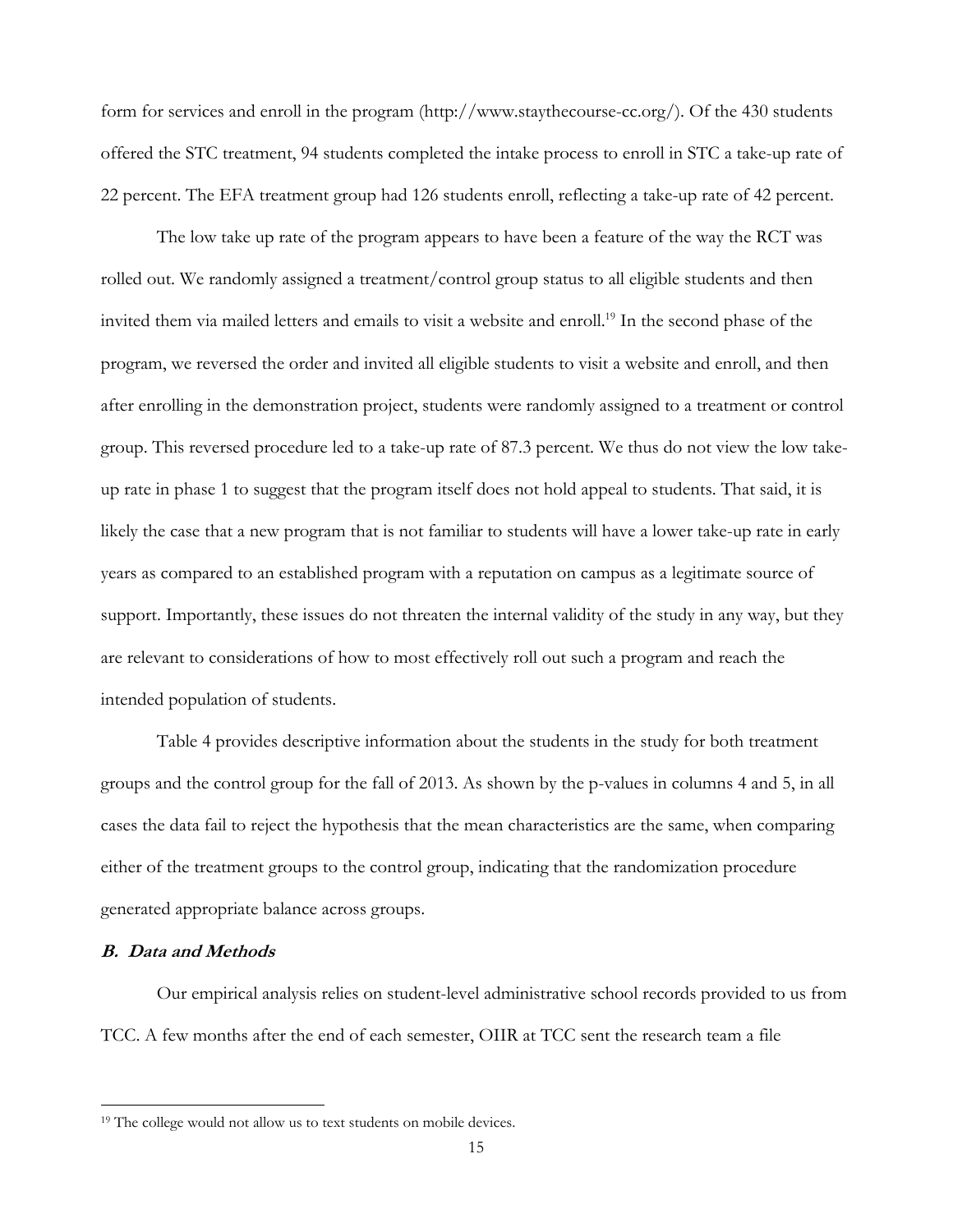form for services and enroll in the program (http://www.staythecourse-cc.org/). Of the 430 students offered the STC treatment, 94 students completed the intake process to enroll in STC a take-up rate of 22 percent. The EFA treatment group had 126 students enroll, reflecting a take-up rate of 42 percent.

The low take up rate of the program appears to have been a feature of the way the RCT was rolled out. We randomly assigned a treatment/control group status to all eligible students and then invited them via mailed letters and emails to visit a website and enroll.[19] In the second phase of the program, we reversed the order and invited all eligible students to visit a website and enroll, and then after enrolling in the demonstration project, students were randomly assigned to a treatment or control group. This reversed procedure led to a take-up rate of 87.3 percent. We thus do not view the low take-up rate in phase 1 to suggest that the program itself does not hold appeal to students. That said, it is likely the case that a new program that is not familiar to students will have a lower take-up rate in early years as compared to an established program with a reputation on campus as a legitimate source of support. Importantly, these issues do not threaten the internal validity of the study in any way, but they are relevant to considerations of how to most effectively roll out such a program and reach the intended population of students.

Table 4 provides descriptive information about the students in the study for both treatment groups and the control group for the fall of 2013. As shown by the p-values in columns 4 and 5, in all cases the data fail to reject the hypothesis that the mean characteristics are the same, when comparing either of the treatment groups to the control group, indicating that the randomization procedure generated appropriate balance across groups.

### *B. Data and Methods*

Our empirical analysis relies on student-level administrative school records provided to us from TCC. A few months after the end of each semester, OIIR at TCC sent the research team a file

[19] The college would not allow us to text students on mobile devices.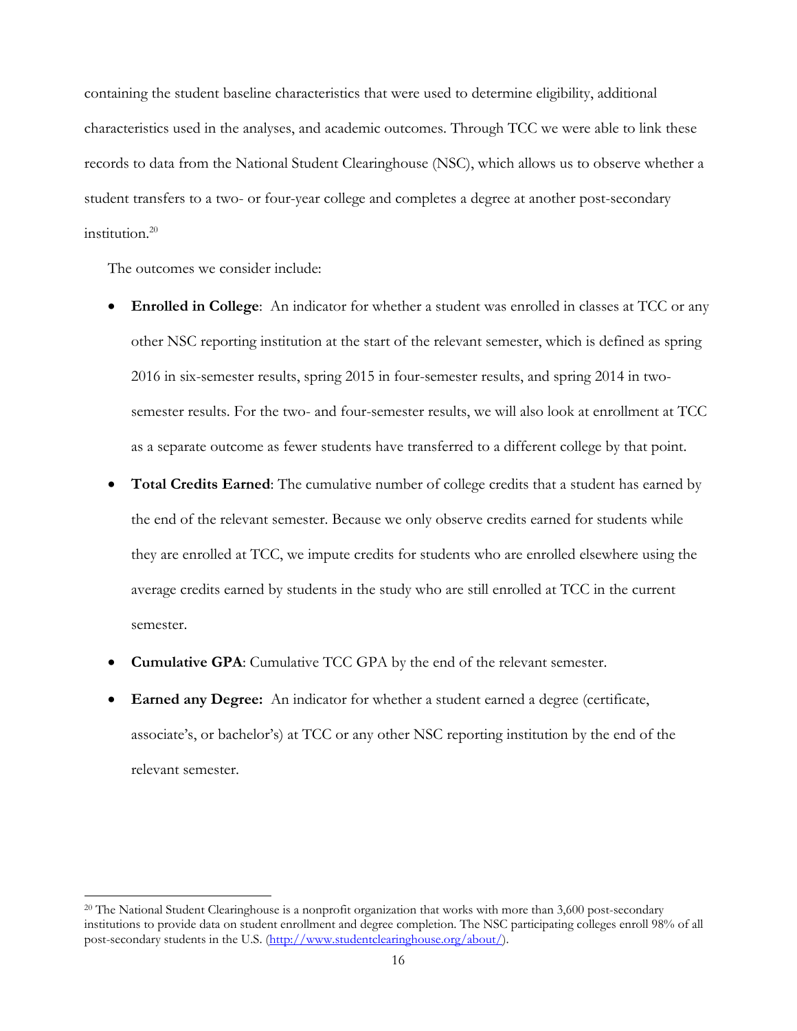containing the student baseline characteristics that were used to determine eligibility, additional characteristics used in the analyses, and academic outcomes. Through TCC we were able to link these records to data from the National Student Clearinghouse (NSC), which allows us to observe whether a student transfers to a two- or four-year college and completes a degree at another post-secondary institution.[20]

The outcomes we consider include:

- **Enrolled in College**: An indicator for whether a student was enrolled in classes at TCC or any other NSC reporting institution at the start of the relevant semester, which is defined as spring 2016 in six-semester results, spring 2015 in four-semester results, and spring 2014 in two-semester results. For the two- and four-semester results, we will also look at enrollment at TCC as a separate outcome as fewer students have transferred to a different college by that point.
- **Total Credits Earned**: The cumulative number of college credits that a student has earned by the end of the relevant semester. Because we only observe credits earned for students while they are enrolled at TCC, we impute credits for students who are enrolled elsewhere using the average credits earned by students in the study who are still enrolled at TCC in the current semester.
- **Cumulative GPA**: Cumulative TCC GPA by the end of the relevant semester.
- **Earned any Degree:** An indicator for whether a student earned a degree (certificate, associate's, or bachelor's) at TCC or any other NSC reporting institution by the end of the relevant semester.

[20] The National Student Clearinghouse is a nonprofit organization that works with more than 3,600 post-secondary institutions to provide data on student enrollment and degree completion. The NSC participating colleges enroll 98% of all post-secondary students in the U.S. (http://www.studentclearinghouse.org/about/).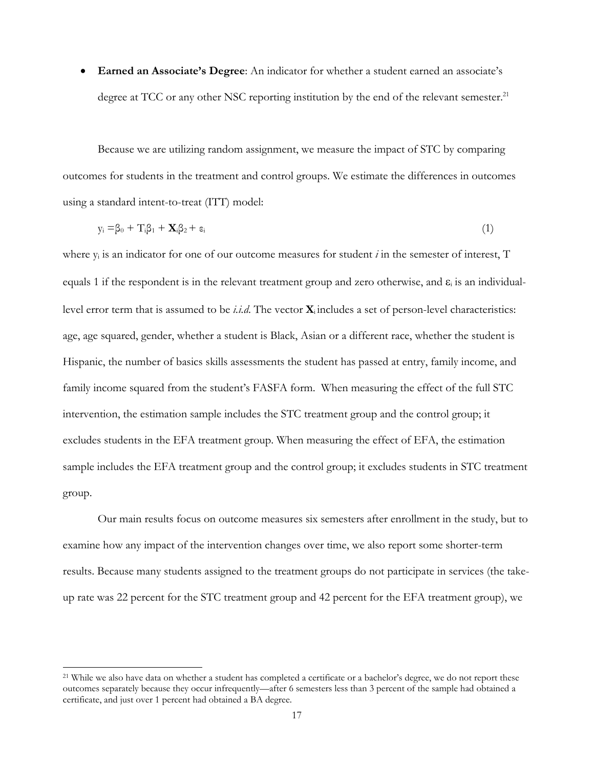- **Earned an Associate's Degree**: An indicator for whether a student earned an associate's degree at TCC or any other NSC reporting institution by the end of the relevant semester.[21]

Because we are utilizing random assignment, we measure the impact of STC by comparing outcomes for students in the treatment and control groups. We estimate the differences in outcomes using a standard intent-to-treat (ITT) model:

$$y_i = \beta_0 + T_i\beta_1 + \mathbf{X}_i\beta_2 + \varepsilon_i \quad (1)$$

where $y_i$ is an indicator for one of our outcome measures for student *i* in the semester of interest, T equals 1 if the respondent is in the relevant treatment group and zero otherwise, and $\varepsilon_i$ is an individual-level error term that is assumed to be *i.i.d.* The vector $\mathbf{X}_i$ includes a set of person-level characteristics: age, age squared, gender, whether a student is Black, Asian or a different race, whether the student is Hispanic, the number of basics skills assessments the student has passed at entry, family income, and family income squared from the student's FASFA form. When measuring the effect of the full STC intervention, the estimation sample includes the STC treatment group and the control group; it excludes students in the EFA treatment group. When measuring the effect of EFA, the estimation sample includes the EFA treatment group and the control group; it excludes students in STC treatment group.

Our main results focus on outcome measures six semesters after enrollment in the study, but to examine how any impact of the intervention changes over time, we also report some shorter-term results. Because many students assigned to the treatment groups do not participate in services (the take-up rate was 22 percent for the STC treatment group and 42 percent for the EFA treatment group), we

[21] While we also have data on whether a student has completed a certificate or a bachelor's degree, we do not report these outcomes separately because they occur infrequently—after 6 semesters less than 3 percent of the sample had obtained a certificate, and just over 1 percent had obtained a BA degree.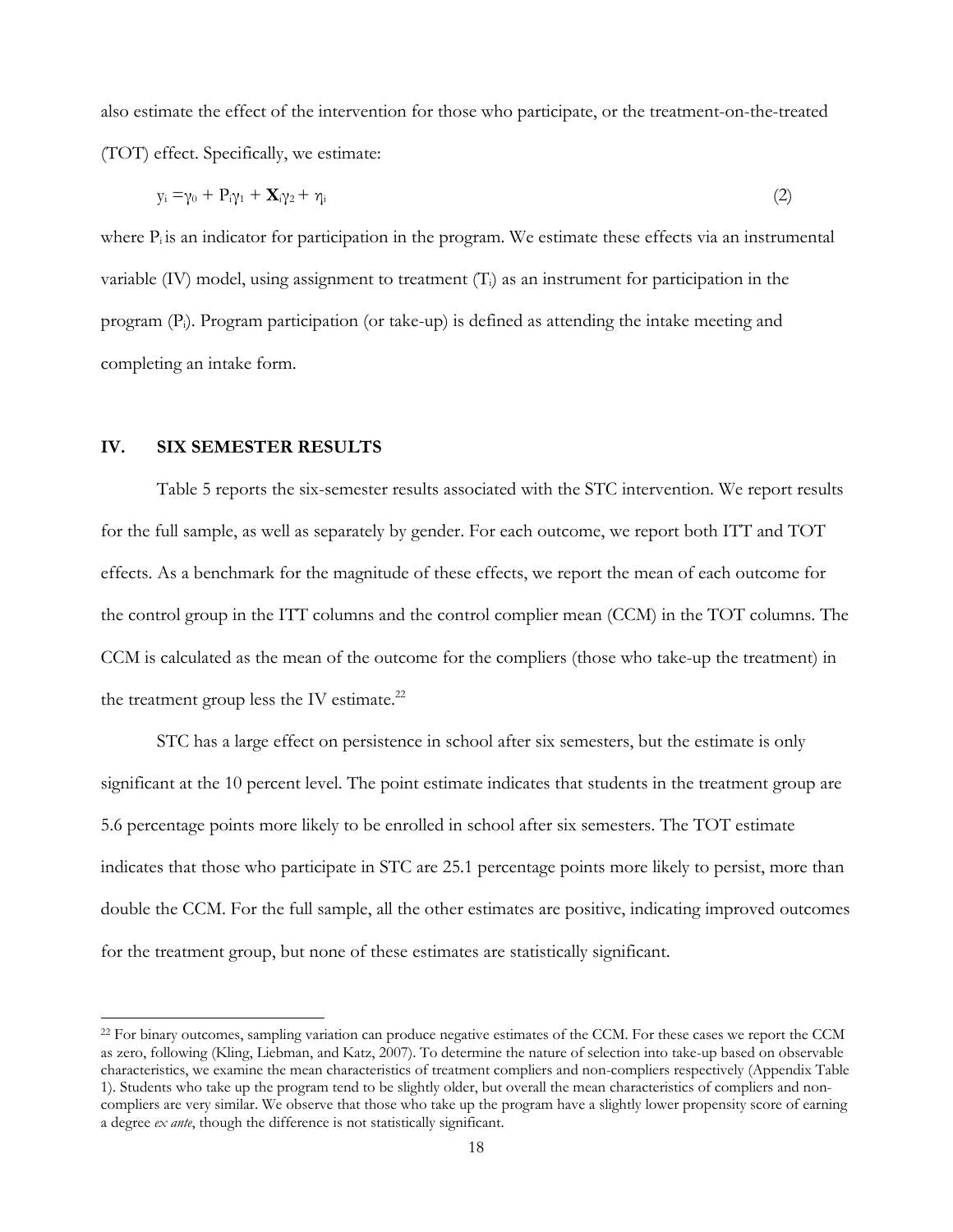also estimate the effect of the intervention for those who participate, or the treatment-on-the-treated (TOT) effect. Specifically, we estimate:

$$y_i = \gamma_0 + P_i\gamma_1 + \mathbf{X}_i\gamma_2 + \eta_i \qquad (2)$$

where $P_i$ is an indicator for participation in the program. We estimate these effects via an instrumental variable (IV) model, using assignment to treatment ($T_i$) as an instrument for participation in the program ($P_i$). Program participation (or take-up) is defined as attending the intake meeting and completing an intake form.

## IV. SIX SEMESTER RESULTS

Table 5 reports the six-semester results associated with the STC intervention. We report results for the full sample, as well as separately by gender. For each outcome, we report both ITT and TOT effects. As a benchmark for the magnitude of these effects, we report the mean of each outcome for the control group in the ITT columns and the control complier mean (CCM) in the TOT columns. The CCM is calculated as the mean of the outcome for the compliers (those who take-up the treatment) in the treatment group less the IV estimate.[22]

STC has a large effect on persistence in school after six semesters, but the estimate is only significant at the 10 percent level. The point estimate indicates that students in the treatment group are 5.6 percentage points more likely to be enrolled in school after six semesters. The TOT estimate indicates that those who participate in STC are 25.1 percentage points more likely to persist, more than double the CCM. For the full sample, all the other estimates are positive, indicating improved outcomes for the treatment group, but none of these estimates are statistically significant.

[22] For binary outcomes, sampling variation can produce negative estimates of the CCM. For these cases we report the CCM as zero, following (Kling, Liebman, and Katz, 2007). To determine the nature of selection into take-up based on observable characteristics, we examine the mean characteristics of treatment compliers and non-compliers respectively (Appendix Table 1). Students who take up the program tend to be slightly older, but overall the mean characteristics of compliers and non-compliers are very similar. We observe that those who take up the program have a slightly lower propensity score of earning a degree *ex ante*, though the difference is not statistically significant.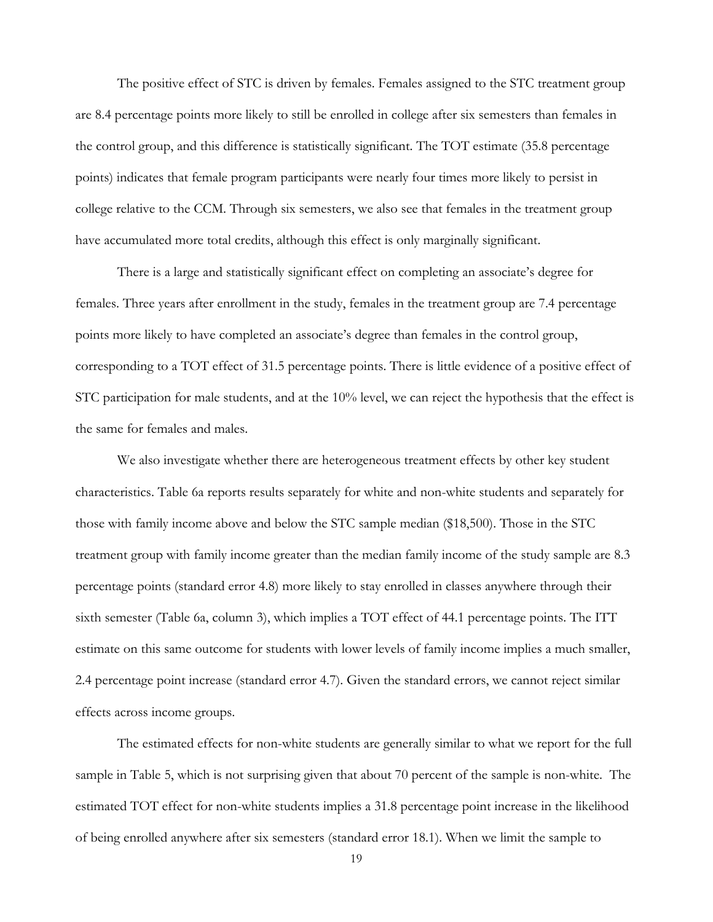The positive effect of STC is driven by females. Females assigned to the STC treatment group are 8.4 percentage points more likely to still be enrolled in college after six semesters than females in the control group, and this difference is statistically significant. The TOT estimate (35.8 percentage points) indicates that female program participants were nearly four times more likely to persist in college relative to the CCM. Through six semesters, we also see that females in the treatment group have accumulated more total credits, although this effect is only marginally significant.

There is a large and statistically significant effect on completing an associate's degree for females. Three years after enrollment in the study, females in the treatment group are 7.4 percentage points more likely to have completed an associate's degree than females in the control group, corresponding to a TOT effect of 31.5 percentage points. There is little evidence of a positive effect of STC participation for male students, and at the 10% level, we can reject the hypothesis that the effect is the same for females and males.

We also investigate whether there are heterogeneous treatment effects by other key student characteristics. Table 6a reports results separately for white and non-white students and separately for those with family income above and below the STC sample median ($18,500). Those in the STC treatment group with family income greater than the median family income of the study sample are 8.3 percentage points (standard error 4.8) more likely to stay enrolled in classes anywhere through their sixth semester (Table 6a, column 3), which implies a TOT effect of 44.1 percentage points. The ITT estimate on this same outcome for students with lower levels of family income implies a much smaller, 2.4 percentage point increase (standard error 4.7). Given the standard errors, we cannot reject similar effects across income groups.

The estimated effects for non-white students are generally similar to what we report for the full sample in Table 5, which is not surprising given that about 70 percent of the sample is non-white. The estimated TOT effect for non-white students implies a 31.8 percentage point increase in the likelihood of being enrolled anywhere after six semesters (standard error 18.1). When we limit the sample to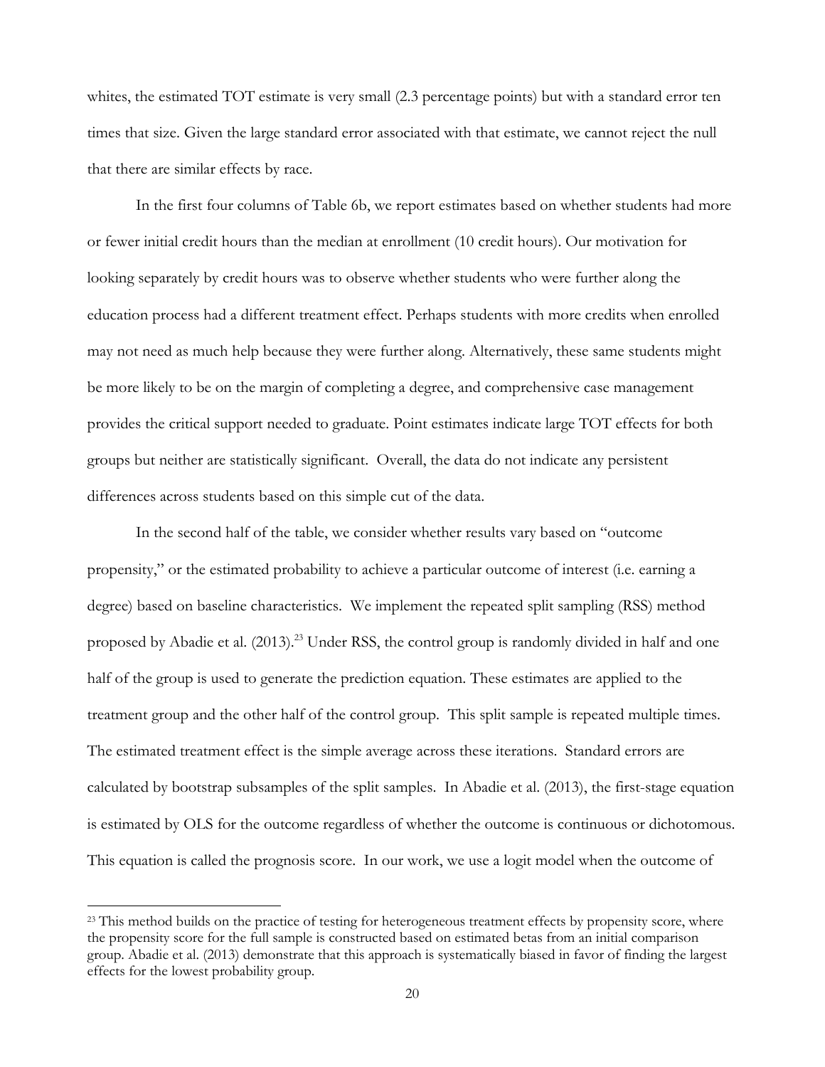whites, the estimated TOT estimate is very small (2.3 percentage points) but with a standard error ten times that size. Given the large standard error associated with that estimate, we cannot reject the null that there are similar effects by race.

In the first four columns of Table 6b, we report estimates based on whether students had more or fewer initial credit hours than the median at enrollment (10 credit hours). Our motivation for looking separately by credit hours was to observe whether students who were further along the education process had a different treatment effect. Perhaps students with more credits when enrolled may not need as much help because they were further along. Alternatively, these same students might be more likely to be on the margin of completing a degree, and comprehensive case management provides the critical support needed to graduate. Point estimates indicate large TOT effects for both groups but neither are statistically significant. Overall, the data do not indicate any persistent differences across students based on this simple cut of the data.

In the second half of the table, we consider whether results vary based on "outcome propensity," or the estimated probability to achieve a particular outcome of interest (i.e. earning a degree) based on baseline characteristics. We implement the repeated split sampling (RSS) method proposed by Abadie et al. (2013).[23] Under RSS, the control group is randomly divided in half and one half of the group is used to generate the prediction equation. These estimates are applied to the treatment group and the other half of the control group. This split sample is repeated multiple times. The estimated treatment effect is the simple average across these iterations. Standard errors are calculated by bootstrap subsamples of the split samples. In Abadie et al. (2013), the first-stage equation is estimated by OLS for the outcome regardless of whether the outcome is continuous or dichotomous. This equation is called the prognosis score. In our work, we use a logit model when the outcome of

[23] This method builds on the practice of testing for heterogeneous treatment effects by propensity score, where the propensity score for the full sample is constructed based on estimated betas from an initial comparison group. Abadie et al. (2013) demonstrate that this approach is systematically biased in favor of finding the largest effects for the lowest probability group.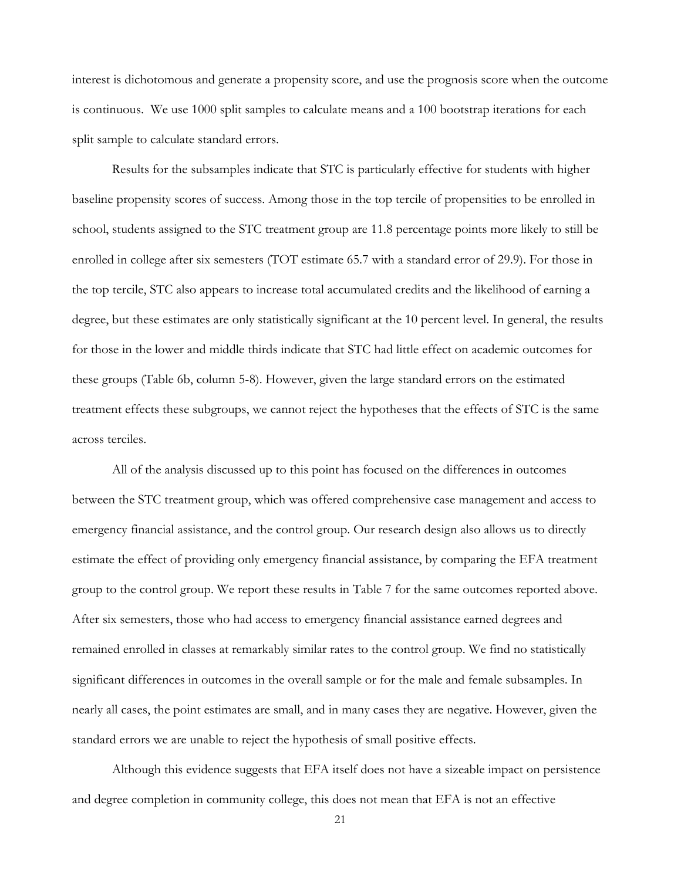interest is dichotomous and generate a propensity score, and use the prognosis score when the outcome is continuous. We use 1000 split samples to calculate means and a 100 bootstrap iterations for each split sample to calculate standard errors.

Results for the subsamples indicate that STC is particularly effective for students with higher baseline propensity scores of success. Among those in the top tercile of propensities to be enrolled in school, students assigned to the STC treatment group are 11.8 percentage points more likely to still be enrolled in college after six semesters (TOT estimate 65.7 with a standard error of 29.9). For those in the top tercile, STC also appears to increase total accumulated credits and the likelihood of earning a degree, but these estimates are only statistically significant at the 10 percent level. In general, the results for those in the lower and middle thirds indicate that STC had little effect on academic outcomes for these groups (Table 6b, column 5-8). However, given the large standard errors on the estimated treatment effects these subgroups, we cannot reject the hypotheses that the effects of STC is the same across terciles.

All of the analysis discussed up to this point has focused on the differences in outcomes between the STC treatment group, which was offered comprehensive case management and access to emergency financial assistance, and the control group. Our research design also allows us to directly estimate the effect of providing only emergency financial assistance, by comparing the EFA treatment group to the control group. We report these results in Table 7 for the same outcomes reported above. After six semesters, those who had access to emergency financial assistance earned degrees and remained enrolled in classes at remarkably similar rates to the control group. We find no statistically significant differences in outcomes in the overall sample or for the male and female subsamples. In nearly all cases, the point estimates are small, and in many cases they are negative. However, given the standard errors we are unable to reject the hypothesis of small positive effects.

Although this evidence suggests that EFA itself does not have a sizeable impact on persistence and degree completion in community college, this does not mean that EFA is not an effective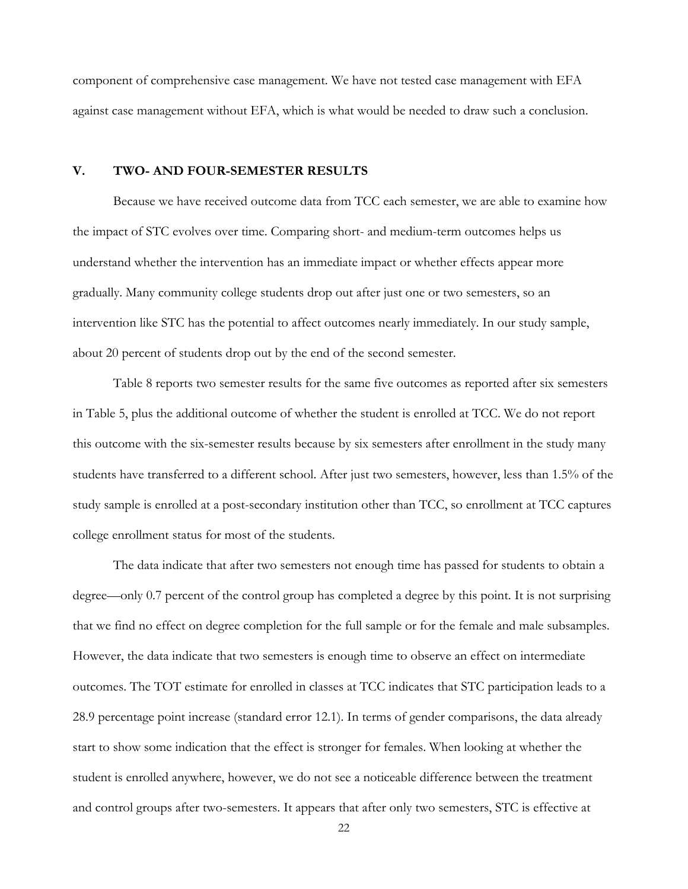component of comprehensive case management. We have not tested case management with EFA against case management without EFA, which is what would be needed to draw such a conclusion.

## V. TWO- AND FOUR-SEMESTER RESULTS

Because we have received outcome data from TCC each semester, we are able to examine how the impact of STC evolves over time. Comparing short- and medium-term outcomes helps us understand whether the intervention has an immediate impact or whether effects appear more gradually. Many community college students drop out after just one or two semesters, so an intervention like STC has the potential to affect outcomes nearly immediately. In our study sample, about 20 percent of students drop out by the end of the second semester.

Table 8 reports two semester results for the same five outcomes as reported after six semesters in Table 5, plus the additional outcome of whether the student is enrolled at TCC. We do not report this outcome with the six-semester results because by six semesters after enrollment in the study many students have transferred to a different school. After just two semesters, however, less than 1.5% of the study sample is enrolled at a post-secondary institution other than TCC, so enrollment at TCC captures college enrollment status for most of the students.

The data indicate that after two semesters not enough time has passed for students to obtain a degree—only 0.7 percent of the control group has completed a degree by this point. It is not surprising that we find no effect on degree completion for the full sample or for the female and male subsamples. However, the data indicate that two semesters is enough time to observe an effect on intermediate outcomes. The TOT estimate for enrolled in classes at TCC indicates that STC participation leads to a 28.9 percentage point increase (standard error 12.1). In terms of gender comparisons, the data already start to show some indication that the effect is stronger for females. When looking at whether the student is enrolled anywhere, however, we do not see a noticeable difference between the treatment and control groups after two-semesters. It appears that after only two semesters, STC is effective at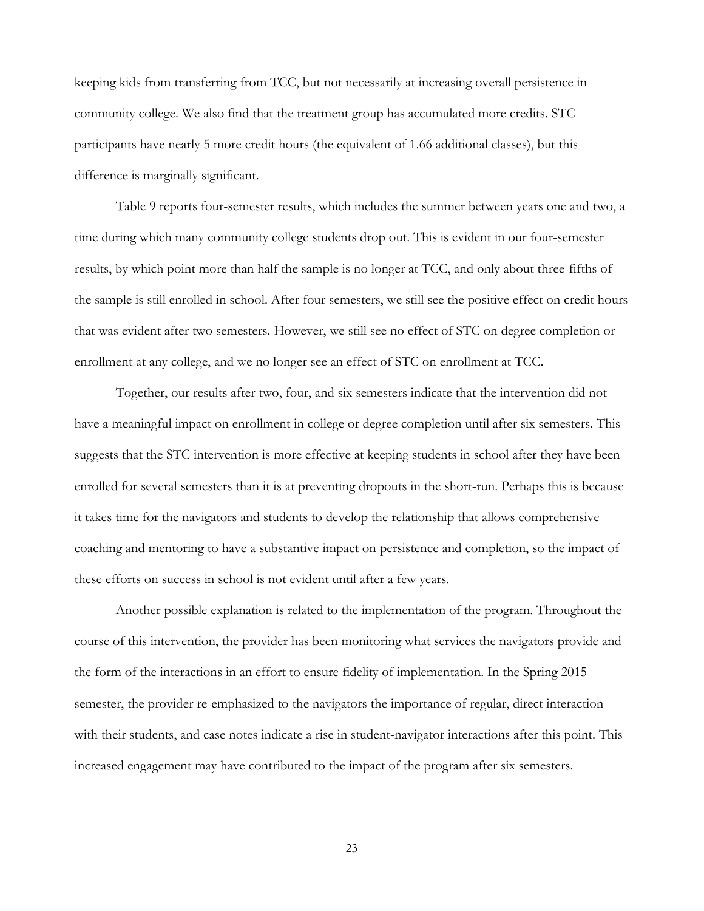keeping kids from transferring from TCC, but not necessarily at increasing overall persistence in community college. We also find that the treatment group has accumulated more credits. STC participants have nearly 5 more credit hours (the equivalent of 1.66 additional classes), but this difference is marginally significant.

Table 9 reports four-semester results, which includes the summer between years one and two, a time during which many community college students drop out. This is evident in our four-semester results, by which point more than half the sample is no longer at TCC, and only about three-fifths of the sample is still enrolled in school. After four semesters, we still see the positive effect on credit hours that was evident after two semesters. However, we still see no effect of STC on degree completion or enrollment at any college, and we no longer see an effect of STC on enrollment at TCC.

Together, our results after two, four, and six semesters indicate that the intervention did not have a meaningful impact on enrollment in college or degree completion until after six semesters. This suggests that the STC intervention is more effective at keeping students in school after they have been enrolled for several semesters than it is at preventing dropouts in the short-run. Perhaps this is because it takes time for the navigators and students to develop the relationship that allows comprehensive coaching and mentoring to have a substantive impact on persistence and completion, so the impact of these efforts on success in school is not evident until after a few years.

Another possible explanation is related to the implementation of the program. Throughout the course of this intervention, the provider has been monitoring what services the navigators provide and the form of the interactions in an effort to ensure fidelity of implementation. In the Spring 2015 semester, the provider re-emphasized to the navigators the importance of regular, direct interaction with their students, and case notes indicate a rise in student-navigator interactions after this point. This increased engagement may have contributed to the impact of the program after six semesters.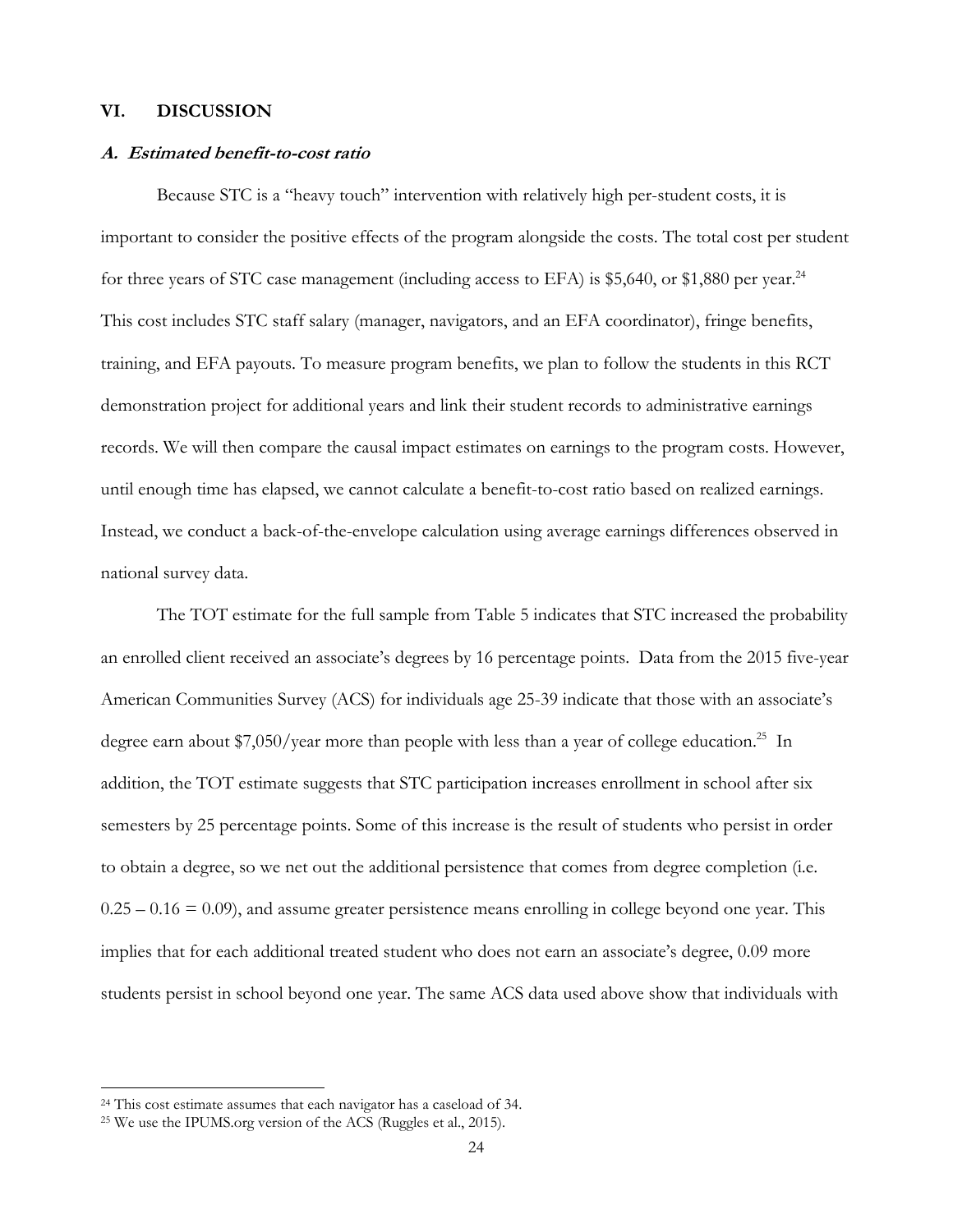## VI. DISCUSSION

### *A. Estimated benefit-to-cost ratio*

Because STC is a "heavy touch" intervention with relatively high per-student costs, it is important to consider the positive effects of the program alongside the costs. The total cost per student for three years of STC case management (including access to EFA) is \$5,640, or \$1,880 per year.[24] This cost includes STC staff salary (manager, navigators, and an EFA coordinator), fringe benefits, training, and EFA payouts. To measure program benefits, we plan to follow the students in this RCT demonstration project for additional years and link their student records to administrative earnings records. We will then compare the causal impact estimates on earnings to the program costs. However, until enough time has elapsed, we cannot calculate a benefit-to-cost ratio based on realized earnings. Instead, we conduct a back-of-the-envelope calculation using average earnings differences observed in national survey data.

The TOT estimate for the full sample from Table 5 indicates that STC increased the probability an enrolled client received an associate's degrees by 16 percentage points. Data from the 2015 five-year American Communities Survey (ACS) for individuals age 25-39 indicate that those with an associate's degree earn about \$7,050/year more than people with less than a year of college education.[25] In addition, the TOT estimate suggests that STC participation increases enrollment in school after six semesters by 25 percentage points. Some of this increase is the result of students who persist in order to obtain a degree, so we net out the additional persistence that comes from degree completion (i.e. 0.25 – 0.16 = 0.09), and assume greater persistence means enrolling in college beyond one year. This implies that for each additional treated student who does not earn an associate's degree, 0.09 more students persist in school beyond one year. The same ACS data used above show that individuals with

[24] This cost estimate assumes that each navigator has a caseload of 34.

[25] We use the IPUMS.org version of the ACS (Ruggles et al., 2015).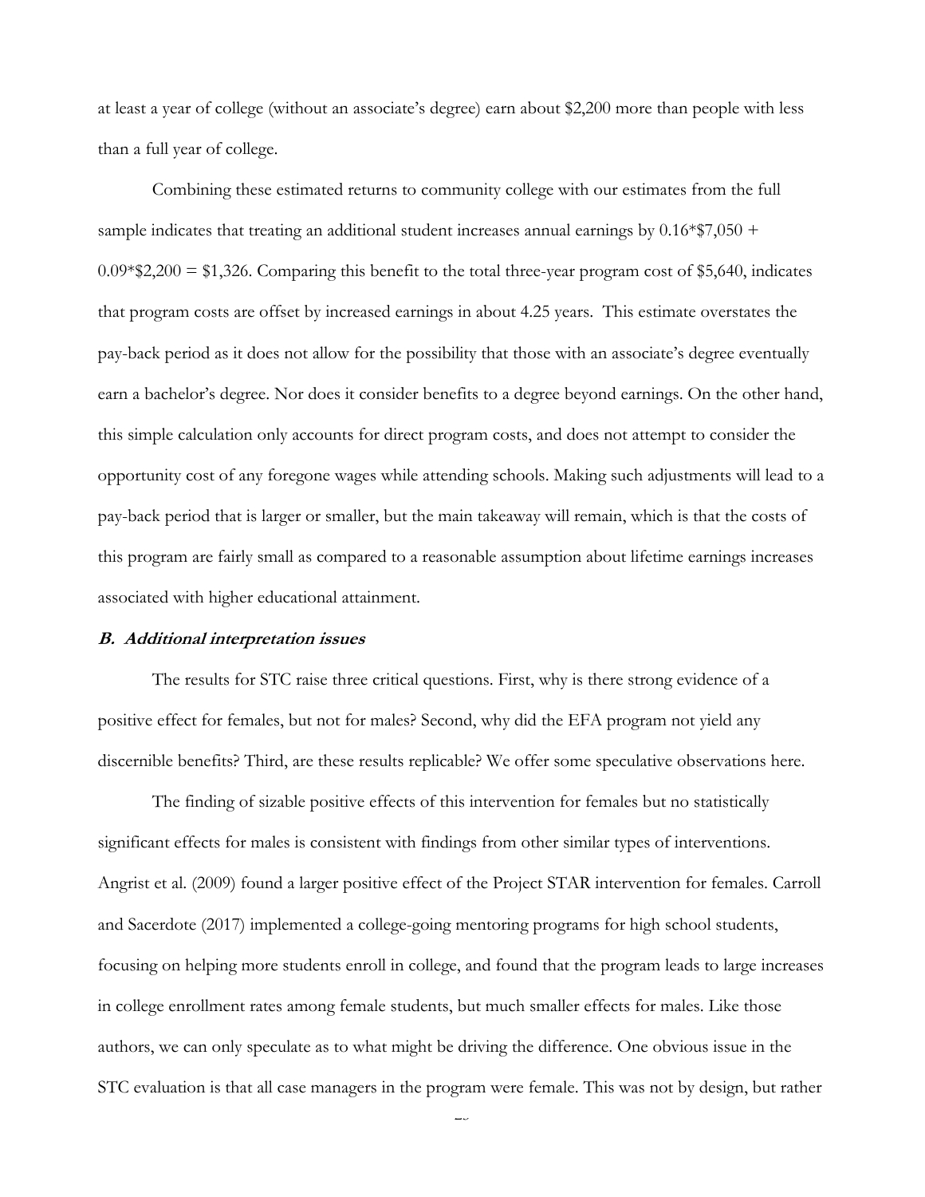at least a year of college (without an associate's degree) earn about \$2,200 more than people with less than a full year of college.

Combining these estimated returns to community college with our estimates from the full sample indicates that treating an additional student increases annual earnings by 0.16*\$7,050 + 0.09*\$2,200 = \$1,326. Comparing this benefit to the total three-year program cost of \$5,640, indicates that program costs are offset by increased earnings in about 4.25 years. This estimate overstates the pay-back period as it does not allow for the possibility that those with an associate's degree eventually earn a bachelor's degree. Nor does it consider benefits to a degree beyond earnings. On the other hand, this simple calculation only accounts for direct program costs, and does not attempt to consider the opportunity cost of any foregone wages while attending schools. Making such adjustments will lead to a pay-back period that is larger or smaller, but the main takeaway will remain, which is that the costs of this program are fairly small as compared to a reasonable assumption about lifetime earnings increases associated with higher educational attainment.

### *B. Additional interpretation issues*

The results for STC raise three critical questions. First, why is there strong evidence of a positive effect for females, but not for males? Second, why did the EFA program not yield any discernible benefits? Third, are these results replicable? We offer some speculative observations here.

The finding of sizable positive effects of this intervention for females but no statistically significant effects for males is consistent with findings from other similar types of interventions. Angrist et al. (2009) found a larger positive effect of the Project STAR intervention for females. Carroll and Sacerdote (2017) implemented a college-going mentoring programs for high school students, focusing on helping more students enroll in college, and found that the program leads to large increases in college enrollment rates among female students, but much smaller effects for males. Like those authors, we can only speculate as to what might be driving the difference. One obvious issue in the STC evaluation is that all case managers in the program were female. This was not by design, but rather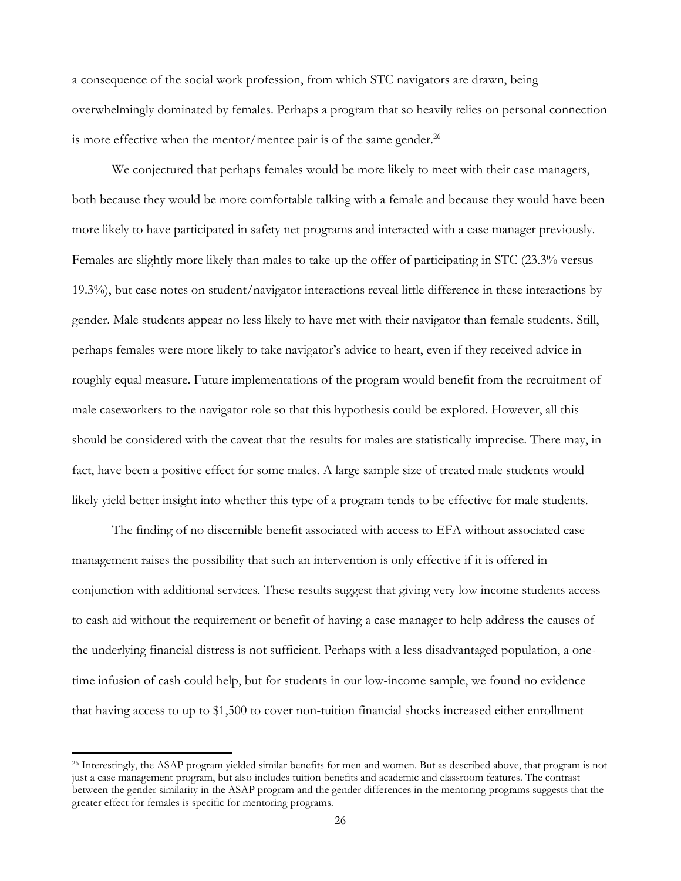a consequence of the social work profession, from which STC navigators are drawn, being overwhelmingly dominated by females. Perhaps a program that so heavily relies on personal connection is more effective when the mentor/mentee pair is of the same gender.[26]

We conjectured that perhaps females would be more likely to meet with their case managers, both because they would be more comfortable talking with a female and because they would have been more likely to have participated in safety net programs and interacted with a case manager previously. Females are slightly more likely than males to take-up the offer of participating in STC (23.3% versus 19.3%), but case notes on student/navigator interactions reveal little difference in these interactions by gender. Male students appear no less likely to have met with their navigator than female students. Still, perhaps females were more likely to take navigator's advice to heart, even if they received advice in roughly equal measure. Future implementations of the program would benefit from the recruitment of male caseworkers to the navigator role so that this hypothesis could be explored. However, all this should be considered with the caveat that the results for males are statistically imprecise. There may, in fact, have been a positive effect for some males. A large sample size of treated male students would likely yield better insight into whether this type of a program tends to be effective for male students.

The finding of no discernible benefit associated with access to EFA without associated case management raises the possibility that such an intervention is only effective if it is offered in conjunction with additional services. These results suggest that giving very low income students access to cash aid without the requirement or benefit of having a case manager to help address the causes of the underlying financial distress is not sufficient. Perhaps with a less disadvantaged population, a one-time infusion of cash could help, but for students in our low-income sample, we found no evidence that having access to up to $1,500 to cover non-tuition financial shocks increased either enrollment

---

[26] Interestingly, the ASAP program yielded similar benefits for men and women. But as described above, that program is not just a case management program, but also includes tuition benefits and academic and classroom features. The contrast between the gender similarity in the ASAP program and the gender differences in the mentoring programs suggests that the greater effect for females is specific for mentoring programs.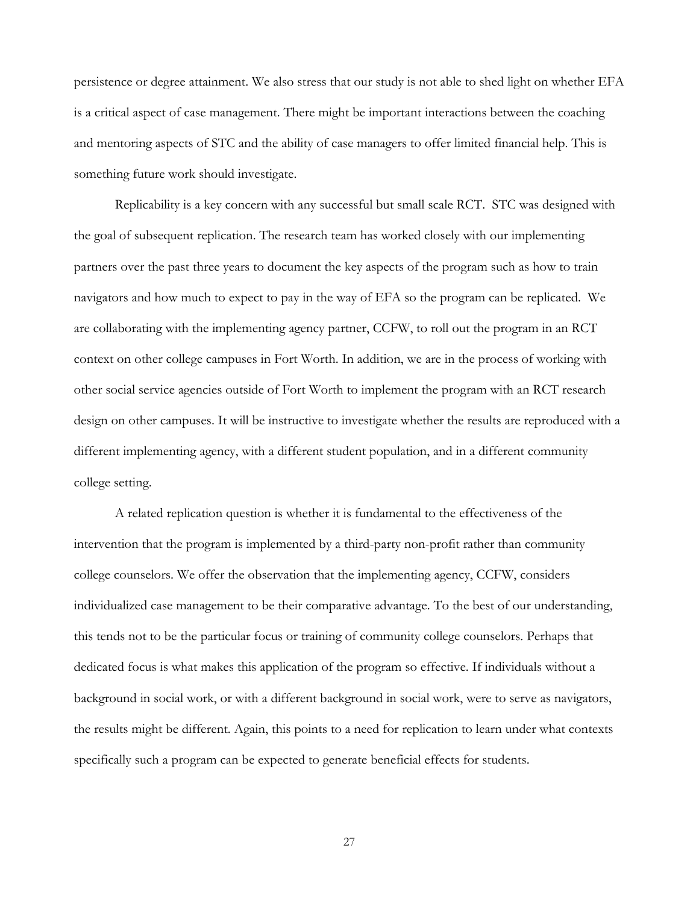persistence or degree attainment. We also stress that our study is not able to shed light on whether EFA is a critical aspect of case management. There might be important interactions between the coaching and mentoring aspects of STC and the ability of case managers to offer limited financial help. This is something future work should investigate.

Replicability is a key concern with any successful but small scale RCT. STC was designed with the goal of subsequent replication. The research team has worked closely with our implementing partners over the past three years to document the key aspects of the program such as how to train navigators and how much to expect to pay in the way of EFA so the program can be replicated. We are collaborating with the implementing agency partner, CCFW, to roll out the program in an RCT context on other college campuses in Fort Worth. In addition, we are in the process of working with other social service agencies outside of Fort Worth to implement the program with an RCT research design on other campuses. It will be instructive to investigate whether the results are reproduced with a different implementing agency, with a different student population, and in a different community college setting.

A related replication question is whether it is fundamental to the effectiveness of the intervention that the program is implemented by a third-party non-profit rather than community college counselors. We offer the observation that the implementing agency, CCFW, considers individualized case management to be their comparative advantage. To the best of our understanding, this tends not to be the particular focus or training of community college counselors. Perhaps that dedicated focus is what makes this application of the program so effective. If individuals without a background in social work, or with a different background in social work, were to serve as navigators, the results might be different. Again, this points to a need for replication to learn under what contexts specifically such a program can be expected to generate beneficial effects for students.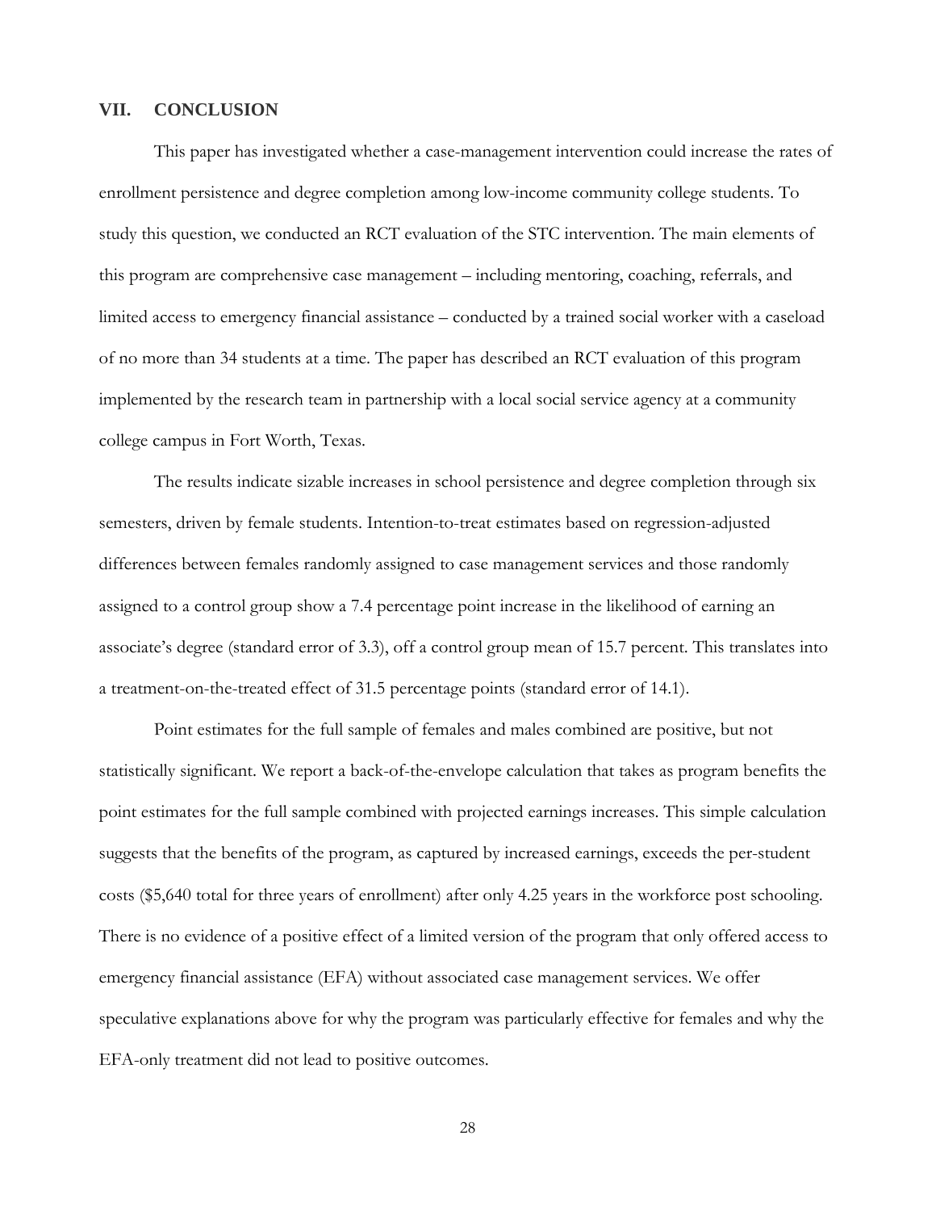## VII. CONCLUSION

This paper has investigated whether a case-management intervention could increase the rates of enrollment persistence and degree completion among low-income community college students. To study this question, we conducted an RCT evaluation of the STC intervention. The main elements of this program are comprehensive case management – including mentoring, coaching, referrals, and limited access to emergency financial assistance – conducted by a trained social worker with a caseload of no more than 34 students at a time. The paper has described an RCT evaluation of this program implemented by the research team in partnership with a local social service agency at a community college campus in Fort Worth, Texas.

The results indicate sizable increases in school persistence and degree completion through six semesters, driven by female students. Intention-to-treat estimates based on regression-adjusted differences between females randomly assigned to case management services and those randomly assigned to a control group show a 7.4 percentage point increase in the likelihood of earning an associate's degree (standard error of 3.3), off a control group mean of 15.7 percent. This translates into a treatment-on-the-treated effect of 31.5 percentage points (standard error of 14.1).

Point estimates for the full sample of females and males combined are positive, but not statistically significant. We report a back-of-the-envelope calculation that takes as program benefits the point estimates for the full sample combined with projected earnings increases. This simple calculation suggests that the benefits of the program, as captured by increased earnings, exceeds the per-student costs ($5,640 total for three years of enrollment) after only 4.25 years in the workforce post schooling. There is no evidence of a positive effect of a limited version of the program that only offered access to emergency financial assistance (EFA) without associated case management services. We offer speculative explanations above for why the program was particularly effective for females and why the EFA-only treatment did not lead to positive outcomes.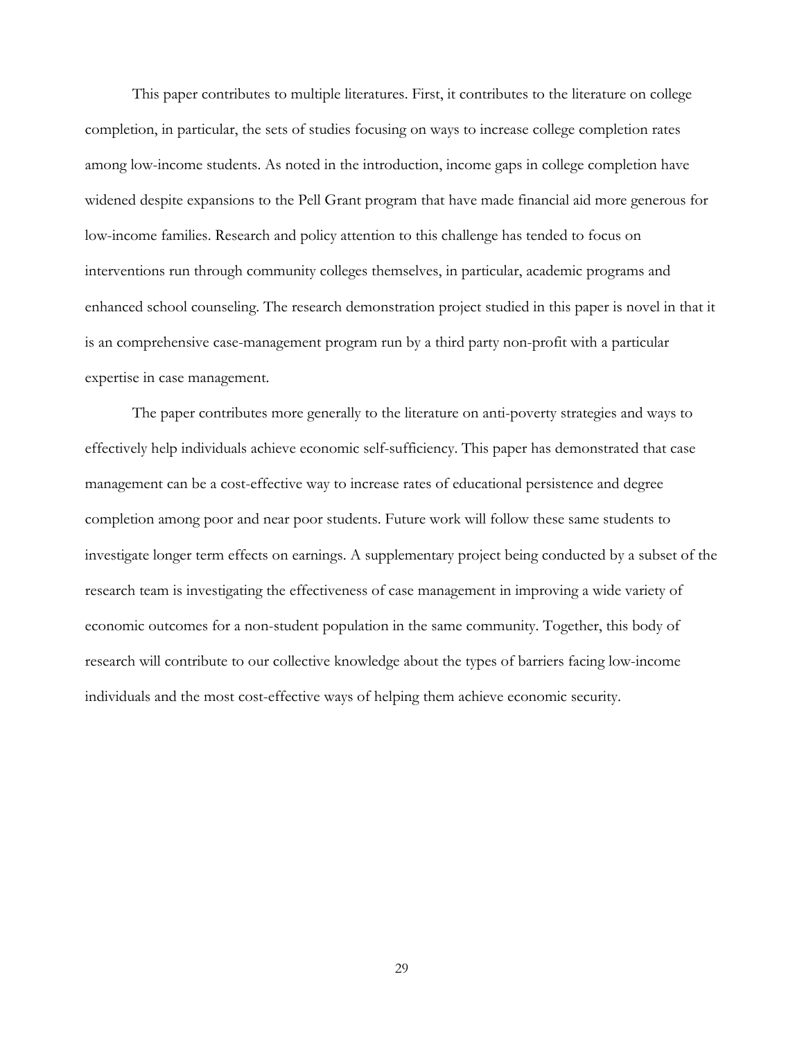This paper contributes to multiple literatures. First, it contributes to the literature on college completion, in particular, the sets of studies focusing on ways to increase college completion rates among low-income students. As noted in the introduction, income gaps in college completion have widened despite expansions to the Pell Grant program that have made financial aid more generous for low-income families. Research and policy attention to this challenge has tended to focus on interventions run through community colleges themselves, in particular, academic programs and enhanced school counseling. The research demonstration project studied in this paper is novel in that it is an comprehensive case-management program run by a third party non-profit with a particular expertise in case management.

The paper contributes more generally to the literature on anti-poverty strategies and ways to effectively help individuals achieve economic self-sufficiency. This paper has demonstrated that case management can be a cost-effective way to increase rates of educational persistence and degree completion among poor and near poor students. Future work will follow these same students to investigate longer term effects on earnings. A supplementary project being conducted by a subset of the research team is investigating the effectiveness of case management in improving a wide variety of economic outcomes for a non-student population in the same community. Together, this body of research will contribute to our collective knowledge about the types of barriers facing low-income individuals and the most cost-effective ways of helping them achieve economic security.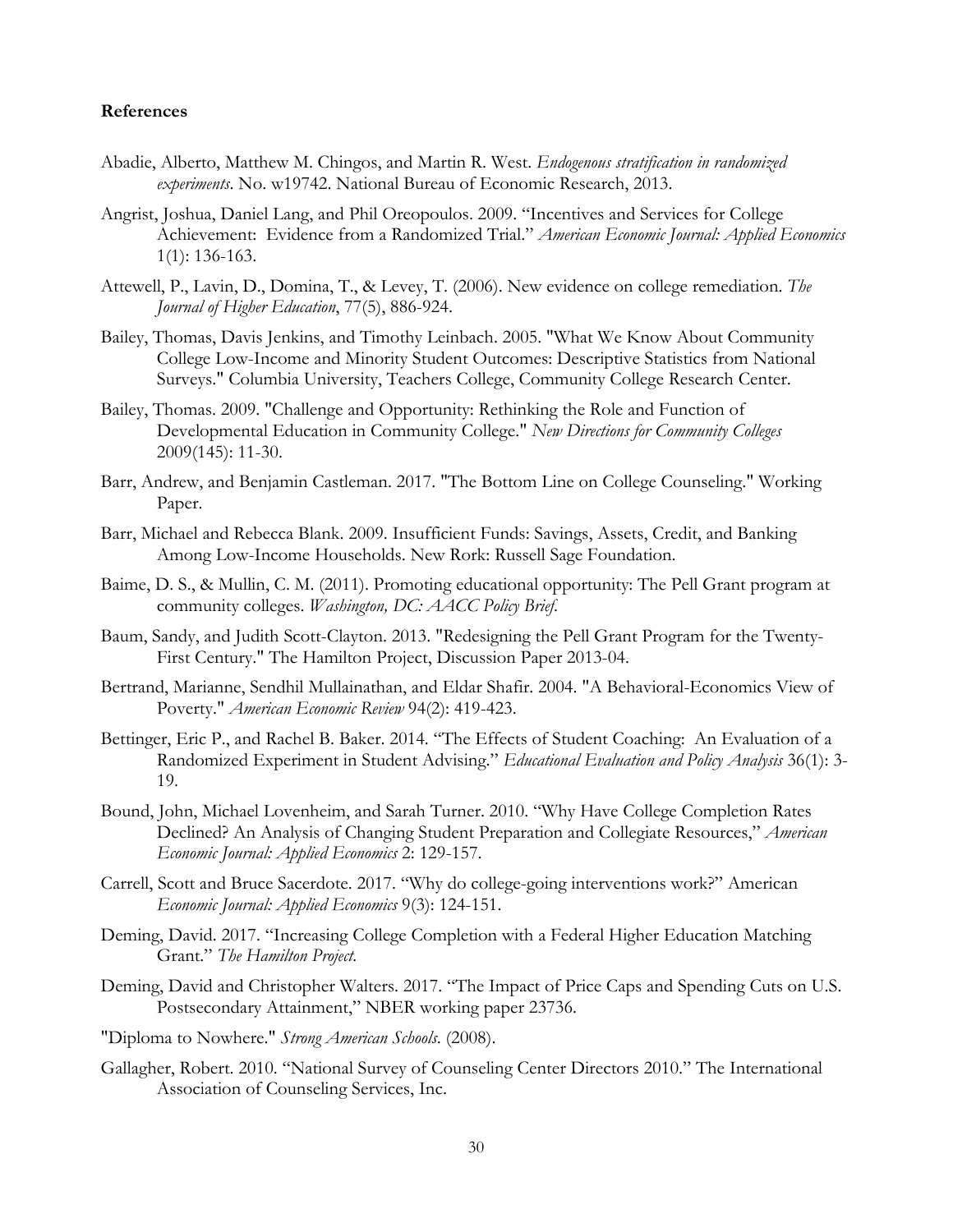**References**

Abadie, Alberto, Matthew M. Chingos, and Martin R. West. *Endogenous stratification in randomized experiments*. No. w19742. National Bureau of Economic Research, 2013.

Angrist, Joshua, Daniel Lang, and Phil Oreopoulos. 2009. "Incentives and Services for College Achievement: Evidence from a Randomized Trial." *American Economic Journal: Applied Economics* 1(1): 136-163.

Attewell, P., Lavin, D., Domina, T., & Levey, T. (2006). New evidence on college remediation. *The Journal of Higher Education*, 77(5), 886-924.

Bailey, Thomas, Davis Jenkins, and Timothy Leinbach. 2005. "What We Know About Community College Low-Income and Minority Student Outcomes: Descriptive Statistics from National Surveys." Columbia University, Teachers College, Community College Research Center.

Bailey, Thomas. 2009. "Challenge and Opportunity: Rethinking the Role and Function of Developmental Education in Community College." *New Directions for Community Colleges* 2009(145): 11-30.

Barr, Andrew, and Benjamin Castleman. 2017. "The Bottom Line on College Counseling." Working Paper.

Barr, Michael and Rebecca Blank. 2009. Insufficient Funds: Savings, Assets, Credit, and Banking Among Low-Income Households. New Rork: Russell Sage Foundation.

Baime, D. S., & Mullin, C. M. (2011). Promoting educational opportunity: The Pell Grant program at community colleges. *Washington, DC: AACC Policy Brief*.

Baum, Sandy, and Judith Scott-Clayton. 2013. "Redesigning the Pell Grant Program for the Twenty-First Century." The Hamilton Project, Discussion Paper 2013-04.

Bertrand, Marianne, Sendhil Mullainathan, and Eldar Shafir. 2004. "A Behavioral-Economics View of Poverty." *American Economic Review* 94(2): 419-423.

Bettinger, Eric P., and Rachel B. Baker. 2014. "The Effects of Student Coaching: An Evaluation of a Randomized Experiment in Student Advising." *Educational Evaluation and Policy Analysis* 36(1): 3-19.

Bound, John, Michael Lovenheim, and Sarah Turner. 2010. "Why Have College Completion Rates Declined? An Analysis of Changing Student Preparation and Collegiate Resources," *American Economic Journal: Applied Economics* 2: 129-157.

Carrell, Scott and Bruce Sacerdote. 2017. "Why do college-going interventions work?" American *Economic Journal: Applied Economics* 9(3): 124-151.

Deming, David. 2017. "Increasing College Completion with a Federal Higher Education Matching Grant." *The Hamilton Project*.

Deming, David and Christopher Walters. 2017. "The Impact of Price Caps and Spending Cuts on U.S. Postsecondary Attainment," NBER working paper 23736.

"Diploma to Nowhere." *Strong American Schools*. (2008).

Gallagher, Robert. 2010. "National Survey of Counseling Center Directors 2010." The International Association of Counseling Services, Inc.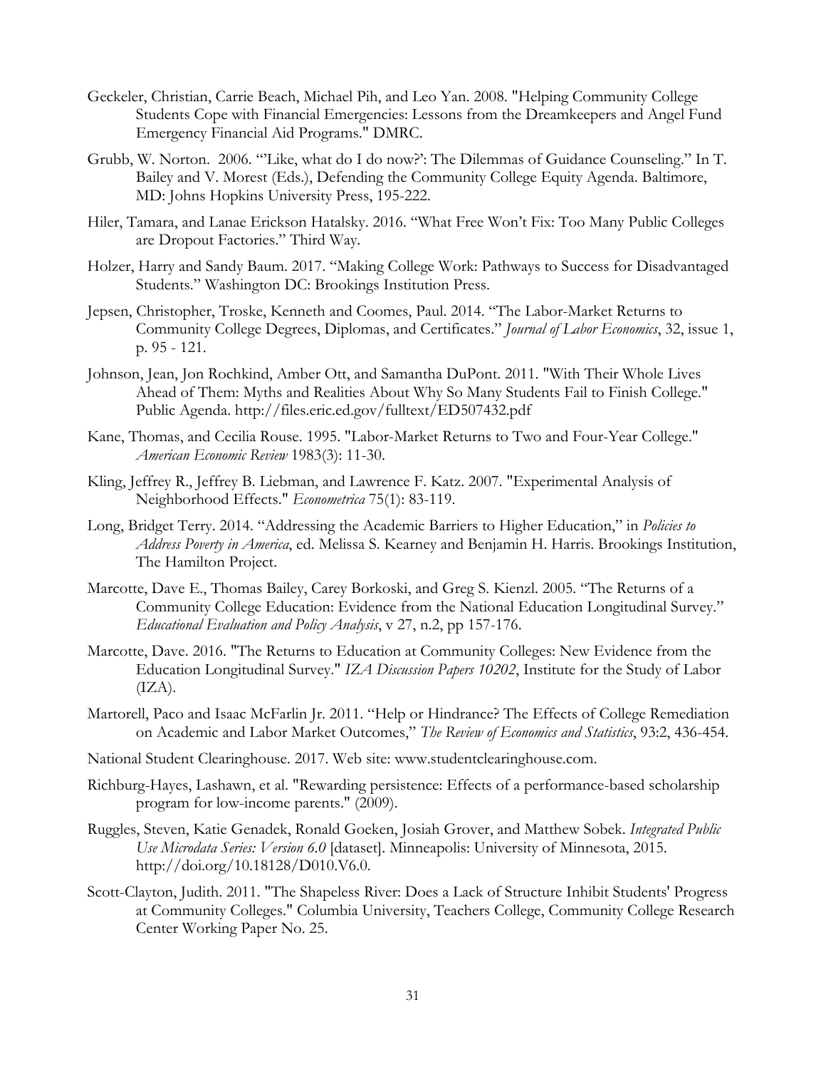Geckeler, Christian, Carrie Beach, Michael Pih, and Leo Yan. 2008. "Helping Community College Students Cope with Financial Emergencies: Lessons from the Dreamkeepers and Angel Fund Emergency Financial Aid Programs." DMRC.

Grubb, W. Norton. 2006. "'Like, what do I do now?': The Dilemmas of Guidance Counseling." In T. Bailey and V. Morest (Eds.), Defending the Community College Equity Agenda. Baltimore, MD: Johns Hopkins University Press, 195-222.

Hiler, Tamara, and Lanae Erickson Hatalsky. 2016. "What Free Won't Fix: Too Many Public Colleges are Dropout Factories." Third Way.

Holzer, Harry and Sandy Baum. 2017. "Making College Work: Pathways to Success for Disadvantaged Students." Washington DC: Brookings Institution Press.

Jepsen, Christopher, Troske, Kenneth and Coomes, Paul. 2014. "The Labor-Market Returns to Community College Degrees, Diplomas, and Certificates." *Journal of Labor Economics*, 32, issue 1, p. 95 - 121.

Johnson, Jean, Jon Rochkind, Amber Ott, and Samantha DuPont. 2011. "With Their Whole Lives Ahead of Them: Myths and Realities About Why So Many Students Fail to Finish College." Public Agenda. http://files.eric.ed.gov/fulltext/ED507432.pdf

Kane, Thomas, and Cecilia Rouse. 1995. "Labor-Market Returns to Two and Four-Year College." *American Economic Review* 1983(3): 11-30.

Kling, Jeffrey R., Jeffrey B. Liebman, and Lawrence F. Katz. 2007. "Experimental Analysis of Neighborhood Effects." *Econometrica* 75(1): 83-119.

Long, Bridget Terry. 2014. "Addressing the Academic Barriers to Higher Education," in *Policies to Address Poverty in America*, ed. Melissa S. Kearney and Benjamin H. Harris. Brookings Institution, The Hamilton Project.

Marcotte, Dave E., Thomas Bailey, Carey Borkoski, and Greg S. Kienzl. 2005. "The Returns of a Community College Education: Evidence from the National Education Longitudinal Survey." *Educational Evaluation and Policy Analysis*, v 27, n.2, pp 157-176.

Marcotte, Dave. 2016. "The Returns to Education at Community Colleges: New Evidence from the Education Longitudinal Survey." *IZA Discussion Papers 10202*, Institute for the Study of Labor (IZA).

Martorell, Paco and Isaac McFarlin Jr. 2011. "Help or Hindrance? The Effects of College Remediation on Academic and Labor Market Outcomes," *The Review of Economics and Statistics*, 93:2, 436-454.

National Student Clearinghouse. 2017. Web site: www.studentclearinghouse.com.

Richburg-Hayes, Lashawn, et al. "Rewarding persistence: Effects of a performance-based scholarship program for low-income parents." (2009).

Ruggles, Steven, Katie Genadek, Ronald Goeken, Josiah Grover, and Matthew Sobek. *Integrated Public Use Microdata Series: Version 6.0* [dataset]. Minneapolis: University of Minnesota, 2015. http://doi.org/10.18128/D010.V6.0.

Scott-Clayton, Judith. 2011. "The Shapeless River: Does a Lack of Structure Inhibit Students' Progress at Community Colleges." Columbia University, Teachers College, Community College Research Center Working Paper No. 25.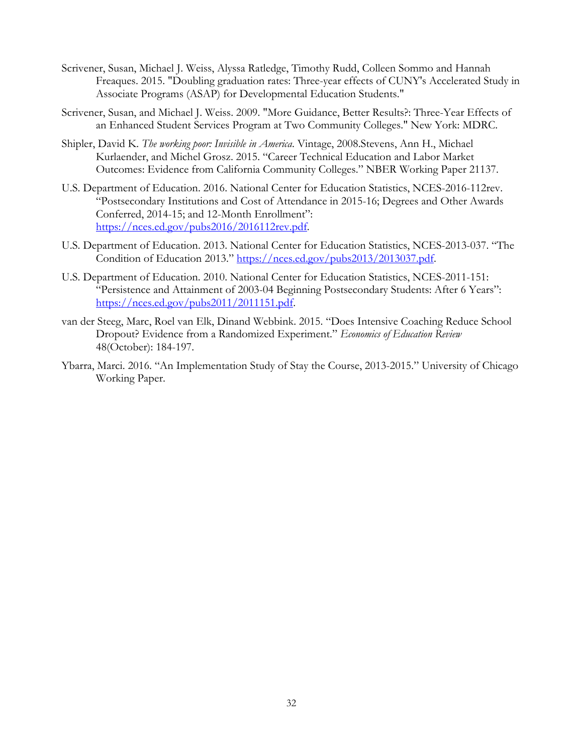Scrivener, Susan, Michael J. Weiss, Alyssa Ratledge, Timothy Rudd, Colleen Sommo and Hannah Freaques. 2015. "Doubling graduation rates: Three-year effects of CUNY's Accelerated Study in Associate Programs (ASAP) for Developmental Education Students."

Scrivener, Susan, and Michael J. Weiss. 2009. "More Guidance, Better Results?: Three-Year Effects of an Enhanced Student Services Program at Two Community Colleges." New York: MDRC.

Shipler, David K. *The working poor: Invisible in America*. Vintage, 2008.Stevens, Ann H., Michael Kurlaender, and Michel Grosz. 2015. "Career Technical Education and Labor Market Outcomes: Evidence from California Community Colleges." NBER Working Paper 21137.

U.S. Department of Education. 2016. National Center for Education Statistics, NCES-2016-112rev. "Postsecondary Institutions and Cost of Attendance in 2015-16; Degrees and Other Awards Conferred, 2014-15; and 12-Month Enrollment": https://nces.ed.gov/pubs2016/2016112rev.pdf.

U.S. Department of Education. 2013. National Center for Education Statistics, NCES-2013-037. "The Condition of Education 2013." https://nces.ed.gov/pubs2013/2013037.pdf.

U.S. Department of Education. 2010. National Center for Education Statistics, NCES-2011-151: "Persistence and Attainment of 2003-04 Beginning Postsecondary Students: After 6 Years": https://nces.ed.gov/pubs2011/2011151.pdf.

van der Steeg, Marc, Roel van Elk, Dinand Webbink. 2015. "Does Intensive Coaching Reduce School Dropout? Evidence from a Randomized Experiment." *Economics of Education Review* 48(October): 184-197.

Ybarra, Marci. 2016. "An Implementation Study of Stay the Course, 2013-2015." University of Chicago Working Paper.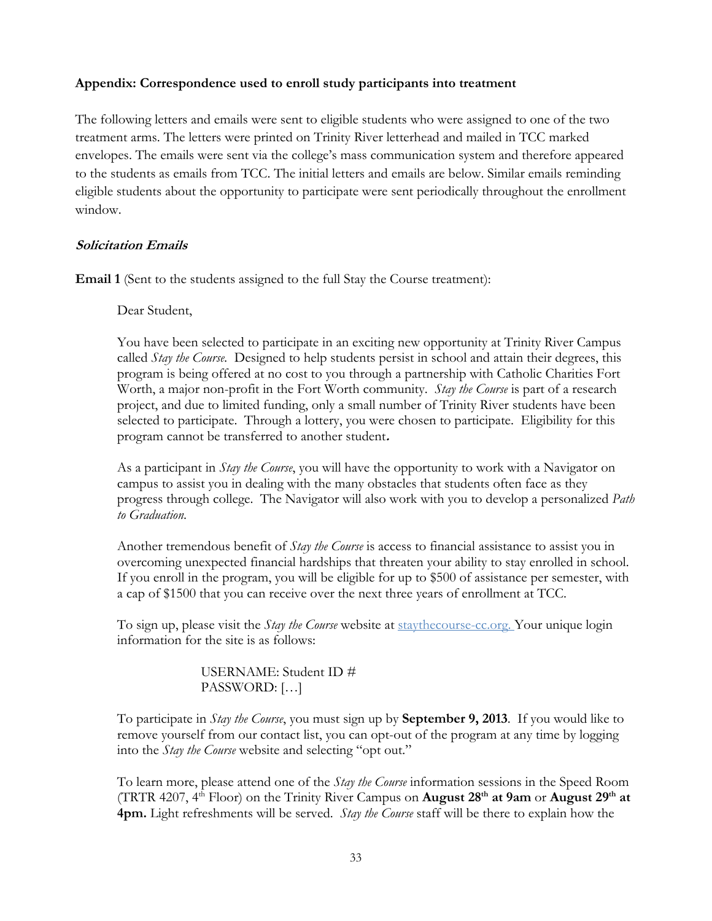**Appendix: Correspondence used to enroll study participants into treatment**

The following letters and emails were sent to eligible students who were assigned to one of the two treatment arms. The letters were printed on Trinity River letterhead and mailed in TCC marked envelopes. The emails were sent via the college's mass communication system and therefore appeared to the students as emails from TCC. The initial letters and emails are below. Similar emails reminding eligible students about the opportunity to participate were sent periodically throughout the enrollment window.

***Solicitation Emails***

**Email 1** (Sent to the students assigned to the full Stay the Course treatment):

> Dear Student,
>
> You have been selected to participate in an exciting new opportunity at Trinity River Campus called *Stay the Course.* Designed to help students persist in school and attain their degrees, this program is being offered at no cost to you through a partnership with Catholic Charities Fort Worth, a major non-profit in the Fort Worth community. *Stay the Course* is part of a research project, and due to limited funding, only a small number of Trinity River students have been selected to participate. Through a lottery, you were chosen to participate. Eligibility for this program cannot be transferred to another student**.**
>
> As a participant in *Stay the Course*, you will have the opportunity to work with a Navigator on campus to assist you in dealing with the many obstacles that students often face as they progress through college. The Navigator will also work with you to develop a personalized *Path to Graduation.*
>
> Another tremendous benefit of *Stay the Course* is access to financial assistance to assist you in overcoming unexpected financial hardships that threaten your ability to stay enrolled in school. If you enroll in the program, you will be eligible for up to $500 of assistance per semester, with a cap of $1500 that you can receive over the next three years of enrollment at TCC.
>
> To sign up, please visit the *Stay the Course* website at staythecourse-cc.org. Your unique login information for the site is as follows:
>
> USERNAME: Student ID #
> PASSWORD: […]
>
> To participate in *Stay the Course*, you must sign up by **September 9, 2013**. If you would like to remove yourself from our contact list, you can opt-out of the program at any time by logging into the *Stay the Course* website and selecting "opt out."
>
> To learn more, please attend one of the *Stay the Course* information sessions in the Speed Room (TRTR 4207, 4th Floor) on the Trinity River Campus on **August 28th at 9am** or **August 29th at 4pm.** Light refreshments will be served. *Stay the Course* staff will be there to explain how the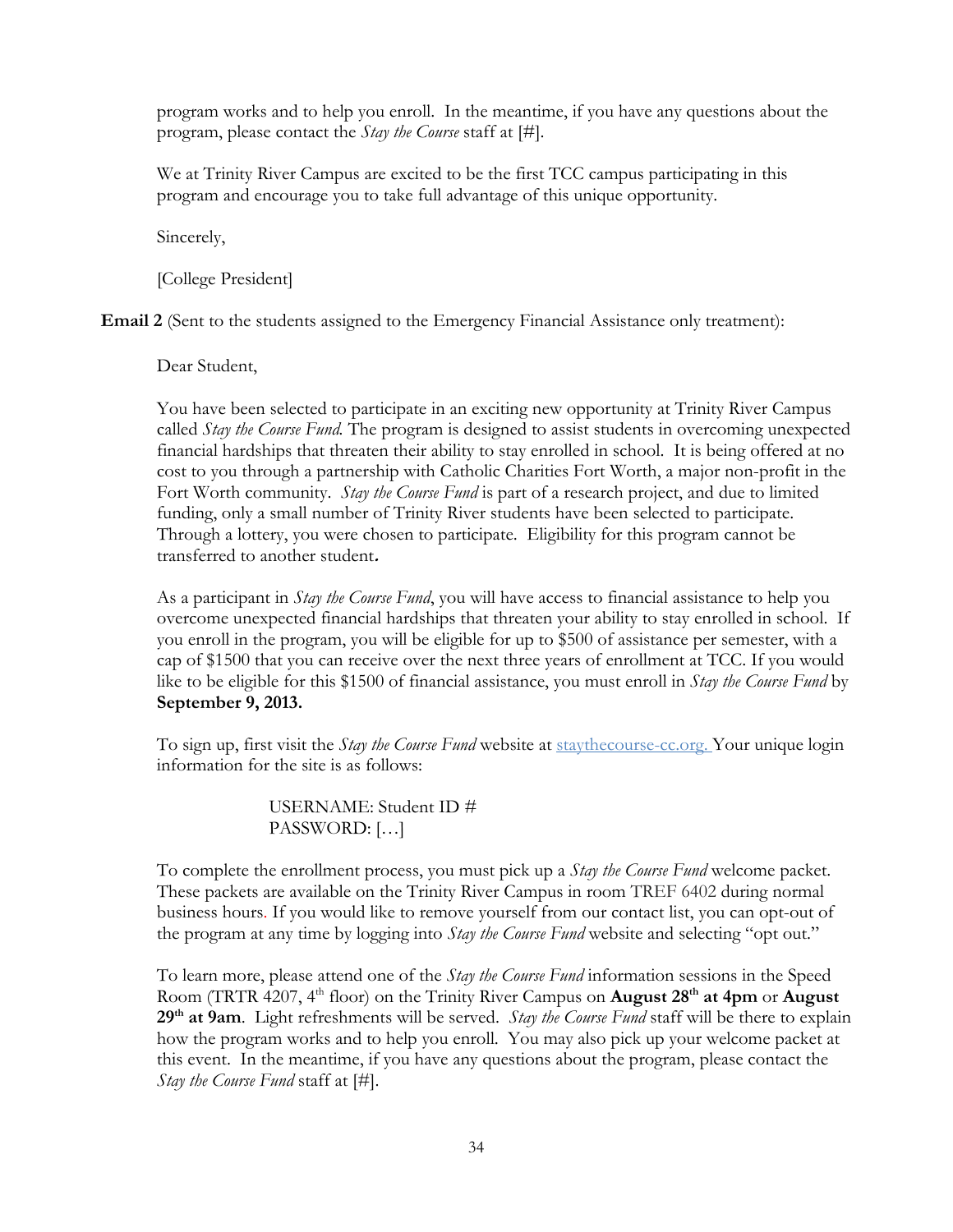program works and to help you enroll. In the meantime, if you have any questions about the program, please contact the *Stay the Course* staff at [#].

We at Trinity River Campus are excited to be the first TCC campus participating in this program and encourage you to take full advantage of this unique opportunity.

Sincerely,

[College President]

**Email 2** (Sent to the students assigned to the Emergency Financial Assistance only treatment):

Dear Student,

You have been selected to participate in an exciting new opportunity at Trinity River Campus called *Stay the Course Fund*. The program is designed to assist students in overcoming unexpected financial hardships that threaten their ability to stay enrolled in school. It is being offered at no cost to you through a partnership with Catholic Charities Fort Worth, a major non-profit in the Fort Worth community. *Stay the Course Fund* is part of a research project, and due to limited funding, only a small number of Trinity River students have been selected to participate. Through a lottery, you were chosen to participate. Eligibility for this program cannot be transferred to another student**.**

As a participant in *Stay the Course Fund*, you will have access to financial assistance to help you overcome unexpected financial hardships that threaten your ability to stay enrolled in school. If you enroll in the program, you will be eligible for up to $500 of assistance per semester, with a cap of $1500 that you can receive over the next three years of enrollment at TCC. If you would like to be eligible for this $1500 of financial assistance, you must enroll in *Stay the Course Fund* by **September 9, 2013.**

To sign up, first visit the *Stay the Course Fund* website at staythecourse-cc.org. Your unique login information for the site is as follows:

> USERNAME: Student ID #
> PASSWORD: […]

To complete the enrollment process, you must pick up a *Stay the Course Fund* welcome packet. These packets are available on the Trinity River Campus in room TREF 6402 during normal business hours. If you would like to remove yourself from our contact list, you can opt-out of the program at any time by logging into *Stay the Course Fund* website and selecting "opt out."

To learn more, please attend one of the *Stay the Course Fund* information sessions in the Speed Room (TRTR 4207, 4th floor) on the Trinity River Campus on **August 28th at 4pm** or **August 29th at 9am**. Light refreshments will be served. *Stay the Course Fund* staff will be there to explain how the program works and to help you enroll. You may also pick up your welcome packet at this event. In the meantime, if you have any questions about the program, please contact the *Stay the Course Fund* staff at [#].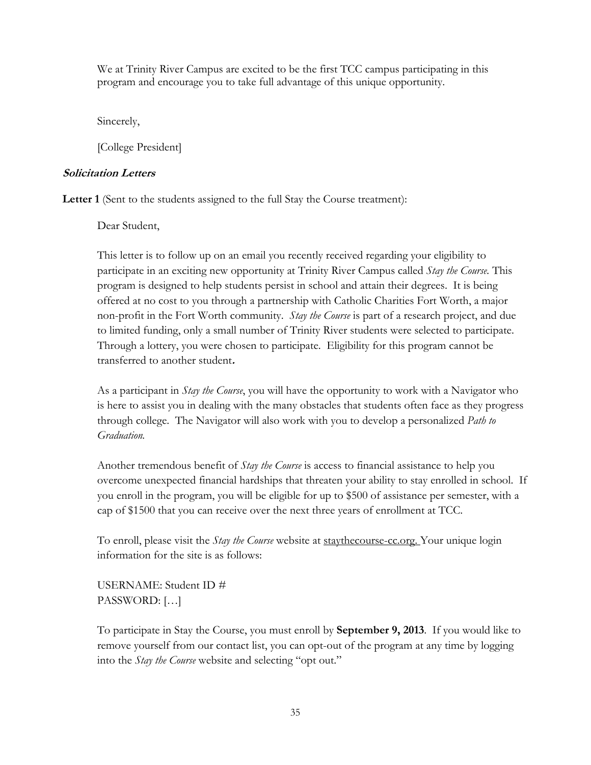We at Trinity River Campus are excited to be the first TCC campus participating in this program and encourage you to take full advantage of this unique opportunity.

Sincerely,

[College President]

***Solicitation Letters***

**Letter 1** (Sent to the students assigned to the full Stay the Course treatment):

Dear Student,

This letter is to follow up on an email you recently received regarding your eligibility to participate in an exciting new opportunity at Trinity River Campus called *Stay the Course.* This program is designed to help students persist in school and attain their degrees. It is being offered at no cost to you through a partnership with Catholic Charities Fort Worth, a major non-profit in the Fort Worth community. *Stay the Course* is part of a research project, and due to limited funding, only a small number of Trinity River students were selected to participate. Through a lottery, you were chosen to participate. Eligibility for this program cannot be transferred to another student**.**

As a participant in *Stay the Course*, you will have the opportunity to work with a Navigator who is here to assist you in dealing with the many obstacles that students often face as they progress through college. The Navigator will also work with you to develop a personalized *Path to Graduation.*

Another tremendous benefit of *Stay the Course* is access to financial assistance to help you overcome unexpected financial hardships that threaten your ability to stay enrolled in school. If you enroll in the program, you will be eligible for up to $500 of assistance per semester, with a cap of $1500 that you can receive over the next three years of enrollment at TCC.

To enroll, please visit the *Stay the Course* website at staythecourse-cc.org. Your unique login information for the site is as follows:

USERNAME: Student ID #
PASSWORD: […]

To participate in Stay the Course, you must enroll by **September 9, 2013**. If you would like to remove yourself from our contact list, you can opt-out of the program at any time by logging into the *Stay the Course* website and selecting "opt out."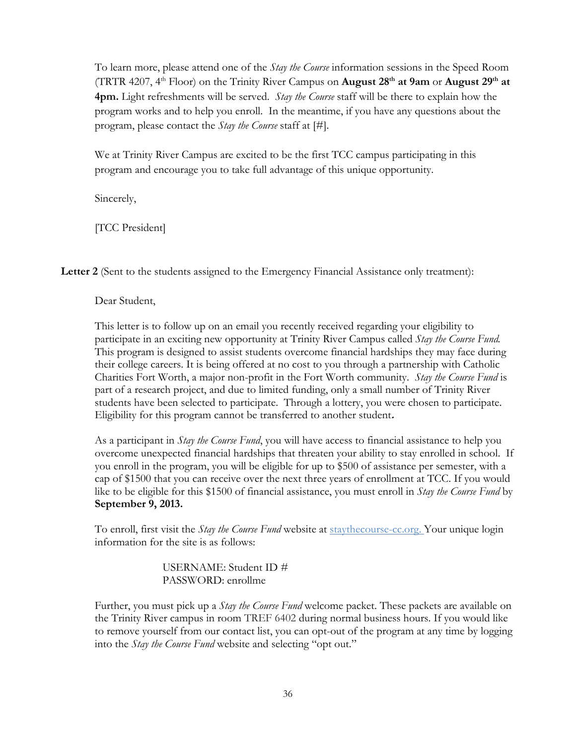To learn more, please attend one of the *Stay the Course* information sessions in the Speed Room (TRTR 4207, 4th Floor) on the Trinity River Campus on **August 28th at 9am** or **August 29th at 4pm.** Light refreshments will be served. *Stay the Course* staff will be there to explain how the program works and to help you enroll. In the meantime, if you have any questions about the program, please contact the *Stay the Course* staff at [#].

We at Trinity River Campus are excited to be the first TCC campus participating in this program and encourage you to take full advantage of this unique opportunity.

Sincerely,

[TCC President]

**Letter 2** (Sent to the students assigned to the Emergency Financial Assistance only treatment):

Dear Student,

This letter is to follow up on an email you recently received regarding your eligibility to participate in an exciting new opportunity at Trinity River Campus called *Stay the Course Fund.* This program is designed to assist students overcome financial hardships they may face during their college careers. It is being offered at no cost to you through a partnership with Catholic Charities Fort Worth, a major non-profit in the Fort Worth community. *Stay the Course Fund* is part of a research project, and due to limited funding, only a small number of Trinity River students have been selected to participate. Through a lottery, you were chosen to participate. Eligibility for this program cannot be transferred to another student**.**

As a participant in *Stay the Course Fund*, you will have access to financial assistance to help you overcome unexpected financial hardships that threaten your ability to stay enrolled in school. If you enroll in the program, you will be eligible for up to $500 of assistance per semester, with a cap of $1500 that you can receive over the next three years of enrollment at TCC. If you would like to be eligible for this $1500 of financial assistance, you must enroll in *Stay the Course Fund* by **September 9, 2013.**

To enroll, first visit the *Stay the Course Fund* website at staythecourse-cc.org. Your unique login information for the site is as follows:

USERNAME: Student ID #
PASSWORD: enrollme

Further, you must pick up a *Stay the Course Fund* welcome packet. These packets are available on the Trinity River campus in room TREF 6402 during normal business hours. If you would like to remove yourself from our contact list, you can opt-out of the program at any time by logging into the *Stay the Course Fund* website and selecting "opt out."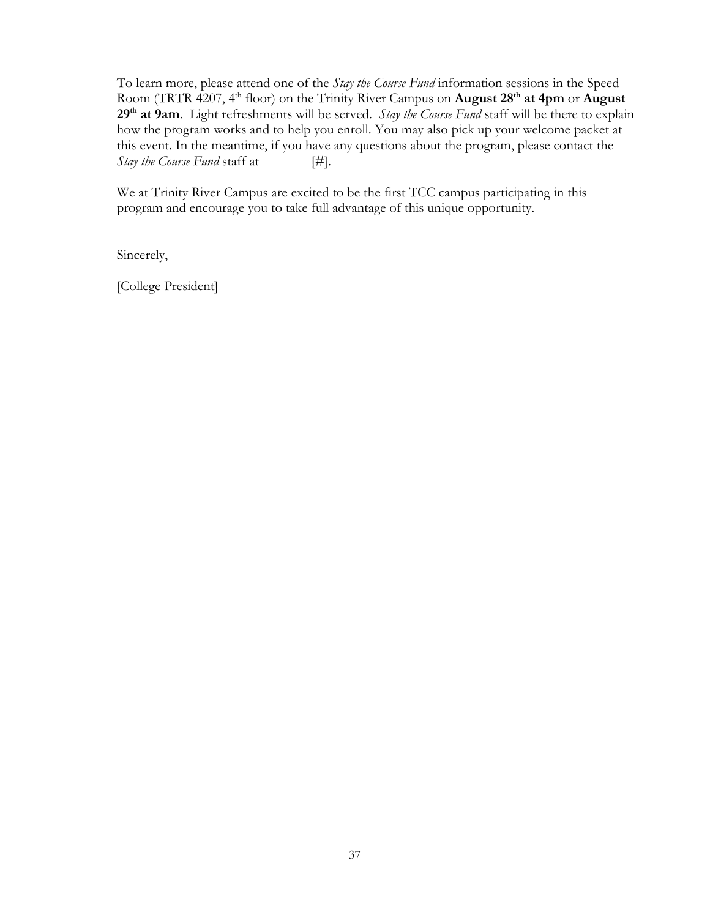To learn more, please attend one of the *Stay the Course Fund* information sessions in the Speed Room (TRTR 4207, 4th floor) on the Trinity River Campus on **August 28th at 4pm** or **August 29th at 9am**. Light refreshments will be served. *Stay the Course Fund* staff will be there to explain how the program works and to help you enroll. You may also pick up your welcome packet at this event. In the meantime, if you have any questions about the program, please contact the *Stay the Course Fund* staff at [#].

We at Trinity River Campus are excited to be the first TCC campus participating in this program and encourage you to take full advantage of this unique opportunity.

Sincerely,

[College President]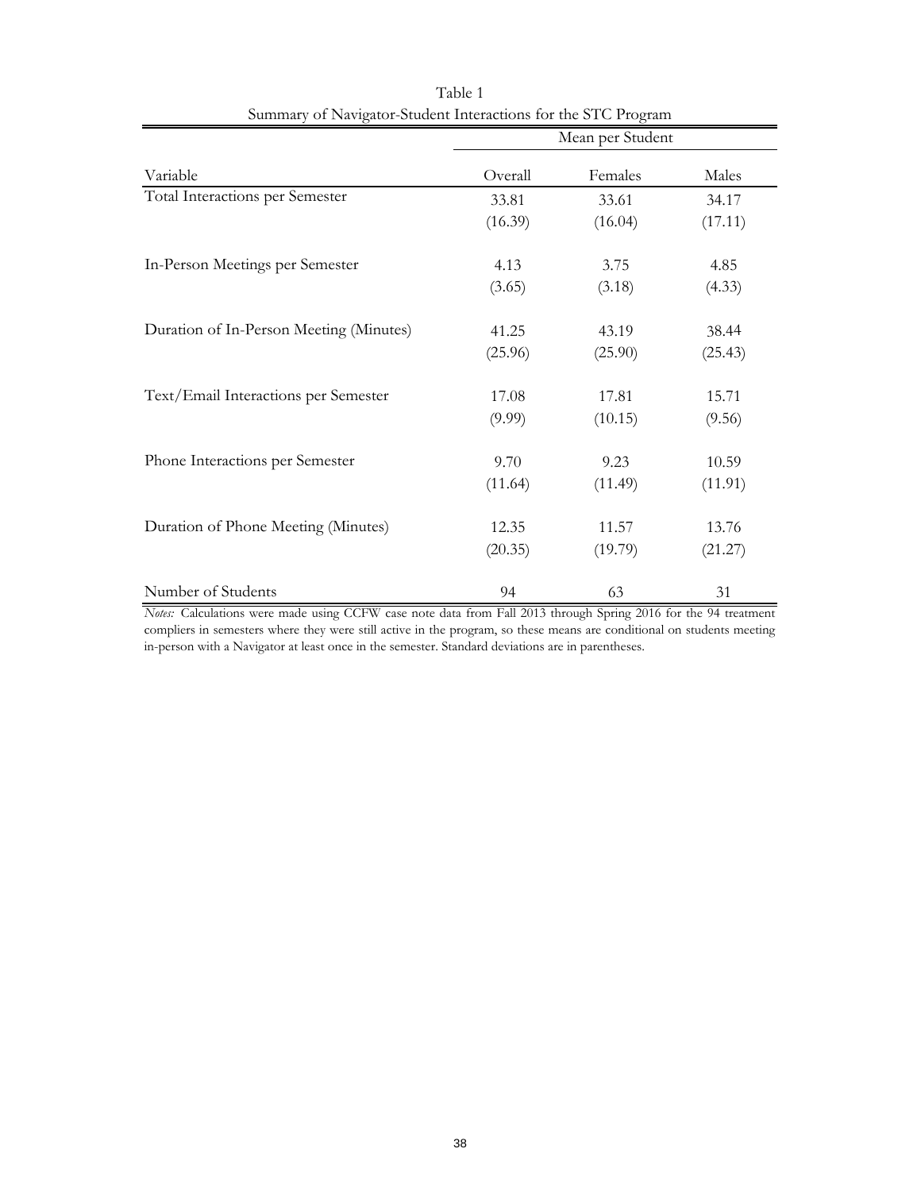Table 1
Summary of Navigator-Student Interactions for the STC Program

| | Mean per Student | | |
|---|---|---|---|
| Variable | Overall | Females | Males |
| Total Interactions per Semester | 33.81 | 33.61 | 34.17 |
| | (16.39) | (16.04) | (17.11) |
| In-Person Meetings per Semester | 4.13 | 3.75 | 4.85 |
| | (3.65) | (3.18) | (4.33) |
| Duration of In-Person Meeting (Minutes) | 41.25 | 43.19 | 38.44 |
| | (25.96) | (25.90) | (25.43) |
| Text/Email Interactions per Semester | 17.08 | 17.81 | 15.71 |
| | (9.99) | (10.15) | (9.56) |
| Phone Interactions per Semester | 9.70 | 9.23 | 10.59 |
| | (11.64) | (11.49) | (11.91) |
| Duration of Phone Meeting (Minutes) | 12.35 | 11.57 | 13.76 |
| | (20.35) | (19.79) | (21.27) |
| Number of Students | 94 | 63 | 31 |

*Notes:* Calculations were made using CCFW case note data from Fall 2013 through Spring 2016 for the 94 treatment compliers in semesters where they were still active in the program, so these means are conditional on students meeting in-person with a Navigator at least once in the semester. Standard deviations are in parentheses.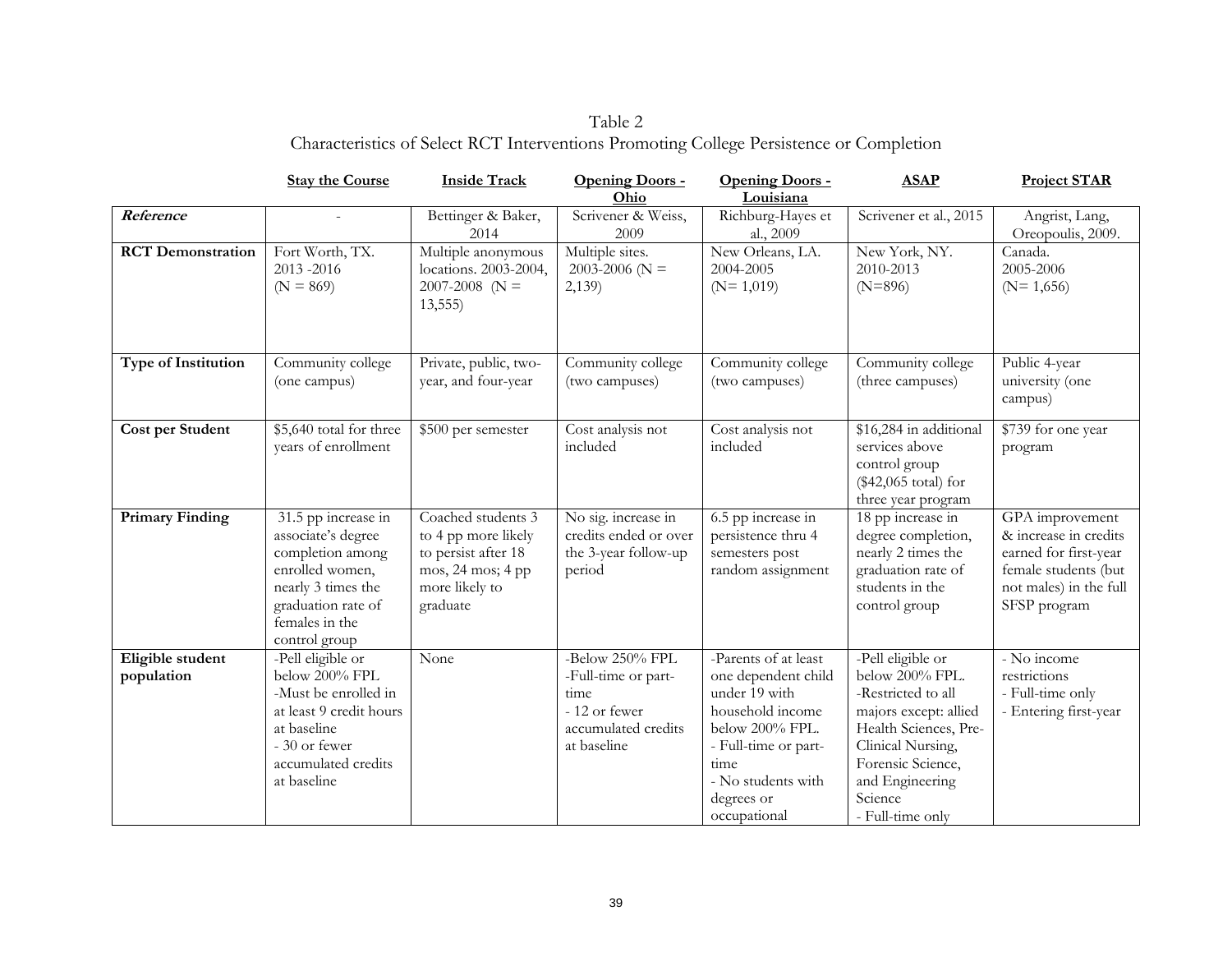Table 2

Characteristics of Select RCT Interventions Promoting College Persistence or Completion

| | Stay the Course | Inside Track | Opening Doors - Ohio | Opening Doors - Louisiana | ASAP | Project STAR |
|---|---|---|---|---|---|---|
| ***Reference*** | - | Bettinger & Baker, 2014 | Scrivener & Weiss, 2009 | Richburg-Hayes et al., 2009 | Scrivener et al., 2015 | Angrist, Lang, Oreopoulis, 2009. |
| **RCT Demonstration** | Fort Worth, TX. 2013 -2016 (N = 869) | Multiple anonymous locations. 2003-2004, 2007-2008 (N = 13,555) | Multiple sites. 2003-2006 (N = 2,139) | New Orleans, LA. 2004-2005 (N= 1,019) | New York, NY. 2010-2013 (N=896) | Canada. 2005-2006 (N= 1,656) |
| **Type of Institution** | Community college (one campus) | Private, public, two-year, and four-year | Community college (two campuses) | Community college (two campuses) | Community college (three campuses) | Public 4-year university (one campus) |
| **Cost per Student** | $5,640 total for three years of enrollment | $500 per semester | Cost analysis not included | Cost analysis not included | $16,284 in additional services above control group ($42,065 total) for three year program | $739 for one year program |
| **Primary Finding** | 31.5 pp increase in associate's degree completion among enrolled women, nearly 3 times the graduation rate of females in the control group | Coached students 3 to 4 pp more likely to persist after 18 mos, 24 mos; 4 pp more likely to graduate | No sig. increase in credits ended or over the 3-year follow-up period | 6.5 pp increase in persistence thru 4 semesters post random assignment | 18 pp increase in degree completion, nearly 2 times the graduation rate of students in the control group | GPA improvement & increase in credits earned for first-year female students (but not males) in the full SFSP program |
| **Eligible student population** | -Pell eligible or below 200% FPL<br>-Must be enrolled in at least 9 credit hours at baseline<br>- 30 or fewer accumulated credits at baseline | None | -Below 250% FPL<br>-Full-time or part-time<br>- 12 or fewer accumulated credits at baseline | -Parents of at least one dependent child under 19 with household income below 200% FPL.<br>- Full-time or part-time<br>- No students with degrees or occupational | -Pell eligible or below 200% FPL.<br>-Restricted to all majors except: allied Health Sciences, Pre-Clinical Nursing, Forensic Science, and Engineering Science<br>- Full-time only | - No income restrictions<br>- Full-time only<br>- Entering first-year |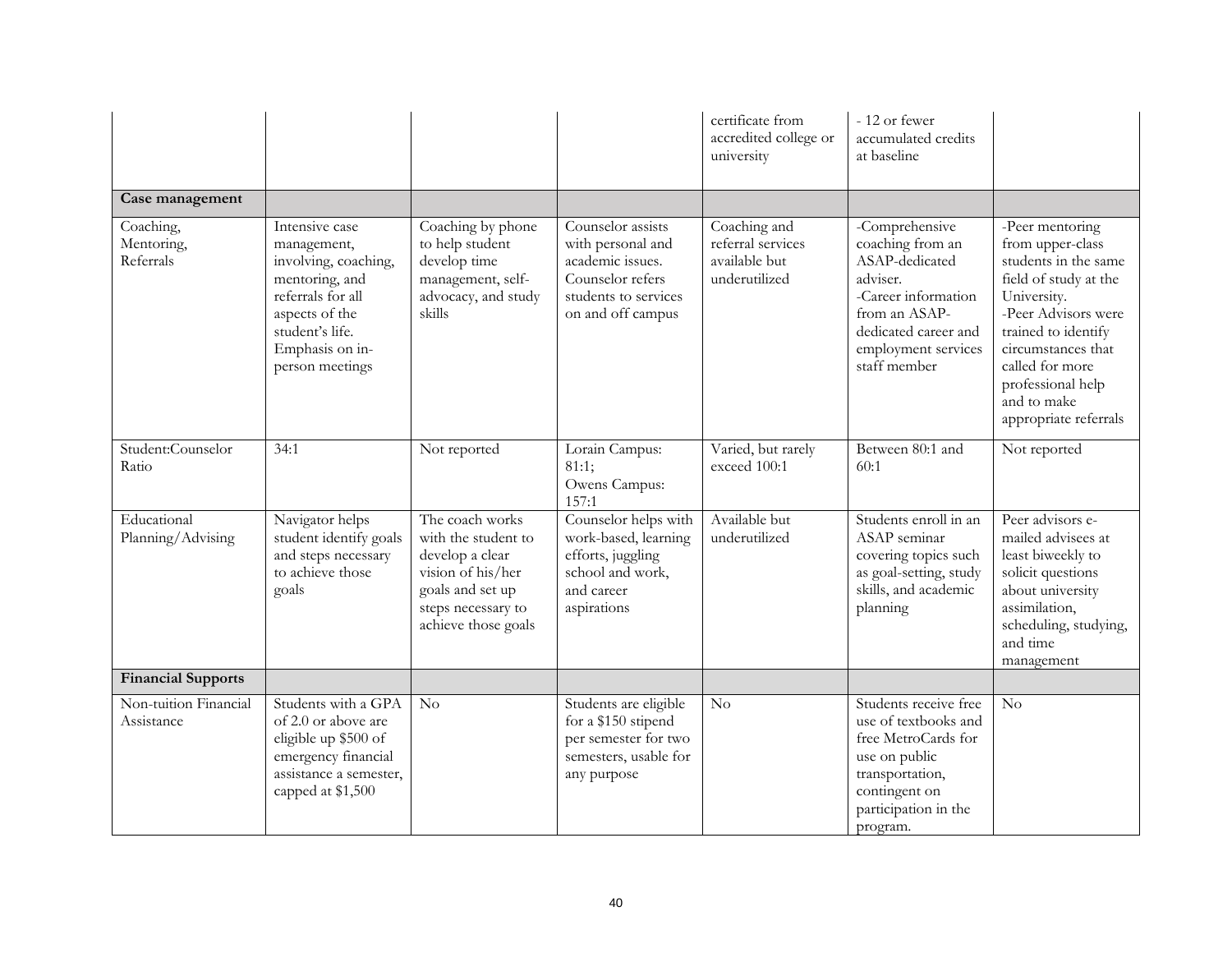| | | | | | | |
|---|---|---|---|---|---|---|
| | | | | certificate from accredited college or university | - 12 or fewer accumulated credits at baseline | |
| **Case management** | | | | | | |
| Coaching, Mentoring, Referrals | Intensive case management, involving, coaching, mentoring, and referrals for all aspects of the student's life. Emphasis on in-person meetings | Coaching by phone to help student develop time management, self-advocacy, and study skills | Counselor assists with personal and academic issues. Counselor refers students to services on and off campus | Coaching and referral services available but underutilized | -Comprehensive coaching from an ASAP-dedicated adviser. -Career information from an ASAP-dedicated career and employment services staff member | -Peer mentoring from upper-class students in the same field of study at the University. -Peer Advisors were trained to identify circumstances that called for more professional help and to make appropriate referrals |
| Student:Counselor Ratio | 34:1 | Not reported | Lorain Campus: 81:1; Owens Campus: 157:1 | Varied, but rarely exceed 100:1 | Between 80:1 and 60:1 | Not reported |
| Educational Planning/Advising | Navigator helps student identify goals and steps necessary to achieve those goals | The coach works with the student to develop a clear vision of his/her goals and set up steps necessary to achieve those goals | Counselor helps with work-based, learning efforts, juggling school and work, and career aspirations | Available but underutilized | Students enroll in an ASAP seminar covering topics such as goal-setting, study skills, and academic planning | Peer advisors e-mailed advisees at least biweekly to solicit questions about university assimilation, scheduling, studying, and time management |
| **Financial Supports** | | | | | | |
| Non-tuition Financial Assistance | Students with a GPA of 2.0 or above are eligible up $500 of emergency financial assistance a semester, capped at $1,500 | No | Students are eligible for a $150 stipend per semester for two semesters, usable for any purpose | No | Students receive free use of textbooks and free MetroCards for use on public transportation, contingent on participation in the program. | No |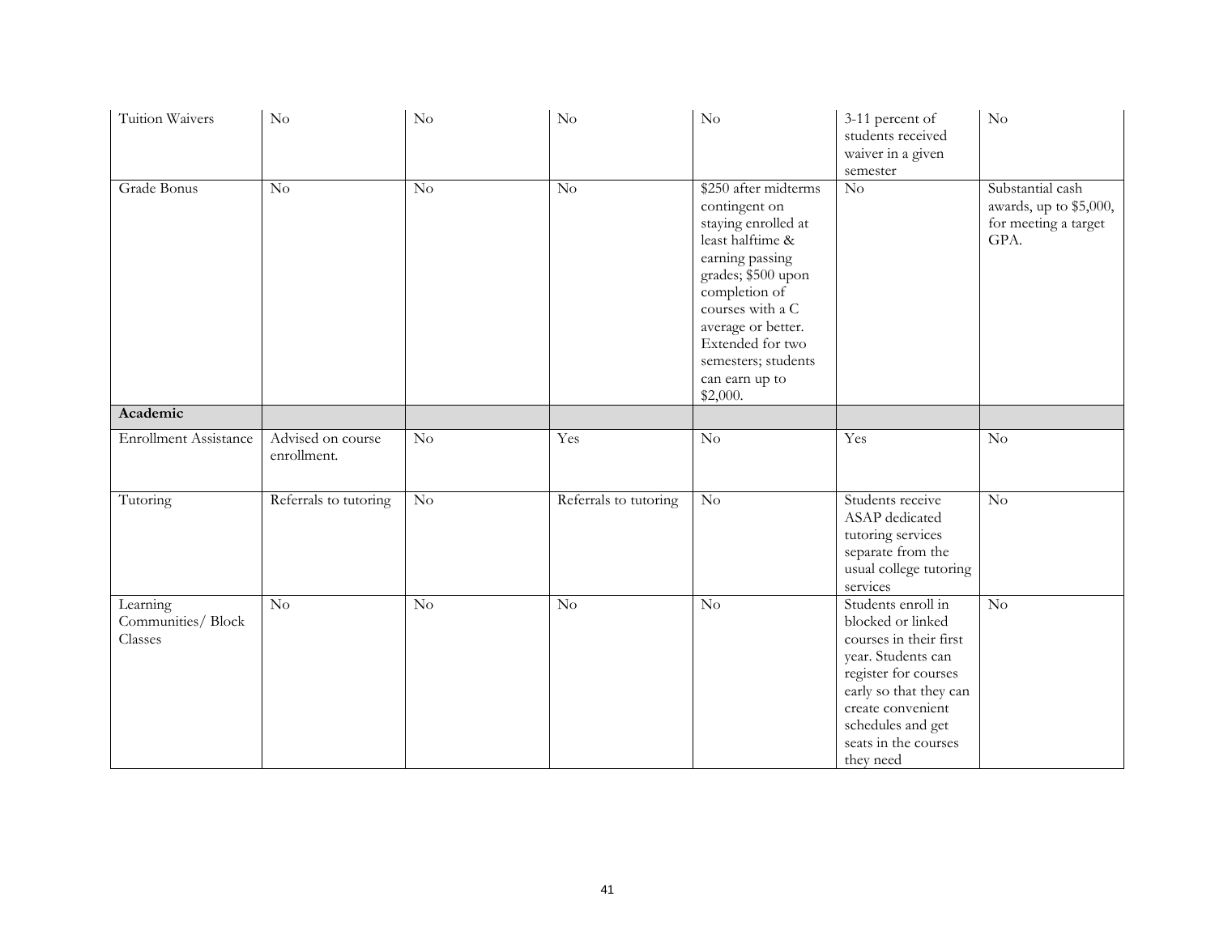| | | | | | | |
|---|---|---|---|---|---|---|
| Tuition Waivers | No | No | No | No | 3-11 percent of students received waiver in a given semester | No |
| Grade Bonus | No | No | No | \$250 after midterms contingent on staying enrolled at least halftime & earning passing grades; \$500 upon completion of courses with a C average or better. Extended for two semesters; students can earn up to \$2,000. | No | Substantial cash awards, up to \$5,000, for meeting a target GPA. |
| **Academic** | | | | | | |
| Enrollment Assistance | Advised on course enrollment. | No | Yes | No | Yes | No |
| Tutoring | Referrals to tutoring | No | Referrals to tutoring | No | Students receive ASAP dedicated tutoring services separate from the usual college tutoring services | No |
| Learning Communities/ Block Classes | No | No | No | No | Students enroll in blocked or linked courses in their first year. Students can register for courses early so that they can create convenient schedules and get seats in the courses they need | No |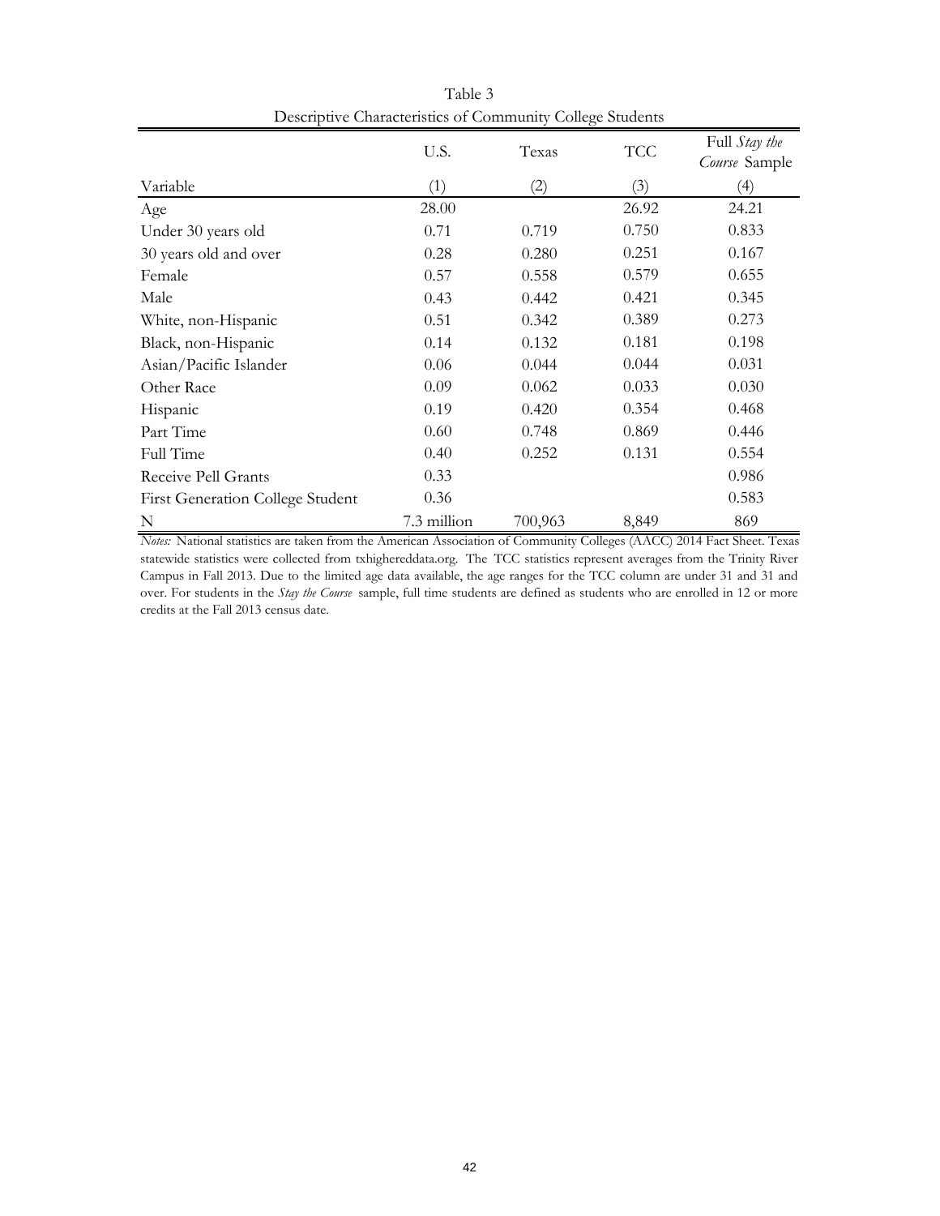Table 3

Descriptive Characteristics of Community College Students

| Variable | U.S. (1) | Texas (2) | TCC (3) | Full *Stay the Course* Sample (4) |
|---|---|---|---|---|
| Age | 28.00 | | 26.92 | 24.21 |
| Under 30 years old | 0.71 | 0.719 | 0.750 | 0.833 |
| 30 years old and over | 0.28 | 0.280 | 0.251 | 0.167 |
| Female | 0.57 | 0.558 | 0.579 | 0.655 |
| Male | 0.43 | 0.442 | 0.421 | 0.345 |
| White, non-Hispanic | 0.51 | 0.342 | 0.389 | 0.273 |
| Black, non-Hispanic | 0.14 | 0.132 | 0.181 | 0.198 |
| Asian/Pacific Islander | 0.06 | 0.044 | 0.044 | 0.031 |
| Other Race | 0.09 | 0.062 | 0.033 | 0.030 |
| Hispanic | 0.19 | 0.420 | 0.354 | 0.468 |
| Part Time | 0.60 | 0.748 | 0.869 | 0.446 |
| Full Time | 0.40 | 0.252 | 0.131 | 0.554 |
| Receive Pell Grants | 0.33 | | | 0.986 |
| First Generation College Student | 0.36 | | | 0.583 |
| N | 7.3 million | 700,963 | 8,849 | 869 |

*Notes:* National statistics are taken from the American Association of Community Colleges (AACC) 2014 Fact Sheet. Texas statewide statistics were collected from txhighereddata.org. The TCC statistics represent averages from the Trinity River Campus in Fall 2013. Due to the limited age data available, the age ranges for the TCC column are under 31 and 31 and over. For students in the *Stay the Course* sample, full time students are defined as students who are enrolled in 12 or more credits at the Fall 2013 census date.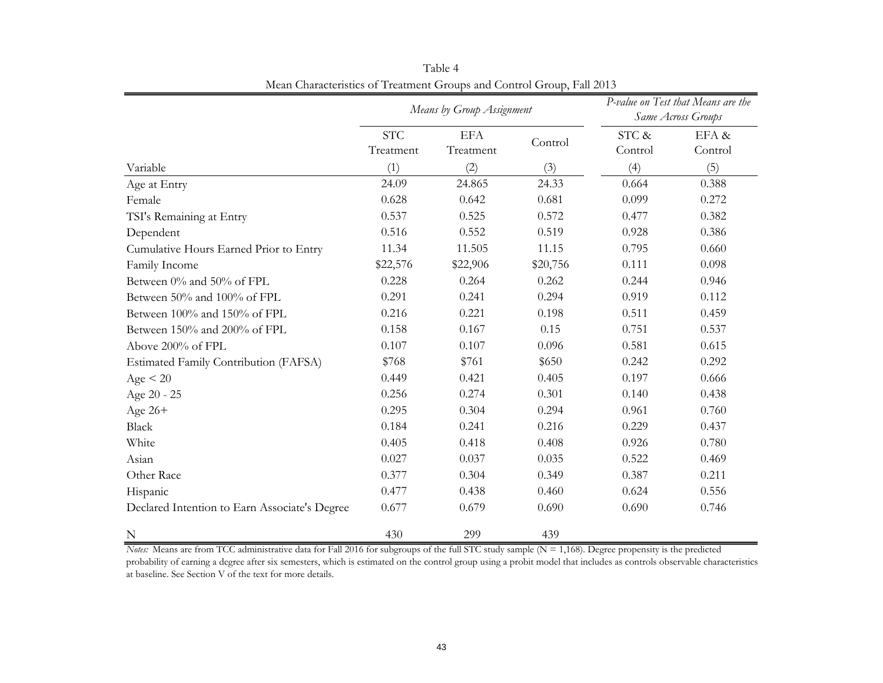Table 4

Mean Characteristics of Treatment Groups and Control Group, Fall 2013

| | *Means by Group Assignment* | | | *P-value on Test that Means are the Same Across Groups* | |
|---|---|---|---|---|---|
| | STC Treatment | EFA Treatment | Control | STC & Control | EFA & Control |
| Variable | (1) | (2) | (3) | (4) | (5) |
| Age at Entry | 24.09 | 24.865 | 24.33 | 0.664 | 0.388 |
| Female | 0.628 | 0.642 | 0.681 | 0.099 | 0.272 |
| TSI's Remaining at Entry | 0.537 | 0.525 | 0.572 | 0.477 | 0.382 |
| Dependent | 0.516 | 0.552 | 0.519 | 0.928 | 0.386 |
| Cumulative Hours Earned Prior to Entry | 11.34 | 11.505 | 11.15 | 0.795 | 0.660 |
| Family Income | $22,576 | $22,906 | $20,756 | 0.111 | 0.098 |
| Between 0% and 50% of FPL | 0.228 | 0.264 | 0.262 | 0.244 | 0.946 |
| Between 50% and 100% of FPL | 0.291 | 0.241 | 0.294 | 0.919 | 0.112 |
| Between 100% and 150% of FPL | 0.216 | 0.221 | 0.198 | 0.511 | 0.459 |
| Between 150% and 200% of FPL | 0.158 | 0.167 | 0.15 | 0.751 | 0.537 |
| Above 200% of FPL | 0.107 | 0.107 | 0.096 | 0.581 | 0.615 |
| Estimated Family Contribution (FAFSA) | $768 | $761 | $650 | 0.242 | 0.292 |
| Age < 20 | 0.449 | 0.421 | 0.405 | 0.197 | 0.666 |
| Age 20 - 25 | 0.256 | 0.274 | 0.301 | 0.140 | 0.438 |
| Age 26+ | 0.295 | 0.304 | 0.294 | 0.961 | 0.760 |
| Black | 0.184 | 0.241 | 0.216 | 0.229 | 0.437 |
| White | 0.405 | 0.418 | 0.408 | 0.926 | 0.780 |
| Asian | 0.027 | 0.037 | 0.035 | 0.522 | 0.469 |
| Other Race | 0.377 | 0.304 | 0.349 | 0.387 | 0.211 |
| Hispanic | 0.477 | 0.438 | 0.460 | 0.624 | 0.556 |
| Declared Intention to Earn Associate's Degree | 0.677 | 0.679 | 0.690 | 0.690 | 0.746 |
| N | 430 | 299 | 439 | | |

*Notes:* Means are from TCC administrative data for Fall 2016 for subgroups of the full STC study sample (N = 1,168). Degree propensity is the predicted probability of earning a degree after six semesters, which is estimated on the control group using a probit model that includes as controls observable characteristics at baseline. See Section V of the text for more details.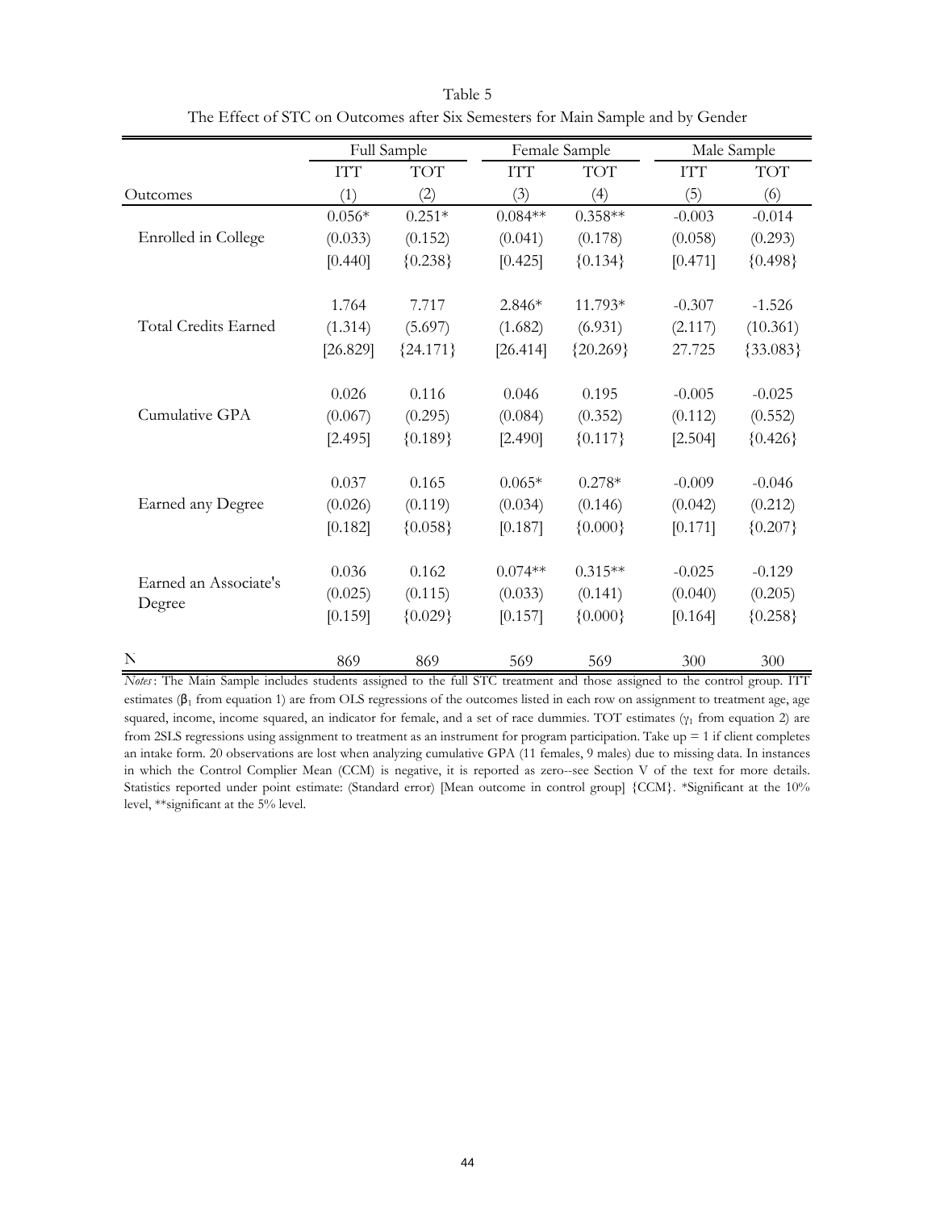Table 5
The Effect of STC on Outcomes after Six Semesters for Main Sample and by Gender

| | Full Sample | | Female Sample | | Male Sample | |
|---|---|---|---|---|---|---|
| | ITT | TOT | ITT | TOT | ITT | TOT |
| Outcomes | (1) | (2) | (3) | (4) | (5) | (6) |
| Enrolled in College | 0.056* | 0.251* | 0.084** | 0.358** | -0.003 | -0.014 |
| | (0.033) | (0.152) | (0.041) | (0.178) | (0.058) | (0.293) |
| | [0.440] | {0.238} | [0.425] | {0.134} | [0.471] | {0.498} |
| Total Credits Earned | 1.764 | 7.717 | 2.846* | 11.793* | -0.307 | -1.526 |
| | (1.314) | (5.697) | (1.682) | (6.931) | (2.117) | (10.361) |
| | [26.829] | {24.171} | [26.414] | {20.269} | 27.725 | {33.083} |
| Cumulative GPA | 0.026 | 0.116 | 0.046 | 0.195 | -0.005 | -0.025 |
| | (0.067) | (0.295) | (0.084) | (0.352) | (0.112) | (0.552) |
| | [2.495] | {0.189} | [2.490] | {0.117} | [2.504] | {0.426} |
| Earned any Degree | 0.037 | 0.165 | 0.065* | 0.278* | -0.009 | -0.046 |
| | (0.026) | (0.119) | (0.034) | (0.146) | (0.042) | (0.212) |
| | [0.182] | {0.058} | [0.187] | {0.000} | [0.171] | {0.207} |
| Earned an Associate's Degree | 0.036 | 0.162 | 0.074** | 0.315** | -0.025 | -0.129 |
| | (0.025) | (0.115) | (0.033) | (0.141) | (0.040) | (0.205) |
| | [0.159] | {0.029} | [0.157] | {0.000} | [0.164] | {0.258} |
| N | 869 | 869 | 569 | 569 | 300 | 300 |

*Notes*: The Main Sample includes students assigned to the full STC treatment and those assigned to the control group. ITT estimates ($\beta_1$ from equation 1) are from OLS regressions of the outcomes listed in each row on assignment to treatment age, age squared, income, income squared, an indicator for female, and a set of race dummies. TOT estimates ($\gamma_1$ from equation 2) are from 2SLS regressions using assignment to treatment as an instrument for program participation. Take up = 1 if client completes an intake form. 20 observations are lost when analyzing cumulative GPA (11 females, 9 males) due to missing data. In instances in which the Control Complier Mean (CCM) is negative, it is reported as zero--see Section V of the text for more details. Statistics reported under point estimate: (Standard error) [Mean outcome in control group] {CCM}. *Significant at the 10% level, **significant at the 5% level.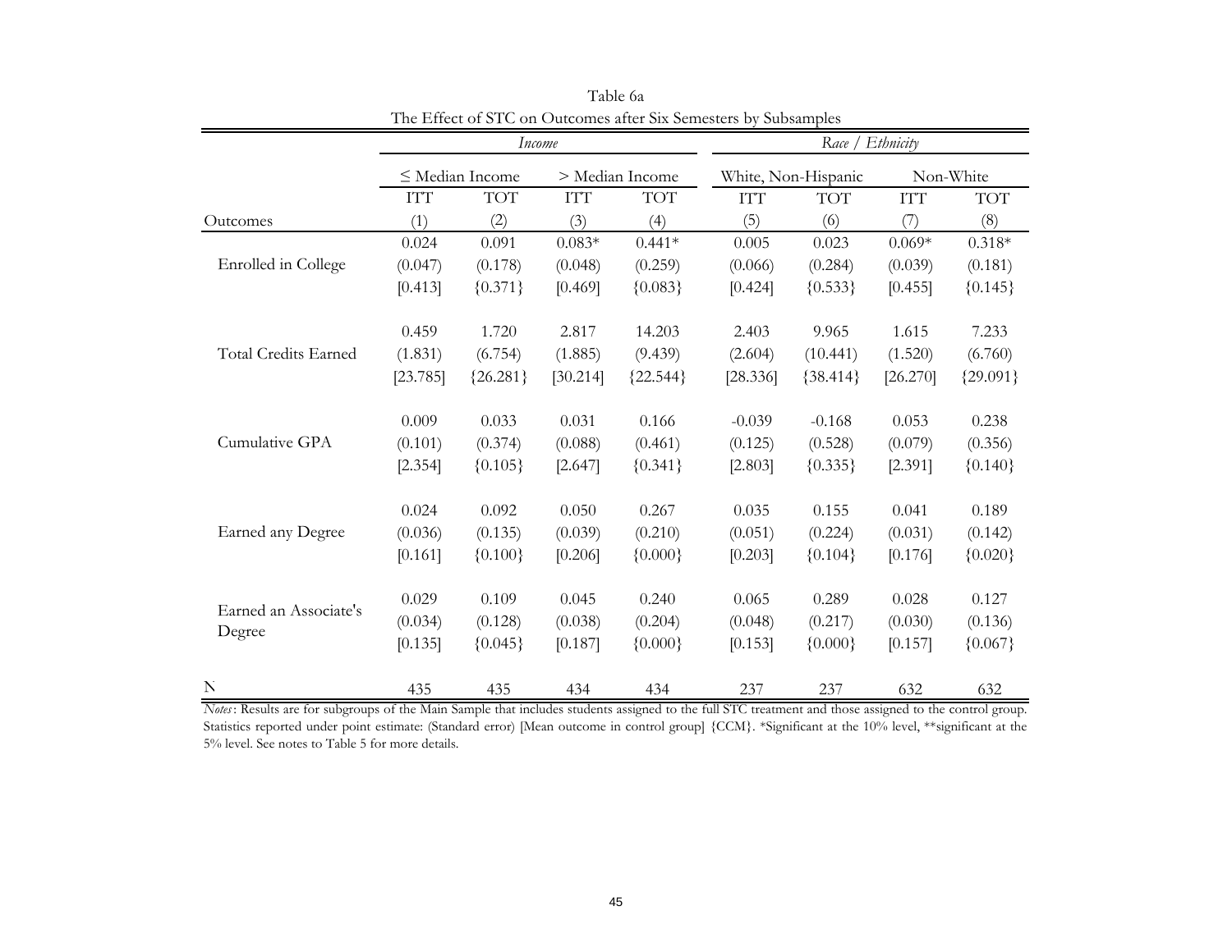Table 6a

The Effect of STC on Outcomes after Six Semesters by Subsamples

| | *Income* | | | | *Race / Ethnicity* | | | |
|---|---|---|---|---|---|---|---|---|
| | ≤ Median Income | | > Median Income | | White, Non-Hispanic | | Non-White | |
| | ITT | TOT | ITT | TOT | ITT | TOT | ITT | TOT |
| Outcomes | (1) | (2) | (3) | (4) | (5) | (6) | (7) | (8) |
| Enrolled in College | 0.024 | 0.091 | 0.083* | 0.441* | 0.005 | 0.023 | 0.069* | 0.318* |
| | (0.047) | (0.178) | (0.048) | (0.259) | (0.066) | (0.284) | (0.039) | (0.181) |
| | [0.413] | {0.371} | [0.469] | {0.083} | [0.424] | {0.533} | [0.455] | {0.145} |
| Total Credits Earned | 0.459 | 1.720 | 2.817 | 14.203 | 2.403 | 9.965 | 1.615 | 7.233 |
| | (1.831) | (6.754) | (1.885) | (9.439) | (2.604) | (10.441) | (1.520) | (6.760) |
| | [23.785] | {26.281} | [30.214] | {22.544} | [28.336] | {38.414} | [26.270] | {29.091} |
| Cumulative GPA | 0.009 | 0.033 | 0.031 | 0.166 | -0.039 | -0.168 | 0.053 | 0.238 |
| | (0.101) | (0.374) | (0.088) | (0.461) | (0.125) | (0.528) | (0.079) | (0.356) |
| | [2.354] | {0.105} | [2.647] | {0.341} | [2.803] | {0.335} | [2.391] | {0.140} |
| Earned any Degree | 0.024 | 0.092 | 0.050 | 0.267 | 0.035 | 0.155 | 0.041 | 0.189 |
| | (0.036) | (0.135) | (0.039) | (0.210) | (0.051) | (0.224) | (0.031) | (0.142) |
| | [0.161] | {0.100} | [0.206] | {0.000} | [0.203] | {0.104} | [0.176] | {0.020} |
| Earned an Associate's Degree | 0.029 | 0.109 | 0.045 | 0.240 | 0.065 | 0.289 | 0.028 | 0.127 |
| | (0.034) | (0.128) | (0.038) | (0.204) | (0.048) | (0.217) | (0.030) | (0.136) |
| | [0.135] | {0.045} | [0.187] | {0.000} | [0.153] | {0.000} | [0.157] | {0.067} |
| N | 435 | 435 | 434 | 434 | 237 | 237 | 632 | 632 |

*Notes*: Results are for subgroups of the Main Sample that includes students assigned to the full STC treatment and those assigned to the control group. Statistics reported under point estimate: (Standard error) [Mean outcome in control group] {CCM}. *Significant at the 10% level, **significant at the 5% level. See notes to Table 5 for more details.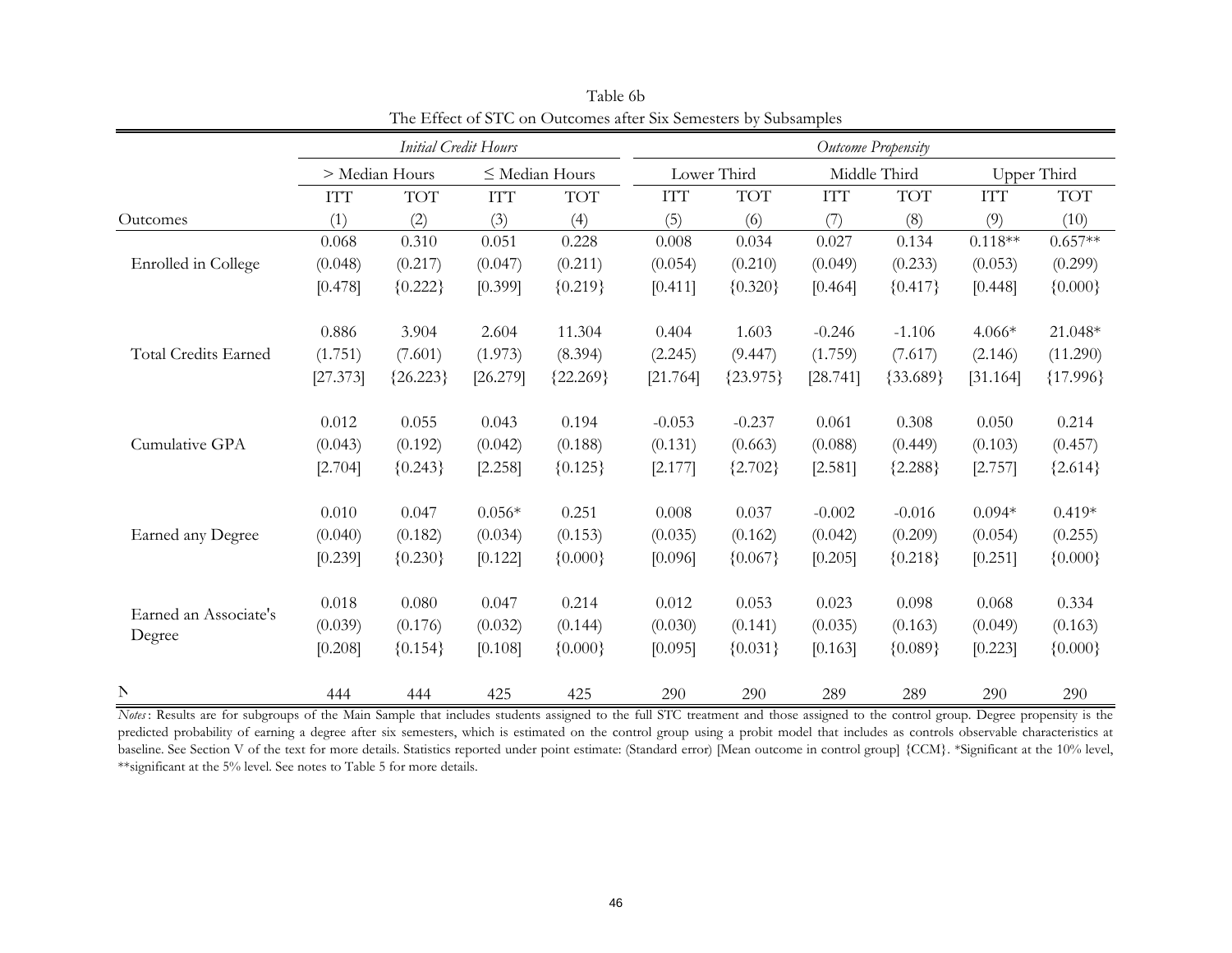Table 6b

The Effect of STC on Outcomes after Six Semesters by Subsamples

| | *Initial Credit Hours* | | | | *Outcome Propensity* | | | | | |
|---|---|---|---|---|---|---|---|---|---|---|
| | > Median Hours | | ≤ Median Hours | | Lower Third | | Middle Third | | Upper Third | |
| | ITT | TOT | ITT | TOT | ITT | TOT | ITT | TOT | ITT | TOT |
| Outcomes | (1) | (2) | (3) | (4) | (5) | (6) | (7) | (8) | (9) | (10) |
| | 0.068 | 0.310 | 0.051 | 0.228 | 0.008 | 0.034 | 0.027 | 0.134 | 0.118** | 0.657** |
| Enrolled in College | (0.048) | (0.217) | (0.047) | (0.211) | (0.054) | (0.210) | (0.049) | (0.233) | (0.053) | (0.299) |
| | [0.478] | {0.222} | [0.399] | {0.219} | [0.411] | {0.320} | [0.464] | {0.417} | [0.448] | {0.000} |
| | 0.886 | 3.904 | 2.604 | 11.304 | 0.404 | 1.603 | -0.246 | -1.106 | 4.066* | 21.048* |
| Total Credits Earned | (1.751) | (7.601) | (1.973) | (8.394) | (2.245) | (9.447) | (1.759) | (7.617) | (2.146) | (11.290) |
| | [27.373] | {26.223} | [26.279] | {22.269} | [21.764] | {23.975} | [28.741] | {33.689} | [31.164] | {17.996} |
| | 0.012 | 0.055 | 0.043 | 0.194 | -0.053 | -0.237 | 0.061 | 0.308 | 0.050 | 0.214 |
| Cumulative GPA | (0.043) | (0.192) | (0.042) | (0.188) | (0.131) | (0.663) | (0.088) | (0.449) | (0.103) | (0.457) |
| | [2.704] | {0.243} | [2.258] | {0.125} | [2.177] | {2.702} | [2.581] | {2.288} | [2.757] | {2.614} |
| | 0.010 | 0.047 | 0.056* | 0.251 | 0.008 | 0.037 | -0.002 | -0.016 | 0.094* | 0.419* |
| Earned any Degree | (0.040) | (0.182) | (0.034) | (0.153) | (0.035) | (0.162) | (0.042) | (0.209) | (0.054) | (0.255) |
| | [0.239] | {0.230} | [0.122] | {0.000} | [0.096] | {0.067} | [0.205] | {0.218} | [0.251] | {0.000} |
| | 0.018 | 0.080 | 0.047 | 0.214 | 0.012 | 0.053 | 0.023 | 0.098 | 0.068 | 0.334 |
| Earned an Associate's Degree | (0.039) | (0.176) | (0.032) | (0.144) | (0.030) | (0.141) | (0.035) | (0.163) | (0.049) | (0.163) |
| | [0.208] | {0.154} | [0.108] | {0.000} | [0.095] | {0.031} | [0.163] | {0.089} | [0.223] | {0.000} |
| N | 444 | 444 | 425 | 425 | 290 | 290 | 289 | 289 | 290 | 290 |

*Notes*: Results are for subgroups of the Main Sample that includes students assigned to the full STC treatment and those assigned to the control group. Degree propensity is the predicted probability of earning a degree after six semesters, which is estimated on the control group using a probit model that includes as controls observable characteristics at baseline. See Section V of the text for more details. Statistics reported under point estimate: (Standard error) [Mean outcome in control group] {CCM}. *Significant at the 10% level, **significant at the 5% level. See notes to Table 5 for more details.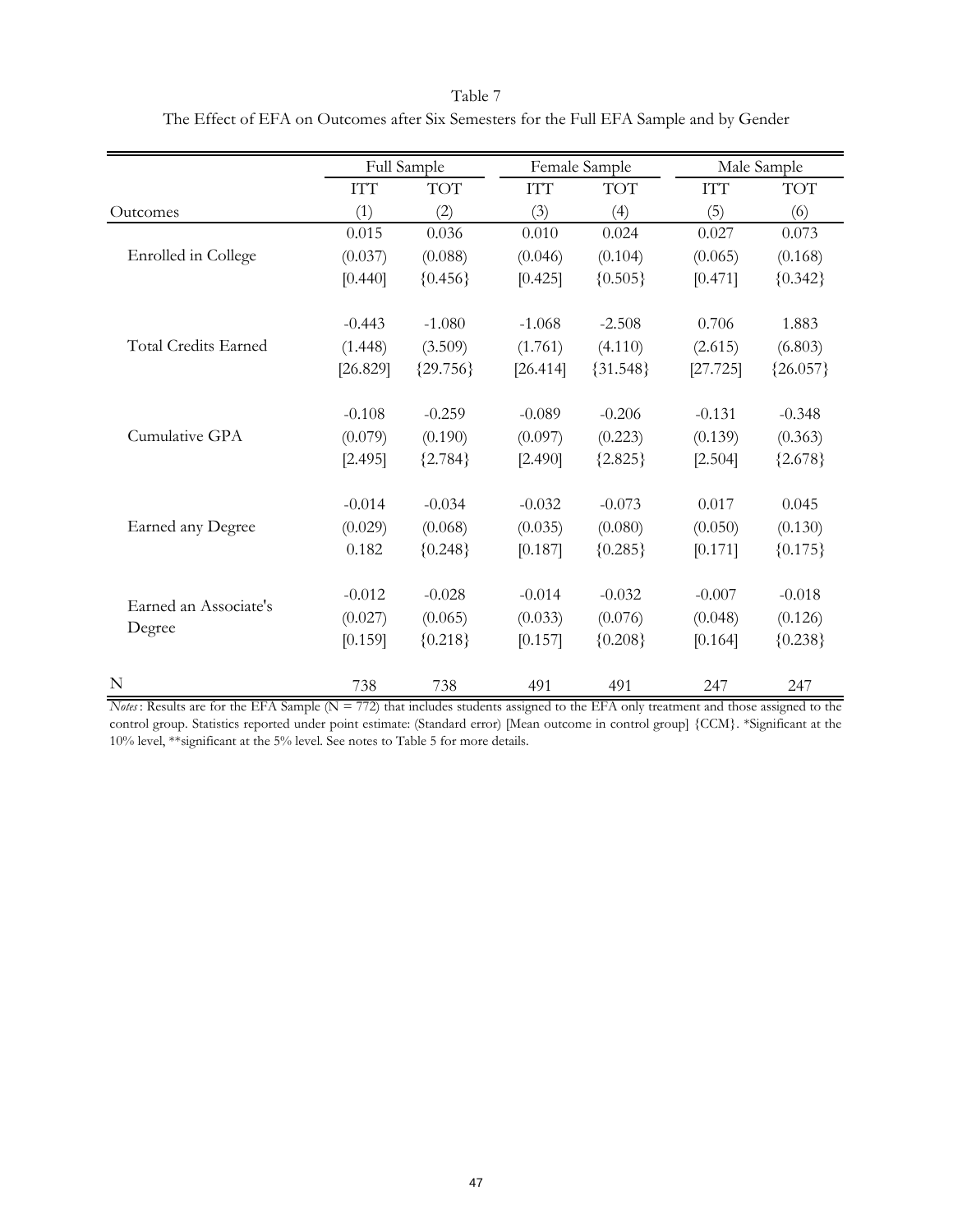Table 7

The Effect of EFA on Outcomes after Six Semesters for the Full EFA Sample and by Gender

| | Full Sample | | Female Sample | | Male Sample | |
|---|---|---|---|---|---|---|
| | ITT | TOT | ITT | TOT | ITT | TOT |
| Outcomes | (1) | (2) | (3) | (4) | (5) | (6) |
| Enrolled in College | 0.015 | 0.036 | 0.010 | 0.024 | 0.027 | 0.073 |
| | (0.037) | (0.088) | (0.046) | (0.104) | (0.065) | (0.168) |
| | [0.440] | {0.456} | [0.425] | {0.505} | [0.471] | {0.342} |
| Total Credits Earned | -0.443 | -1.080 | -1.068 | -2.508 | 0.706 | 1.883 |
| | (1.448) | (3.509) | (1.761) | (4.110) | (2.615) | (6.803) |
| | [26.829] | {29.756} | [26.414] | {31.548} | [27.725] | {26.057} |
| Cumulative GPA | -0.108 | -0.259 | -0.089 | -0.206 | -0.131 | -0.348 |
| | (0.079) | (0.190) | (0.097) | (0.223) | (0.139) | (0.363) |
| | [2.495] | {2.784} | [2.490] | {2.825} | [2.504] | {2.678} |
| Earned any Degree | -0.014 | -0.034 | -0.032 | -0.073 | 0.017 | 0.045 |
| | (0.029) | (0.068) | (0.035) | (0.080) | (0.050) | (0.130) |
| | 0.182 | {0.248} | [0.187] | {0.285} | [0.171] | {0.175} |
| Earned an Associate's Degree | -0.012 | -0.028 | -0.014 | -0.032 | -0.007 | -0.018 |
| | (0.027) | (0.065) | (0.033) | (0.076) | (0.048) | (0.126) |
| | [0.159] | {0.218} | [0.157] | {0.208} | [0.164] | {0.238} |
| N | 738 | 738 | 491 | 491 | 247 | 247 |

*Notes*: Results are for the EFA Sample (N = 772) that includes students assigned to the EFA only treatment and those assigned to the control group. Statistics reported under point estimate: (Standard error) [Mean outcome in control group] {CCM}. *Significant at the 10% level, **significant at the 5% level. See notes to Table 5 for more details.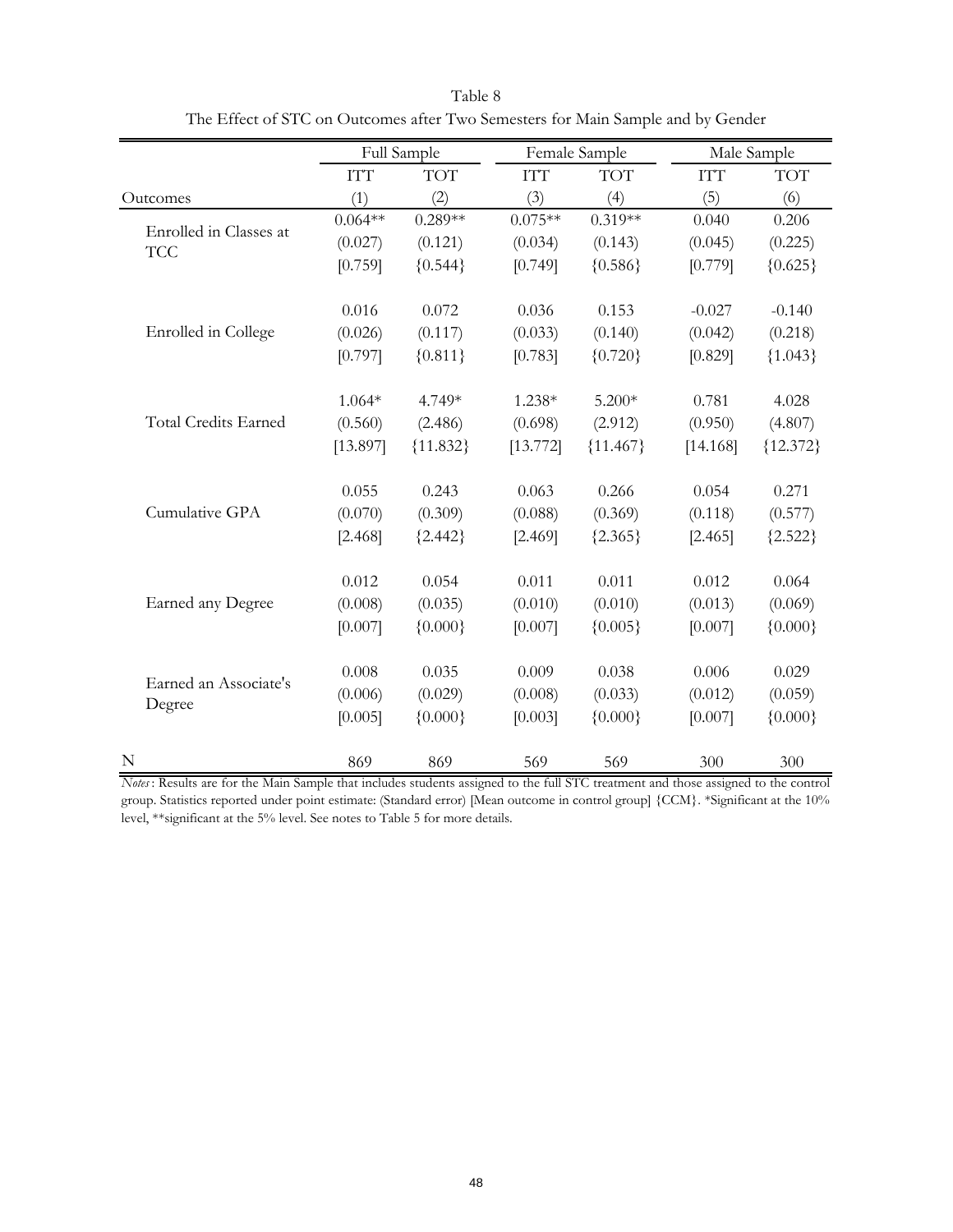Table 8

The Effect of STC on Outcomes after Two Semesters for Main Sample and by Gender

| | Full Sample | | Female Sample | | Male Sample | |
|---|---|---|---|---|---|---|
| | ITT | TOT | ITT | TOT | ITT | TOT |
| Outcomes | (1) | (2) | (3) | (4) | (5) | (6) |
| Enrolled in Classes at TCC | 0.064** | 0.289** | 0.075** | 0.319** | 0.040 | 0.206 |
| | (0.027) | (0.121) | (0.034) | (0.143) | (0.045) | (0.225) |
| | [0.759] | {0.544} | [0.749] | {0.586} | [0.779] | {0.625} |
| Enrolled in College | 0.016 | 0.072 | 0.036 | 0.153 | -0.027 | -0.140 |
| | (0.026) | (0.117) | (0.033) | (0.140) | (0.042) | (0.218) |
| | [0.797] | {0.811} | [0.783] | {0.720} | [0.829] | {1.043} |
| Total Credits Earned | 1.064* | 4.749* | 1.238* | 5.200* | 0.781 | 4.028 |
| | (0.560) | (2.486) | (0.698) | (2.912) | (0.950) | (4.807) |
| | [13.897] | {11.832} | [13.772] | {11.467} | [14.168] | {12.372} |
| Cumulative GPA | 0.055 | 0.243 | 0.063 | 0.266 | 0.054 | 0.271 |
| | (0.070) | (0.309) | (0.088) | (0.369) | (0.118) | (0.577) |
| | [2.468] | {2.442} | [2.469] | {2.365} | [2.465] | {2.522} |
| Earned any Degree | 0.012 | 0.054 | 0.011 | 0.011 | 0.012 | 0.064 |
| | (0.008) | (0.035) | (0.010) | (0.010) | (0.013) | (0.069) |
| | [0.007] | {0.000} | [0.007] | {0.005} | [0.007] | {0.000} |
| Earned an Associate's Degree | 0.008 | 0.035 | 0.009 | 0.038 | 0.006 | 0.029 |
| | (0.006) | (0.029) | (0.008) | (0.033) | (0.012) | (0.059) |
| | [0.005] | {0.000} | [0.003] | {0.000} | [0.007] | {0.000} |
| N | 869 | 869 | 569 | 569 | 300 | 300 |

*Notes*: Results are for the Main Sample that includes students assigned to the full STC treatment and those assigned to the control group. Statistics reported under point estimate: (Standard error) [Mean outcome in control group] {CCM}. *Significant at the 10% level, **significant at the 5% level. See notes to Table 5 for more details.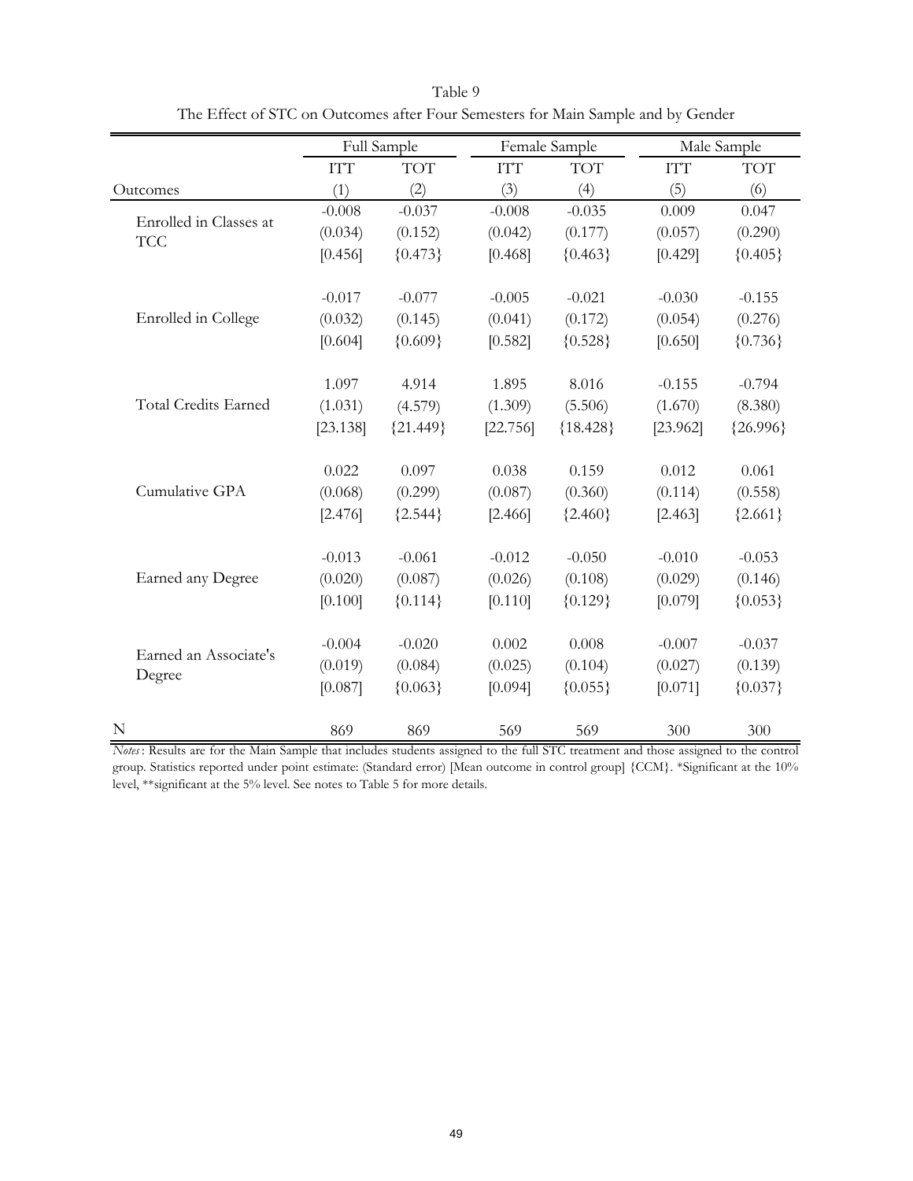Table 9

The Effect of STC on Outcomes after Four Semesters for Main Sample and by Gender

| | Full Sample | | Female Sample | | Male Sample | |
|---|---|---|---|---|---|---|
| | ITT | TOT | ITT | TOT | ITT | TOT |
| Outcomes | (1) | (2) | (3) | (4) | (5) | (6) |
| Enrolled in Classes at TCC | -0.008 | -0.037 | -0.008 | -0.035 | 0.009 | 0.047 |
| | (0.034) | (0.152) | (0.042) | (0.177) | (0.057) | (0.290) |
| | [0.456] | {0.473} | [0.468] | {0.463} | [0.429] | {0.405} |
| Enrolled in College | -0.017 | -0.077 | -0.005 | -0.021 | -0.030 | -0.155 |
| | (0.032) | (0.145) | (0.041) | (0.172) | (0.054) | (0.276) |
| | [0.604] | {0.609} | [0.582] | {0.528} | [0.650] | {0.736} |
| Total Credits Earned | 1.097 | 4.914 | 1.895 | 8.016 | -0.155 | -0.794 |
| | (1.031) | (4.579) | (1.309) | (5.506) | (1.670) | (8.380) |
| | [23.138] | {21.449} | [22.756] | {18.428} | [23.962] | {26.996} |
| Cumulative GPA | 0.022 | 0.097 | 0.038 | 0.159 | 0.012 | 0.061 |
| | (0.068) | (0.299) | (0.087) | (0.360) | (0.114) | (0.558) |
| | [2.476] | {2.544} | [2.466] | {2.460} | [2.463] | {2.661} |
| Earned any Degree | -0.013 | -0.061 | -0.012 | -0.050 | -0.010 | -0.053 |
| | (0.020) | (0.087) | (0.026) | (0.108) | (0.029) | (0.146) |
| | [0.100] | {0.114} | [0.110] | {0.129} | [0.079] | {0.053} |
| Earned an Associate's Degree | -0.004 | -0.020 | 0.002 | 0.008 | -0.007 | -0.037 |
| | (0.019) | (0.084) | (0.025) | (0.104) | (0.027) | (0.139) |
| | [0.087] | {0.063} | [0.094] | {0.055} | [0.071] | {0.037} |
| N | 869 | 869 | 569 | 569 | 300 | 300 |

*Notes*: Results are for the Main Sample that includes students assigned to the full STC treatment and those assigned to the control group. Statistics reported under point estimate: (Standard error) [Mean outcome in control group] {CCM}. *Significant at the 10% level, **significant at the 5% level. See notes to Table 5 for more details.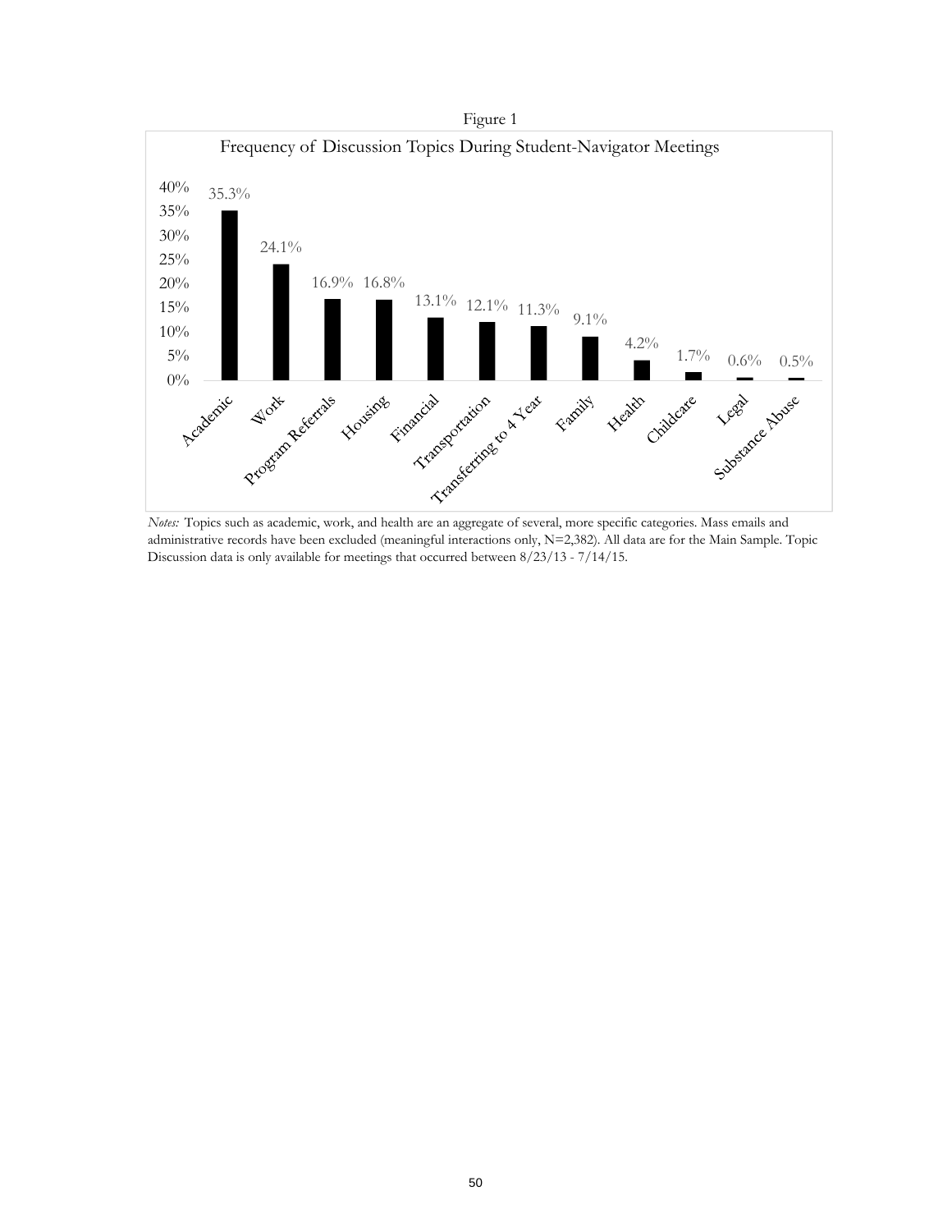Figure 1

Frequency of Discussion Topics During Student-Navigator Meetings

| Topic | Percent |
| --- | --- |
| Academic | 35.3% |
| Work | 24.1% |
| Program Referrals | 16.9% |
| Housing | 16.8% |
| Financial | 13.1% |
| Transportation | 12.1% |
| Transferring to 4 Year | 11.3% |
| Family | 9.1% |
| Health | 4.2% |
| Childcare | 1.7% |
| Legal | 0.6% |
| Substance Abuse | 0.5% |

*Notes:* Topics such as academic, work, and health are an aggregate of several, more specific categories. Mass emails and administrative records have been excluded (meaningful interactions only, N=2,382). All data are for the Main Sample. Topic Discussion data is only available for meetings that occurred between 8/23/13 - 7/14/15.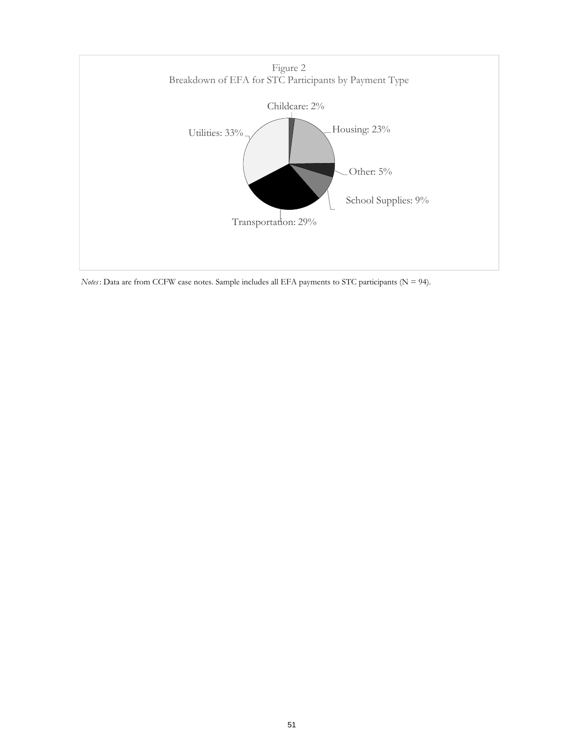Figure 2
Breakdown of EFA for STC Participants by Payment Type

Childcare: 2%

Housing: 23%

Other: 5%

School Supplies: 9%

Transportation: 29%

Utilities: 33%

*Notes*: Data are from CCFW case notes. Sample includes all EFA payments to STC participants (N = 94).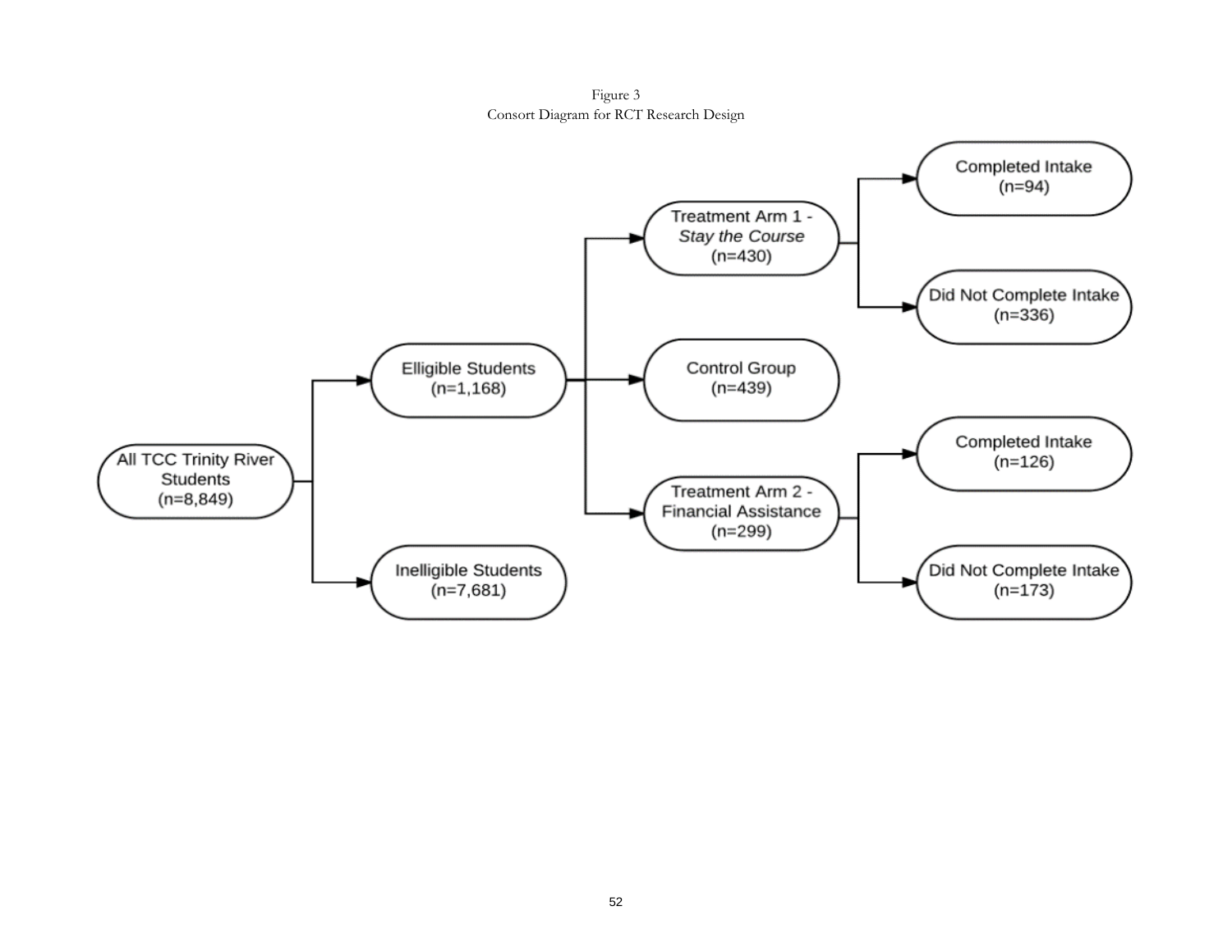Figure 3
Consort Diagram for RCT Research Design

All TCC Trinity River Students (n=8,849)

- Elligible Students (n=1,168)
  - Treatment Arm 1 - *Stay the Course* (n=430)
    - Completed Intake (n=94)
    - Did Not Complete Intake (n=336)
  - Control Group (n=439)
  - Treatment Arm 2 - Financial Assistance (n=299)
    - Completed Intake (n=126)
    - Did Not Complete Intake (n=173)
- Inelligible Students (n=7,681)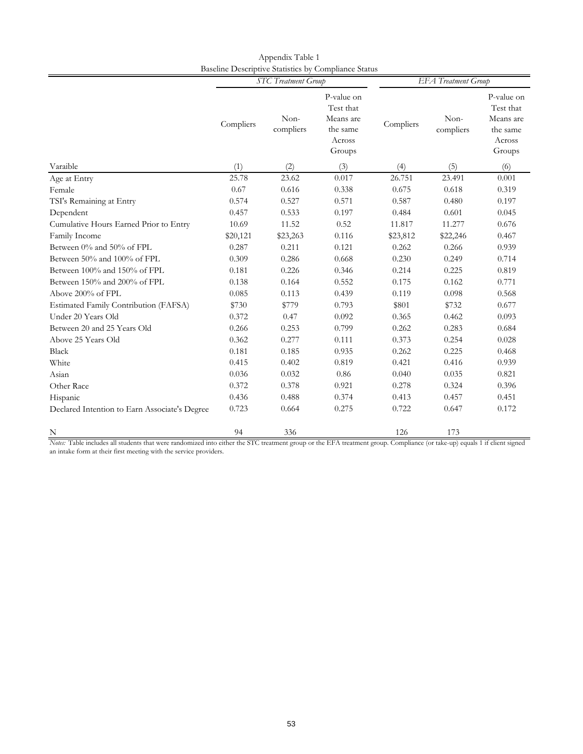Appendix Table 1
Baseline Descriptive Statistics by Compliance Status

| | *STC Treatment Group* | | | *EFA Treatment Group* | | |
|---|---|---|---|---|---|---|
| | Compliers | Non-compliers | P-value on Test that Means are the same Across Groups | Compliers | Non-compliers | P-value on Test that Means are the same Across Groups |
| Varaible | (1) | (2) | (3) | (4) | (5) | (6) |
| Age at Entry | 25.78 | 23.62 | 0.017 | 26.751 | 23.491 | 0.001 |
| Female | 0.67 | 0.616 | 0.338 | 0.675 | 0.618 | 0.319 |
| TSI's Remaining at Entry | 0.574 | 0.527 | 0.571 | 0.587 | 0.480 | 0.197 |
| Dependent | 0.457 | 0.533 | 0.197 | 0.484 | 0.601 | 0.045 |
| Cumulative Hours Earned Prior to Entry | 10.69 | 11.52 | 0.52 | 11.817 | 11.277 | 0.676 |
| Family Income | $20,121 | $23,263 | 0.116 | $23,812 | $22,246 | 0.467 |
| Between 0% and 50% of FPL | 0.287 | 0.211 | 0.121 | 0.262 | 0.266 | 0.939 |
| Between 50% and 100% of FPL | 0.309 | 0.286 | 0.668 | 0.230 | 0.249 | 0.714 |
| Between 100% and 150% of FPL | 0.181 | 0.226 | 0.346 | 0.214 | 0.225 | 0.819 |
| Between 150% and 200% of FPL | 0.138 | 0.164 | 0.552 | 0.175 | 0.162 | 0.771 |
| Above 200% of FPL | 0.085 | 0.113 | 0.439 | 0.119 | 0.098 | 0.568 |
| Estimated Family Contribution (FAFSA) | $730 | $779 | 0.793 | $801 | $732 | 0.677 |
| Under 20 Years Old | 0.372 | 0.47 | 0.092 | 0.365 | 0.462 | 0.093 |
| Between 20 and 25 Years Old | 0.266 | 0.253 | 0.799 | 0.262 | 0.283 | 0.684 |
| Above 25 Years Old | 0.362 | 0.277 | 0.111 | 0.373 | 0.254 | 0.028 |
| Black | 0.181 | 0.185 | 0.935 | 0.262 | 0.225 | 0.468 |
| White | 0.415 | 0.402 | 0.819 | 0.421 | 0.416 | 0.939 |
| Asian | 0.036 | 0.032 | 0.86 | 0.040 | 0.035 | 0.821 |
| Other Race | 0.372 | 0.378 | 0.921 | 0.278 | 0.324 | 0.396 |
| Hispanic | 0.436 | 0.488 | 0.374 | 0.413 | 0.457 | 0.451 |
| Declared Intention to Earn Associate's Degree | 0.723 | 0.664 | 0.275 | 0.722 | 0.647 | 0.172 |
| N | 94 | 336 | | 126 | 173 | |

*Notes:* Table includes all students that were randomized into either the STC treatment group or the EFA treatment group. Compliance (or take-up) equals 1 if client signed an intake form at their first meeting with the service providers.